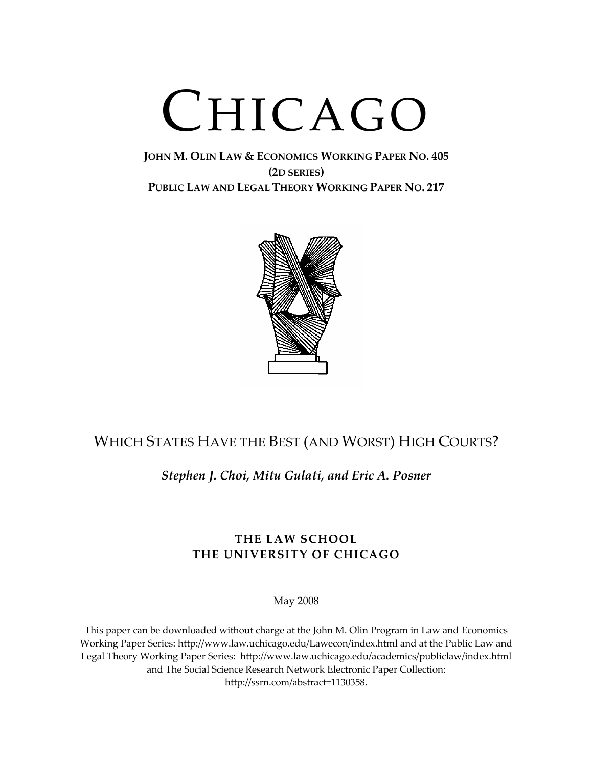# CHICAGO

**JOHN M. OLIN LAW & ECONOMICS WORKING PAPER NO. 405**
**(2D SERIES)**
**PUBLIC LAW AND LEGAL THEORY WORKING PAPER NO. 217**

## WHICH STATES HAVE THE BEST (AND WORST) HIGH COURTS?

***Stephen J. Choi, Mitu Gulati, and Eric A. Posner***

**THE LAW SCHOOL**
**THE UNIVERSITY OF CHICAGO**

May 2008

This paper can be downloaded without charge at the John M. Olin Program in Law and Economics Working Paper Series: http://www.law.uchicago.edu/Lawecon/index.html and at the Public Law and Legal Theory Working Paper Series: http://www.law.uchicago.edu/academics/publiclaw/index.html and The Social Science Research Network Electronic Paper Collection: http://ssrn.com/abstract=1130358.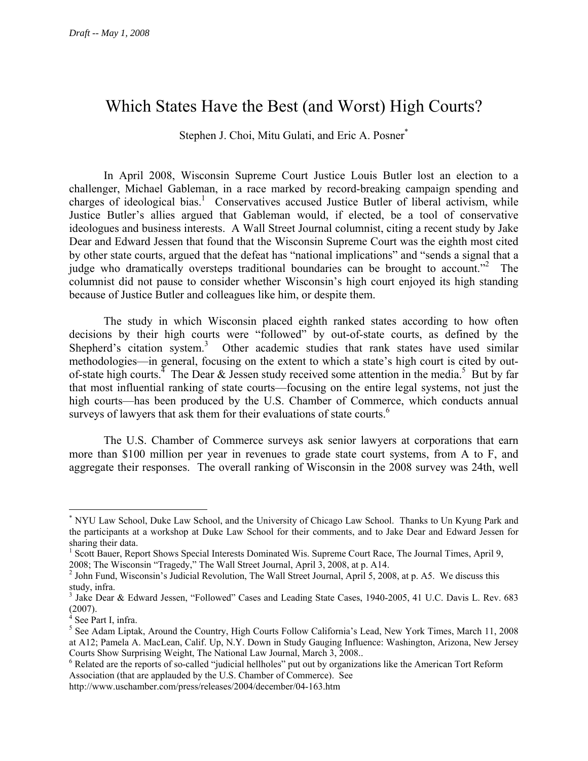*Draft -- May 1, 2008*

# Which States Have the Best (and Worst) High Courts?

Stephen J. Choi, Mitu Gulati, and Eric A. Posner[*]

In April 2008, Wisconsin Supreme Court Justice Louis Butler lost an election to a challenger, Michael Gableman, in a race marked by record-breaking campaign spending and charges of ideological bias.[1] Conservatives accused Justice Butler of liberal activism, while Justice Butler's allies argued that Gableman would, if elected, be a tool of conservative ideologues and business interests. A Wall Street Journal columnist, citing a recent study by Jake Dear and Edward Jessen that found that the Wisconsin Supreme Court was the eighth most cited by other state courts, argued that the defeat has "national implications" and "sends a signal that a judge who dramatically oversteps traditional boundaries can be brought to account."[2] The columnist did not pause to consider whether Wisconsin's high court enjoyed its high standing because of Justice Butler and colleagues like him, or despite them.

The study in which Wisconsin placed eighth ranked states according to how often decisions by their high courts were "followed" by out-of-state courts, as defined by the Shepherd's citation system.[3] Other academic studies that rank states have used similar methodologies—in general, focusing on the extent to which a state's high court is cited by out-of-state high courts.[4] The Dear & Jessen study received some attention in the media.[5] But by far that most influential ranking of state courts—focusing on the entire legal systems, not just the high courts—has been produced by the U.S. Chamber of Commerce, which conducts annual surveys of lawyers that ask them for their evaluations of state courts.[6]

The U.S. Chamber of Commerce surveys ask senior lawyers at corporations that earn more than $100 million per year in revenues to grade state court systems, from A to F, and aggregate their responses. The overall ranking of Wisconsin in the 2008 survey was 24th, well

---

[*] NYU Law School, Duke Law School, and the University of Chicago Law School. Thanks to Un Kyung Park and the participants at a workshop at Duke Law School for their comments, and to Jake Dear and Edward Jessen for sharing their data.

[1] Scott Bauer, Report Shows Special Interests Dominated Wis. Supreme Court Race, The Journal Times, April 9, 2008; The Wisconsin "Tragedy," The Wall Street Journal, April 3, 2008, at p. A14.

[2] John Fund, Wisconsin's Judicial Revolution, The Wall Street Journal, April 5, 2008, at p. A5. We discuss this study, infra.

[3] Jake Dear & Edward Jessen, "Followed" Cases and Leading State Cases, 1940-2005, 41 U.C. Davis L. Rev. 683 (2007).

[4] See Part I, infra.

[5] See Adam Liptak, Around the Country, High Courts Follow California's Lead, New York Times, March 11, 2008 at A12; Pamela A. MacLean, Calif. Up, N.Y. Down in Study Gauging Influence: Washington, Arizona, New Jersey Courts Show Surprising Weight, The National Law Journal, March 3, 2008..

[6] Related are the reports of so-called "judicial hellholes" put out by organizations like the American Tort Reform Association (that are applauded by the U.S. Chamber of Commerce). See http://www.uschamber.com/press/releases/2004/december/04-163.htm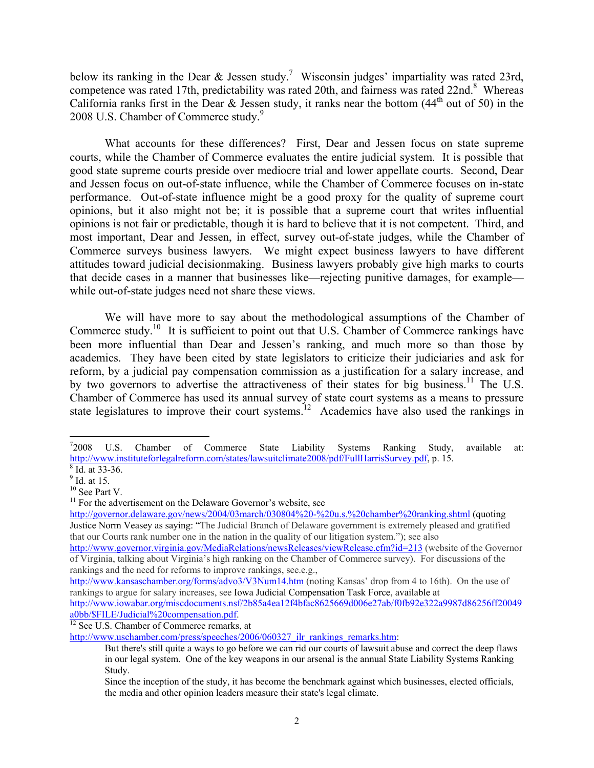below its ranking in the Dear & Jessen study.[7] Wisconsin judges' impartiality was rated 23rd, competence was rated 17th, predictability was rated 20th, and fairness was rated 22nd.[8] Whereas California ranks first in the Dear & Jessen study, it ranks near the bottom (44th out of 50) in the 2008 U.S. Chamber of Commerce study.[9]

What accounts for these differences? First, Dear and Jessen focus on state supreme courts, while the Chamber of Commerce evaluates the entire judicial system. It is possible that good state supreme courts preside over mediocre trial and lower appellate courts. Second, Dear and Jessen focus on out-of-state influence, while the Chamber of Commerce focuses on in-state performance. Out-of-state influence might be a good proxy for the quality of supreme court opinions, but it also might not be; it is possible that a supreme court that writes influential opinions is not fair or predictable, though it is hard to believe that it is not competent. Third, and most important, Dear and Jessen, in effect, survey out-of-state judges, while the Chamber of Commerce surveys business lawyers. We might expect business lawyers to have different attitudes toward judicial decisionmaking. Business lawyers probably give high marks to courts that decide cases in a manner that businesses like—rejecting punitive damages, for example—while out-of-state judges need not share these views.

We will have more to say about the methodological assumptions of the Chamber of Commerce study.[10] It is sufficient to point out that U.S. Chamber of Commerce rankings have been more influential than Dear and Jessen's ranking, and much more so than those by academics. They have been cited by state legislators to criticize their judiciaries and ask for reform, by a judicial pay compensation commission as a justification for a salary increase, and by two governors to advertise the attractiveness of their states for big business.[11] The U.S. Chamber of Commerce has used its annual survey of state court systems as a means to pressure state legislatures to improve their court systems.[12] Academics have also used the rankings in

---

[7] 2008 U.S. Chamber of Commerce State Liability Systems Ranking Study, available at: http://www.instituteforlegalreform.com/states/lawsuitclimate2008/pdf/FullHarrisSurvey.pdf, p. 15.

[8] Id. at 33-36.

[9] Id. at 15.

[10] See Part V.

[11] For the advertisement on the Delaware Governor's website, see http://governor.delaware.gov/news/2004/03march/030804%20-%20u.s.%20chamber%20ranking.shtml (quoting Justice Norm Veasey as saying: "The Judicial Branch of Delaware government is extremely pleased and gratified that our Courts rank number one in the nation in the quality of our litigation system."); see also http://www.governor.virginia.gov/MediaRelations/newsReleases/viewRelease.cfm?id=213 (website of the Governor of Virginia, talking about Virginia's high ranking on the Chamber of Commerce survey). For discussions of the rankings and the need for reforms to improve rankings, see.e.g., http://www.kansaschamber.org/forms/advo3/V3Num14.htm (noting Kansas' drop from 4 to 16th). On the use of rankings to argue for salary increases, see Iowa Judicial Compensation Task Force, available at http://www.iowabar.org/miscdocuments.nsf/2b85a4ea12f4bfac8625669d006e27ab/f0fb92e322a9987d86256ff20049a0bb/$FILE/Judicial%20compensation.pdf.

[12] See U.S. Chamber of Commerce remarks, at http://www.uschamber.com/press/speeches/2006/060327_ilr_rankings_remarks.htm:

> But there's still quite a ways to go before we can rid our courts of lawsuit abuse and correct the deep flaws in our legal system. One of the key weapons in our arsenal is the annual State Liability Systems Ranking Study.
>
> Since the inception of the study, it has become the benchmark against which businesses, elected officials, the media and other opinion leaders measure their state's legal climate.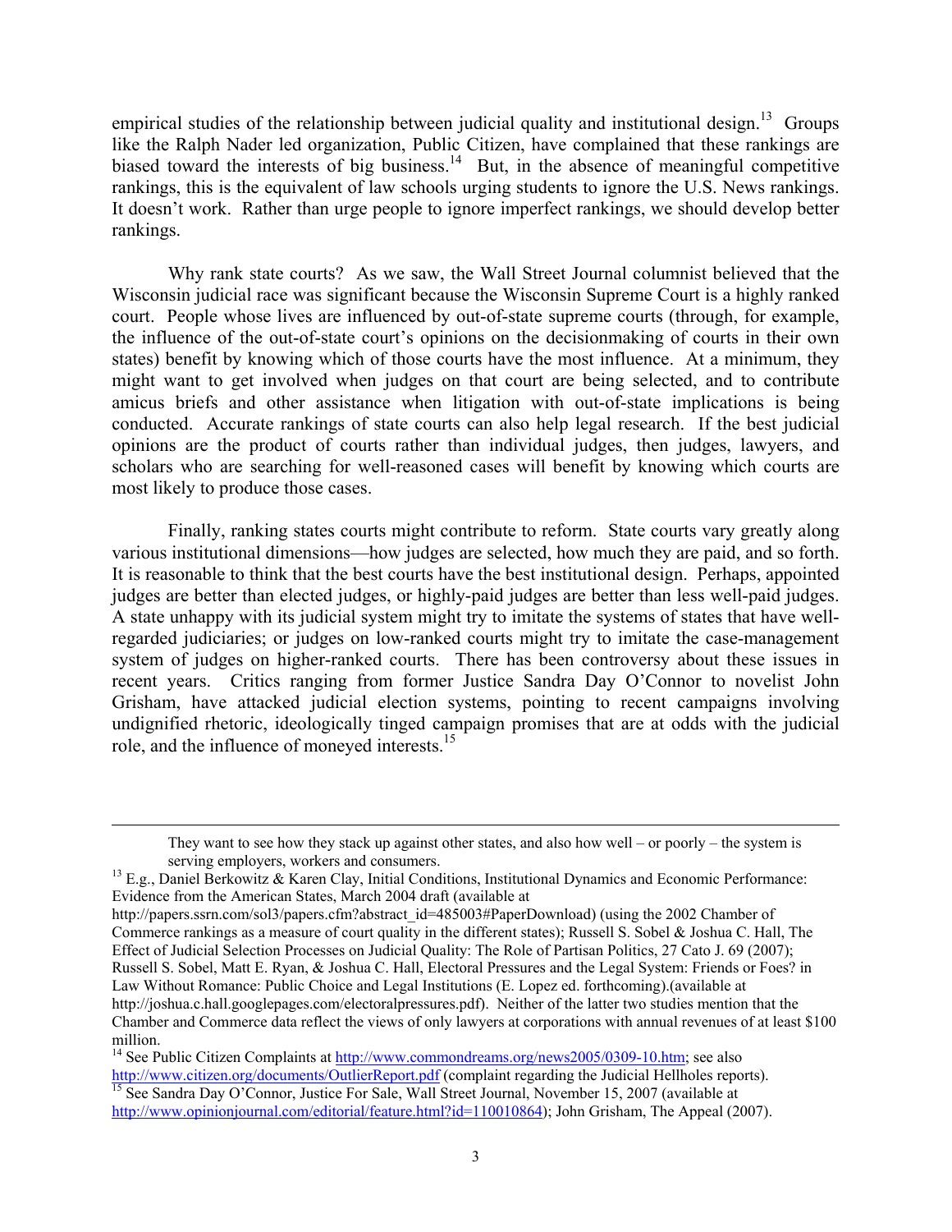empirical studies of the relationship between judicial quality and institutional design.[13] Groups like the Ralph Nader led organization, Public Citizen, have complained that these rankings are biased toward the interests of big business.[14] But, in the absence of meaningful competitive rankings, this is the equivalent of law schools urging students to ignore the U.S. News rankings. It doesn't work. Rather than urge people to ignore imperfect rankings, we should develop better rankings.

Why rank state courts? As we saw, the Wall Street Journal columnist believed that the Wisconsin judicial race was significant because the Wisconsin Supreme Court is a highly ranked court. People whose lives are influenced by out-of-state supreme courts (through, for example, the influence of the out-of-state court's opinions on the decisionmaking of courts in their own states) benefit by knowing which of those courts have the most influence. At a minimum, they might want to get involved when judges on that court are being selected, and to contribute amicus briefs and other assistance when litigation with out-of-state implications is being conducted. Accurate rankings of state courts can also help legal research. If the best judicial opinions are the product of courts rather than individual judges, then judges, lawyers, and scholars who are searching for well-reasoned cases will benefit by knowing which courts are most likely to produce those cases.

Finally, ranking states courts might contribute to reform. State courts vary greatly along various institutional dimensions—how judges are selected, how much they are paid, and so forth. It is reasonable to think that the best courts have the best institutional design. Perhaps, appointed judges are better than elected judges, or highly-paid judges are better than less well-paid judges. A state unhappy with its judicial system might try to imitate the systems of states that have well-regarded judiciaries; or judges on low-ranked courts might try to imitate the case-management system of judges on higher-ranked courts. There has been controversy about these issues in recent years. Critics ranging from former Justice Sandra Day O'Connor to novelist John Grisham, have attacked judicial election systems, pointing to recent campaigns involving undignified rhetoric, ideologically tinged campaign promises that are at odds with the judicial role, and the influence of moneyed interests.[15]

---

They want to see how they stack up against other states, and also how well – or poorly – the system is serving employers, workers and consumers.

[13] E.g., Daniel Berkowitz & Karen Clay, Initial Conditions, Institutional Dynamics and Economic Performance: Evidence from the American States, March 2004 draft (available at http://papers.ssrn.com/sol3/papers.cfm?abstract_id=485003#PaperDownload) (using the 2002 Chamber of Commerce rankings as a measure of court quality in the different states); Russell S. Sobel & Joshua C. Hall, The Effect of Judicial Selection Processes on Judicial Quality: The Role of Partisan Politics, 27 Cato J. 69 (2007); Russell S. Sobel, Matt E. Ryan, & Joshua C. Hall, Electoral Pressures and the Legal System: Friends or Foes? in Law Without Romance: Public Choice and Legal Institutions (E. Lopez ed. forthcoming).(available at http://joshua.c.hall.googlepages.com/electoralpressures.pdf). Neither of the latter two studies mention that the Chamber and Commerce data reflect the views of only lawyers at corporations with annual revenues of at least $100 million.

[14] See Public Citizen Complaints at http://www.commondreams.org/news2005/0309-10.htm; see also http://www.citizen.org/documents/OutlierReport.pdf (complaint regarding the Judicial Hellholes reports).

[15] See Sandra Day O'Connor, Justice For Sale, Wall Street Journal, November 15, 2007 (available at http://www.opinionjournal.com/editorial/feature.html?id=110010864); John Grisham, The Appeal (2007).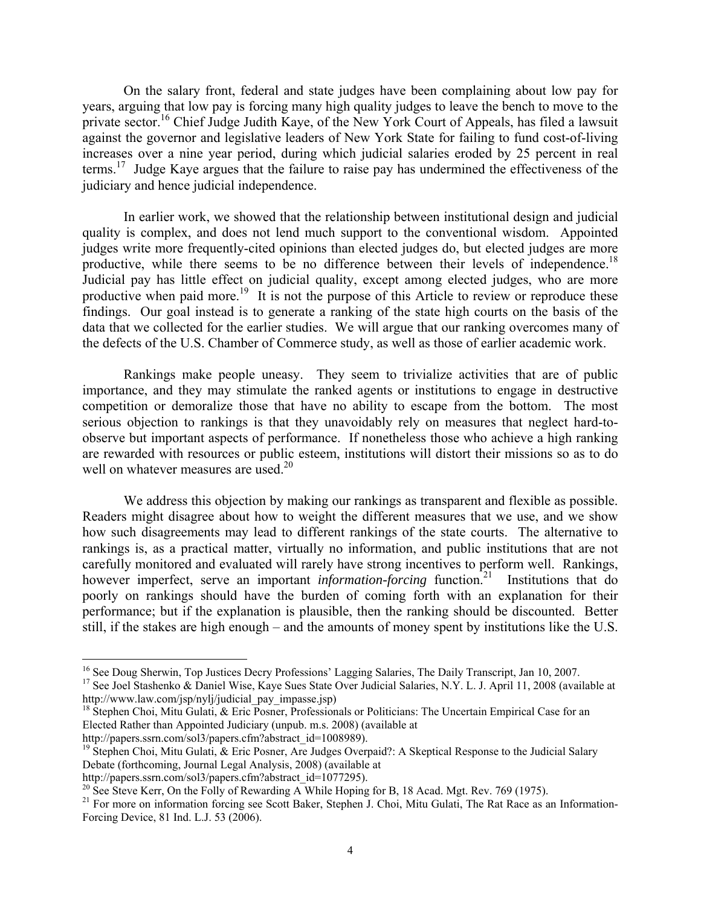On the salary front, federal and state judges have been complaining about low pay for years, arguing that low pay is forcing many high quality judges to leave the bench to move to the private sector.[16] Chief Judge Judith Kaye, of the New York Court of Appeals, has filed a lawsuit against the governor and legislative leaders of New York State for failing to fund cost-of-living increases over a nine year period, during which judicial salaries eroded by 25 percent in real terms.[17] Judge Kaye argues that the failure to raise pay has undermined the effectiveness of the judiciary and hence judicial independence.

In earlier work, we showed that the relationship between institutional design and judicial quality is complex, and does not lend much support to the conventional wisdom. Appointed judges write more frequently-cited opinions than elected judges do, but elected judges are more productive, while there seems to be no difference between their levels of independence.[18] Judicial pay has little effect on judicial quality, except among elected judges, who are more productive when paid more.[19] It is not the purpose of this Article to review or reproduce these findings. Our goal instead is to generate a ranking of the state high courts on the basis of the data that we collected for the earlier studies. We will argue that our ranking overcomes many of the defects of the U.S. Chamber of Commerce study, as well as those of earlier academic work.

Rankings make people uneasy. They seem to trivialize activities that are of public importance, and they may stimulate the ranked agents or institutions to engage in destructive competition or demoralize those that have no ability to escape from the bottom. The most serious objection to rankings is that they unavoidably rely on measures that neglect hard-to-observe but important aspects of performance. If nonetheless those who achieve a high ranking are rewarded with resources or public esteem, institutions will distort their missions so as to do well on whatever measures are used.[20]

We address this objection by making our rankings as transparent and flexible as possible. Readers might disagree about how to weight the different measures that we use, and we show how such disagreements may lead to different rankings of the state courts. The alternative to rankings is, as a practical matter, virtually no information, and public institutions that are not carefully monitored and evaluated will rarely have strong incentives to perform well. Rankings, however imperfect, serve an important *information-forcing* function.[21] Institutions that do poorly on rankings should have the burden of coming forth with an explanation for their performance; but if the explanation is plausible, then the ranking should be discounted. Better still, if the stakes are high enough – and the amounts of money spent by institutions like the U.S.

---

[16] See Doug Sherwin, Top Justices Decry Professions' Lagging Salaries, The Daily Transcript, Jan 10, 2007.

[17] See Joel Stashenko & Daniel Wise, Kaye Sues State Over Judicial Salaries, N.Y. L. J. April 11, 2008 (available at http://www.law.com/jsp/nylj/judicial_pay_impasse.jsp)

[18] Stephen Choi, Mitu Gulati, & Eric Posner, Professionals or Politicians: The Uncertain Empirical Case for an Elected Rather than Appointed Judiciary (unpub. m.s. 2008) (available at http://papers.ssrn.com/sol3/papers.cfm?abstract_id=1008989).

[19] Stephen Choi, Mitu Gulati, & Eric Posner, Are Judges Overpaid?: A Skeptical Response to the Judicial Salary Debate (forthcoming, Journal Legal Analysis, 2008) (available at http://papers.ssrn.com/sol3/papers.cfm?abstract_id=1077295).

[20] See Steve Kerr, On the Folly of Rewarding A While Hoping for B, 18 Acad. Mgt. Rev. 769 (1975).

[21] For more on information forcing see Scott Baker, Stephen J. Choi, Mitu Gulati, The Rat Race as an Information-Forcing Device, 81 Ind. L.J. 53 (2006).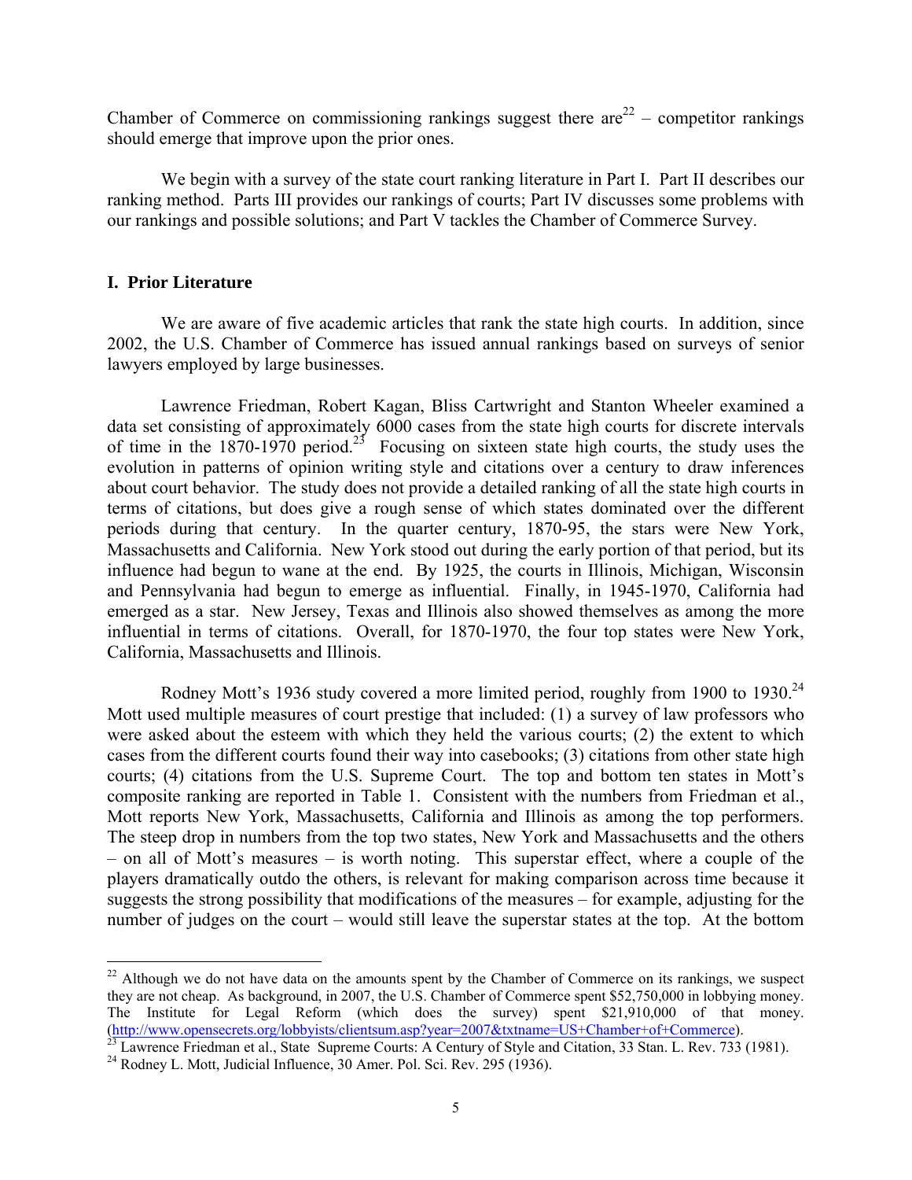Chamber of Commerce on commissioning rankings suggest there are[22] – competitor rankings should emerge that improve upon the prior ones.

We begin with a survey of the state court ranking literature in Part I. Part II describes our ranking method. Parts III provides our rankings of courts; Part IV discusses some problems with our rankings and possible solutions; and Part V tackles the Chamber of Commerce Survey.

## I. Prior Literature

We are aware of five academic articles that rank the state high courts. In addition, since 2002, the U.S. Chamber of Commerce has issued annual rankings based on surveys of senior lawyers employed by large businesses.

Lawrence Friedman, Robert Kagan, Bliss Cartwright and Stanton Wheeler examined a data set consisting of approximately 6000 cases from the state high courts for discrete intervals of time in the 1870-1970 period.[23] Focusing on sixteen state high courts, the study uses the evolution in patterns of opinion writing style and citations over a century to draw inferences about court behavior. The study does not provide a detailed ranking of all the state high courts in terms of citations, but does give a rough sense of which states dominated over the different periods during that century. In the quarter century, 1870-95, the stars were New York, Massachusetts and California. New York stood out during the early portion of that period, but its influence had begun to wane at the end. By 1925, the courts in Illinois, Michigan, Wisconsin and Pennsylvania had begun to emerge as influential. Finally, in 1945-1970, California had emerged as a star. New Jersey, Texas and Illinois also showed themselves as among the more influential in terms of citations. Overall, for 1870-1970, the four top states were New York, California, Massachusetts and Illinois.

Rodney Mott's 1936 study covered a more limited period, roughly from 1900 to 1930.[24] Mott used multiple measures of court prestige that included: (1) a survey of law professors who were asked about the esteem with which they held the various courts; (2) the extent to which cases from the different courts found their way into casebooks; (3) citations from other state high courts; (4) citations from the U.S. Supreme Court. The top and bottom ten states in Mott's composite ranking are reported in Table 1. Consistent with the numbers from Friedman et al., Mott reports New York, Massachusetts, California and Illinois as among the top performers. The steep drop in numbers from the top two states, New York and Massachusetts and the others – on all of Mott's measures – is worth noting. This superstar effect, where a couple of the players dramatically outdo the others, is relevant for making comparison across time because it suggests the strong possibility that modifications of the measures – for example, adjusting for the number of judges on the court – would still leave the superstar states at the top. At the bottom

---

[22] Although we do not have data on the amounts spent by the Chamber of Commerce on its rankings, we suspect they are not cheap. As background, in 2007, the U.S. Chamber of Commerce spent $52,750,000 in lobbying money. The Institute for Legal Reform (which does the survey) spent $21,910,000 of that money. (http://www.opensecrets.org/lobbyists/clientsum.asp?year=2007&txtname=US+Chamber+of+Commerce).

[23] Lawrence Friedman et al., State Supreme Courts: A Century of Style and Citation, 33 Stan. L. Rev. 733 (1981).

[24] Rodney L. Mott, Judicial Influence, 30 Amer. Pol. Sci. Rev. 295 (1936).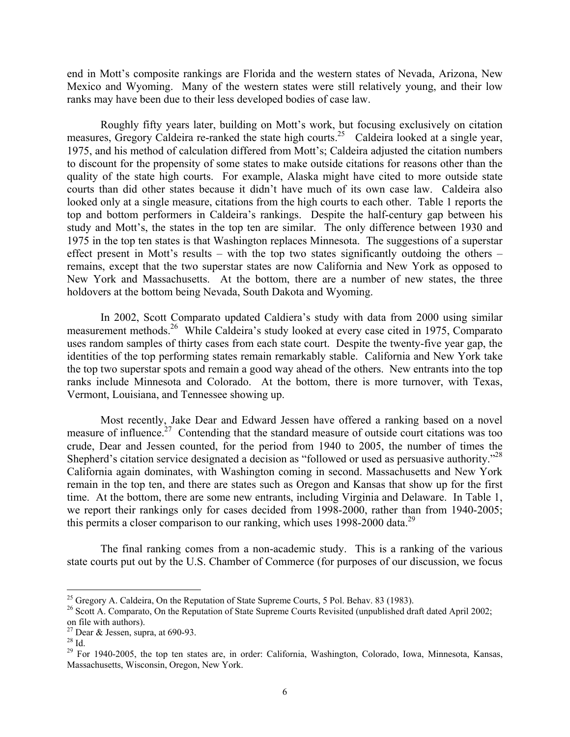end in Mott's composite rankings are Florida and the western states of Nevada, Arizona, New Mexico and Wyoming. Many of the western states were still relatively young, and their low ranks may have been due to their less developed bodies of case law.

Roughly fifty years later, building on Mott's work, but focusing exclusively on citation measures, Gregory Caldeira re-ranked the state high courts.[25] Caldeira looked at a single year, 1975, and his method of calculation differed from Mott's; Caldeira adjusted the citation numbers to discount for the propensity of some states to make outside citations for reasons other than the quality of the state high courts. For example, Alaska might have cited to more outside state courts than did other states because it didn't have much of its own case law. Caldeira also looked only at a single measure, citations from the high courts to each other. Table 1 reports the top and bottom performers in Caldeira's rankings. Despite the half-century gap between his study and Mott's, the states in the top ten are similar. The only difference between 1930 and 1975 in the top ten states is that Washington replaces Minnesota. The suggestions of a superstar effect present in Mott's results – with the top two states significantly outdoing the others – remains, except that the two superstar states are now California and New York as opposed to New York and Massachusetts. At the bottom, there are a number of new states, the three holdovers at the bottom being Nevada, South Dakota and Wyoming.

In 2002, Scott Comparato updated Caldiera's study with data from 2000 using similar measurement methods.[26] While Caldeira's study looked at every case cited in 1975, Comparato uses random samples of thirty cases from each state court. Despite the twenty-five year gap, the identities of the top performing states remain remarkably stable. California and New York take the top two superstar spots and remain a good way ahead of the others. New entrants into the top ranks include Minnesota and Colorado. At the bottom, there is more turnover, with Texas, Vermont, Louisiana, and Tennessee showing up.

Most recently, Jake Dear and Edward Jessen have offered a ranking based on a novel measure of influence.[27] Contending that the standard measure of outside court citations was too crude, Dear and Jessen counted, for the period from 1940 to 2005, the number of times the Shepherd's citation service designated a decision as "followed or used as persuasive authority."[28] California again dominates, with Washington coming in second. Massachusetts and New York remain in the top ten, and there are states such as Oregon and Kansas that show up for the first time. At the bottom, there are some new entrants, including Virginia and Delaware. In Table 1, we report their rankings only for cases decided from 1998-2000, rather than from 1940-2005; this permits a closer comparison to our ranking, which uses 1998-2000 data.[29]

The final ranking comes from a non-academic study. This is a ranking of the various state courts put out by the U.S. Chamber of Commerce (for purposes of our discussion, we focus

---

[25] Gregory A. Caldeira, On the Reputation of State Supreme Courts, 5 Pol. Behav. 83 (1983).

[26] Scott A. Comparato, On the Reputation of State Supreme Courts Revisited (unpublished draft dated April 2002; on file with authors).

[27] Dear & Jessen, supra, at 690-93.

[28] Id.

[29] For 1940-2005, the top ten states are, in order: California, Washington, Colorado, Iowa, Minnesota, Kansas, Massachusetts, Wisconsin, Oregon, New York.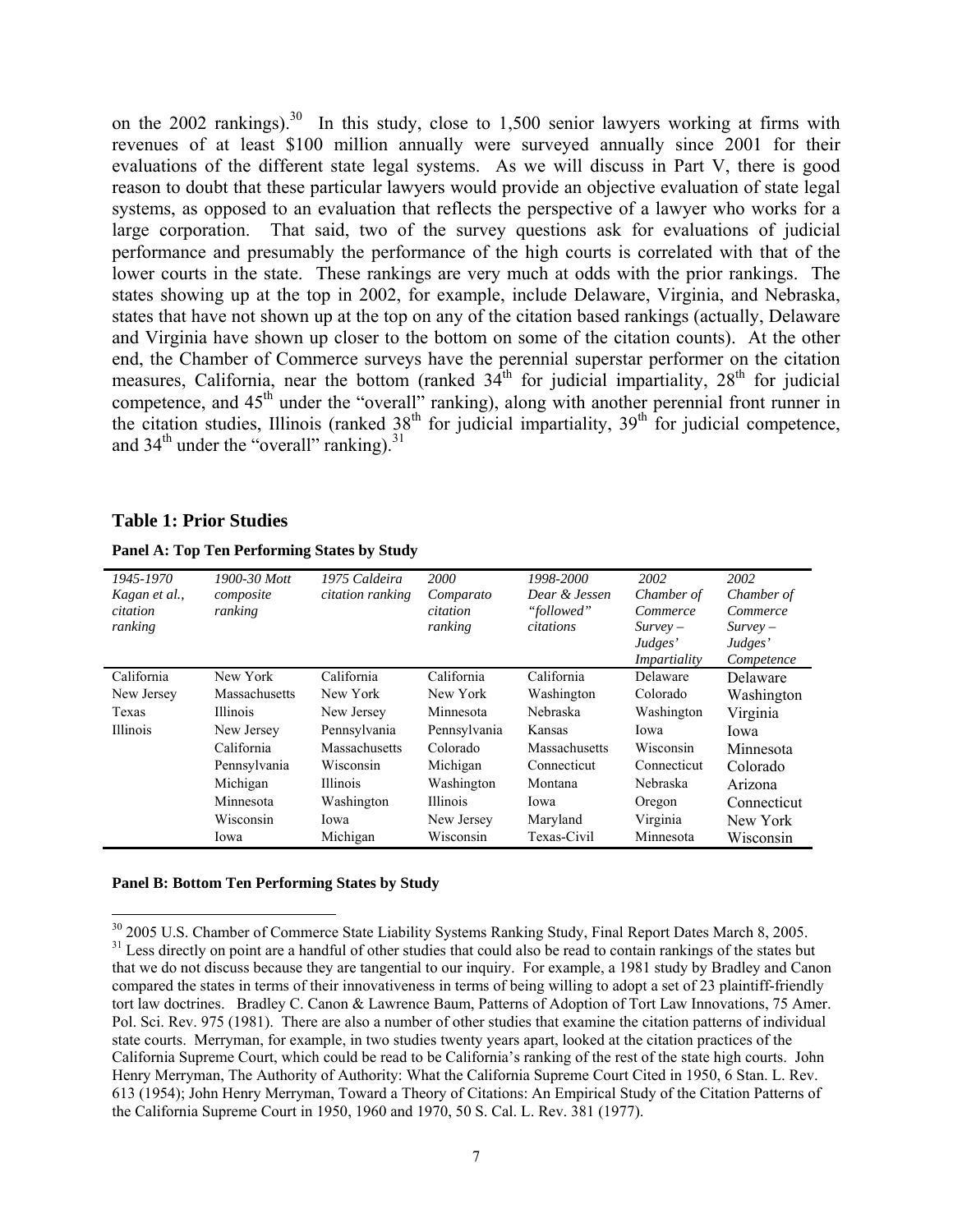on the 2002 rankings).[30] In this study, close to 1,500 senior lawyers working at firms with revenues of at least $100 million annually were surveyed annually since 2001 for their evaluations of the different state legal systems. As we will discuss in Part V, there is good reason to doubt that these particular lawyers would provide an objective evaluation of state legal systems, as opposed to an evaluation that reflects the perspective of a lawyer who works for a large corporation. That said, two of the survey questions ask for evaluations of judicial performance and presumably the performance of the high courts is correlated with that of the lower courts in the state. These rankings are very much at odds with the prior rankings. The states showing up at the top in 2002, for example, include Delaware, Virginia, and Nebraska, states that have not shown up at the top on any of the citation based rankings (actually, Delaware and Virginia have shown up closer to the bottom on some of the citation counts). At the other end, the Chamber of Commerce surveys have the perennial superstar performer on the citation measures, California, near the bottom (ranked 34th for judicial impartiality, 28th for judicial competence, and 45th under the "overall" ranking), along with another perennial front runner in the citation studies, Illinois (ranked 38th for judicial impartiality, 39th for judicial competence, and 34th under the "overall" ranking).[31]

### Table 1: Prior Studies

**Panel A: Top Ten Performing States by Study**

| *1945-1970 Kagan et al., citation ranking* | *1900-30 Mott composite ranking* | *1975 Caldeira citation ranking* | *2000 Comparato citation ranking* | *1998-2000 Dear & Jessen "followed" citations* | *2002 Chamber of Commerce Survey – Judges' Impartiality* | *2002 Chamber of Commerce Survey – Judges' Competence* |
|---|---|---|---|---|---|---|
| California | New York | California | California | California | Delaware | Delaware |
| New Jersey | Massachusetts | New York | New York | Washington | Colorado | Washington |
| Texas | Illinois | New Jersey | Minnesota | Nebraska | Washington | Virginia |
| Illinois | New Jersey | Pennsylvania | Pennsylvania | Kansas | Iowa | Iowa |
| | California | Massachusetts | Colorado | Massachusetts | Wisconsin | Minnesota |
| | Pennsylvania | Wisconsin | Michigan | Connecticut | Connecticut | Colorado |
| | Michigan | Illinois | Washington | Montana | Nebraska | Arizona |
| | Minnesota | Washington | Illinois | Iowa | Oregon | Connecticut |
| | Wisconsin | Iowa | New Jersey | Maryland | Virginia | New York |
| | Iowa | Michigan | Wisconsin | Texas-Civil | Minnesota | Wisconsin |

**Panel B: Bottom Ten Performing States by Study**

[30] 2005 U.S. Chamber of Commerce State Liability Systems Ranking Study, Final Report Dates March 8, 2005.

[31] Less directly on point are a handful of other studies that could also be read to contain rankings of the states but that we do not discuss because they are tangential to our inquiry. For example, a 1981 study by Bradley and Canon compared the states in terms of their innovativeness in terms of being willing to adopt a set of 23 plaintiff-friendly tort law doctrines. Bradley C. Canon & Lawrence Baum, Patterns of Adoption of Tort Law Innovations, 75 Amer. Pol. Sci. Rev. 975 (1981). There are also a number of other studies that examine the citation patterns of individual state courts. Merryman, for example, in two studies twenty years apart, looked at the citation practices of the California Supreme Court, which could be read to be California's ranking of the rest of the state high courts. John Henry Merryman, The Authority of Authority: What the California Supreme Court Cited in 1950, 6 Stan. L. Rev. 613 (1954); John Henry Merryman, Toward a Theory of Citations: An Empirical Study of the Citation Patterns of the California Supreme Court in 1950, 1960 and 1970, 50 S. Cal. L. Rev. 381 (1977).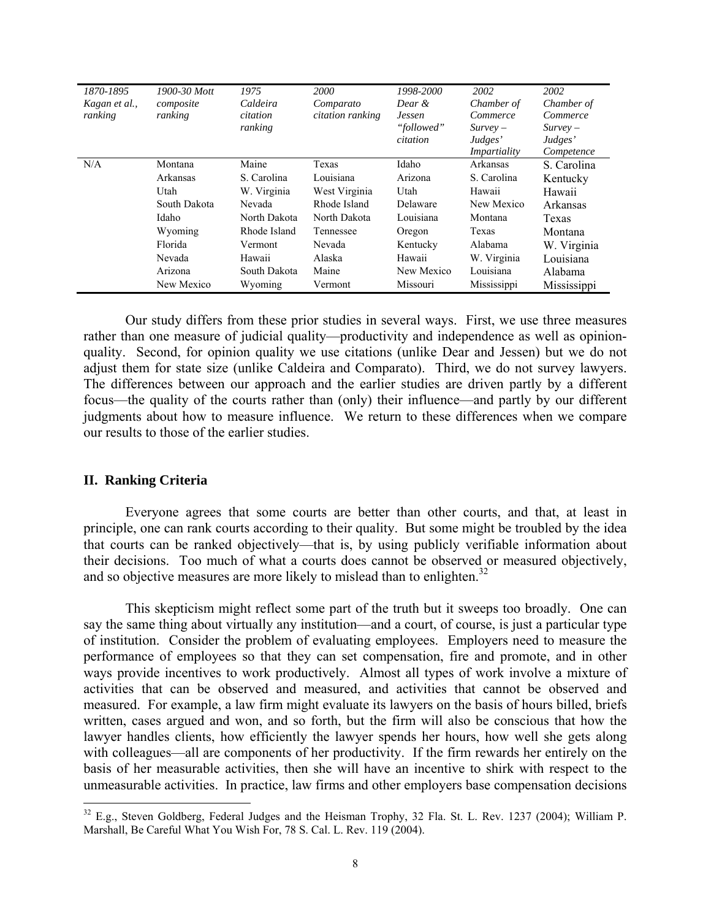| *1870-1895 Kagan et al., ranking* | *1900-30 Mott composite ranking* | *1975 Caldeira citation ranking* | *2000 Comparato citation ranking* | *1998-2000 Dear & Jessen "followed" citation* | *2002 Chamber of Commerce Survey – Judges' Impartiality* | *2002 Chamber of Commerce Survey – Judges' Competence* |
|---|---|---|---|---|---|---|
| N/A | Montana | Maine | Texas | Idaho | Arkansas | S. Carolina |
| | Arkansas | S. Carolina | Louisiana | Arizona | S. Carolina | Kentucky |
| | Utah | W. Virginia | West Virginia | Utah | Hawaii | Hawaii |
| | South Dakota | Nevada | Rhode Island | Delaware | New Mexico | Arkansas |
| | Idaho | North Dakota | North Dakota | Louisiana | Montana | Texas |
| | Wyoming | Rhode Island | Tennessee | Oregon | Texas | Montana |
| | Florida | Vermont | Nevada | Kentucky | Alabama | W. Virginia |
| | Nevada | Hawaii | Alaska | Hawaii | W. Virginia | Louisiana |
| | Arizona | South Dakota | Maine | New Mexico | Louisiana | Alabama |
| | New Mexico | Wyoming | Vermont | Missouri | Mississippi | Mississippi |

Our study differs from these prior studies in several ways. First, we use three measures rather than one measure of judicial quality—productivity and independence as well as opinion-quality. Second, for opinion quality we use citations (unlike Dear and Jessen) but we do not adjust them for state size (unlike Caldeira and Comparato). Third, we do not survey lawyers. The differences between our approach and the earlier studies are driven partly by a different focus—the quality of the courts rather than (only) their influence—and partly by our different judgments about how to measure influence. We return to these differences when we compare our results to those of the earlier studies.

## II. Ranking Criteria

Everyone agrees that some courts are better than other courts, and that, at least in principle, one can rank courts according to their quality. But some might be troubled by the idea that courts can be ranked objectively—that is, by using publicly verifiable information about their decisions. Too much of what a courts does cannot be observed or measured objectively, and so objective measures are more likely to mislead than to enlighten.[32]

This skepticism might reflect some part of the truth but it sweeps too broadly. One can say the same thing about virtually any institution—and a court, of course, is just a particular type of institution. Consider the problem of evaluating employees. Employers need to measure the performance of employees so that they can set compensation, fire and promote, and in other ways provide incentives to work productively. Almost all types of work involve a mixture of activities that can be observed and measured, and activities that cannot be observed and measured. For example, a law firm might evaluate its lawyers on the basis of hours billed, briefs written, cases argued and won, and so forth, but the firm will also be conscious that how the lawyer handles clients, how efficiently the lawyer spends her hours, how well she gets along with colleagues—all are components of her productivity. If the firm rewards her entirely on the basis of her measurable activities, then she will have an incentive to shirk with respect to the unmeasurable activities. In practice, law firms and other employers base compensation decisions

[32] E.g., Steven Goldberg, Federal Judges and the Heisman Trophy, 32 Fla. St. L. Rev. 1237 (2004); William P. Marshall, Be Careful What You Wish For, 78 S. Cal. L. Rev. 119 (2004).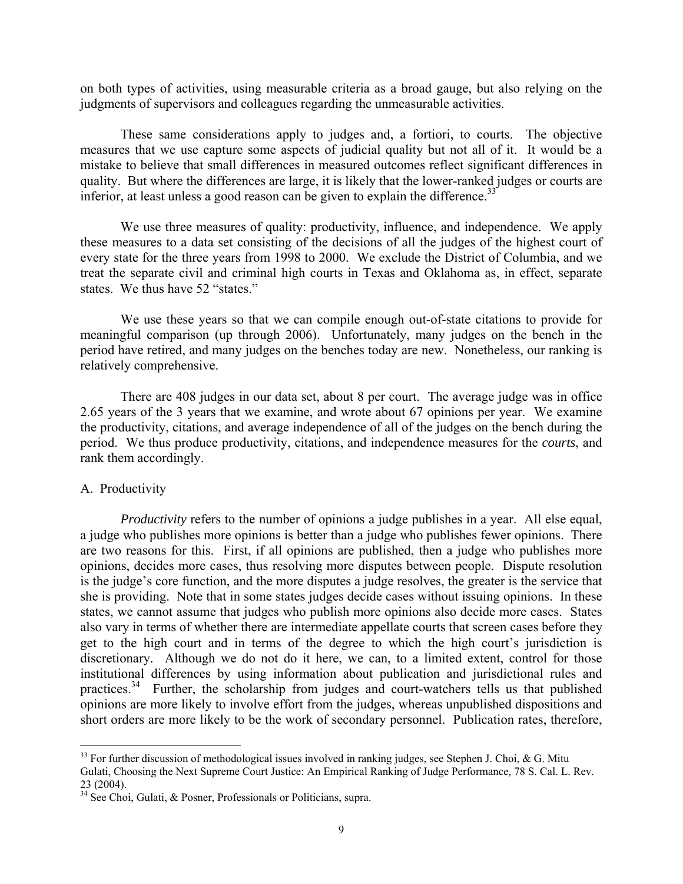on both types of activities, using measurable criteria as a broad gauge, but also relying on the judgments of supervisors and colleagues regarding the unmeasurable activities.

These same considerations apply to judges and, a fortiori, to courts. The objective measures that we use capture some aspects of judicial quality but not all of it. It would be a mistake to believe that small differences in measured outcomes reflect significant differences in quality. But where the differences are large, it is likely that the lower-ranked judges or courts are inferior, at least unless a good reason can be given to explain the difference.[33]

We use three measures of quality: productivity, influence, and independence. We apply these measures to a data set consisting of the decisions of all the judges of the highest court of every state for the three years from 1998 to 2000. We exclude the District of Columbia, and we treat the separate civil and criminal high courts in Texas and Oklahoma as, in effect, separate states. We thus have 52 "states."

We use these years so that we can compile enough out-of-state citations to provide for meaningful comparison (up through 2006). Unfortunately, many judges on the bench in the period have retired, and many judges on the benches today are new. Nonetheless, our ranking is relatively comprehensive.

There are 408 judges in our data set, about 8 per court. The average judge was in office 2.65 years of the 3 years that we examine, and wrote about 67 opinions per year. We examine the productivity, citations, and average independence of all of the judges on the bench during the period. We thus produce productivity, citations, and independence measures for the *courts*, and rank them accordingly.

A. Productivity

*Productivity* refers to the number of opinions a judge publishes in a year. All else equal, a judge who publishes more opinions is better than a judge who publishes fewer opinions. There are two reasons for this. First, if all opinions are published, then a judge who publishes more opinions, decides more cases, thus resolving more disputes between people. Dispute resolution is the judge's core function, and the more disputes a judge resolves, the greater is the service that she is providing. Note that in some states judges decide cases without issuing opinions. In these states, we cannot assume that judges who publish more opinions also decide more cases. States also vary in terms of whether there are intermediate appellate courts that screen cases before they get to the high court and in terms of the degree to which the high court's jurisdiction is discretionary. Although we do not do it here, we can, to a limited extent, control for those institutional differences by using information about publication and jurisdictional rules and practices.[34] Further, the scholarship from judges and court-watchers tells us that published opinions are more likely to involve effort from the judges, whereas unpublished dispositions and short orders are more likely to be the work of secondary personnel. Publication rates, therefore,

---

[33] For further discussion of methodological issues involved in ranking judges, see Stephen J. Choi, & G. Mitu Gulati, Choosing the Next Supreme Court Justice: An Empirical Ranking of Judge Performance, 78 S. Cal. L. Rev. 23 (2004).

[34] See Choi, Gulati, & Posner, Professionals or Politicians, supra.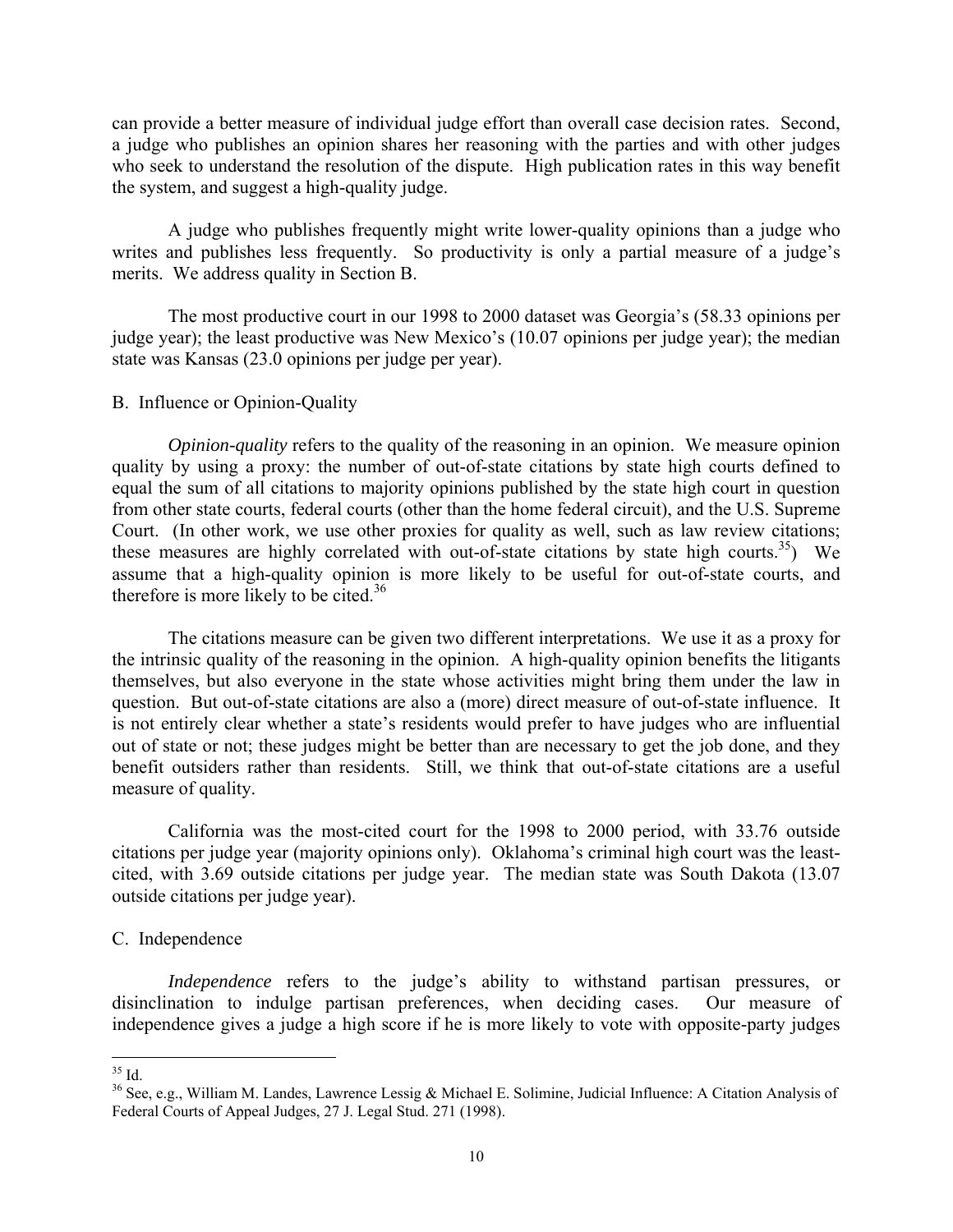can provide a better measure of individual judge effort than overall case decision rates. Second, a judge who publishes an opinion shares her reasoning with the parties and with other judges who seek to understand the resolution of the dispute. High publication rates in this way benefit the system, and suggest a high-quality judge.

A judge who publishes frequently might write lower-quality opinions than a judge who writes and publishes less frequently. So productivity is only a partial measure of a judge's merits. We address quality in Section B.

The most productive court in our 1998 to 2000 dataset was Georgia's (58.33 opinions per judge year); the least productive was New Mexico's (10.07 opinions per judge year); the median state was Kansas (23.0 opinions per judge per year).

## B. Influence or Opinion-Quality

*Opinion-quality* refers to the quality of the reasoning in an opinion. We measure opinion quality by using a proxy: the number of out-of-state citations by state high courts defined to equal the sum of all citations to majority opinions published by the state high court in question from other state courts, federal courts (other than the home federal circuit), and the U.S. Supreme Court. (In other work, we use other proxies for quality as well, such as law review citations; these measures are highly correlated with out-of-state citations by state high courts.[35]) We assume that a high-quality opinion is more likely to be useful for out-of-state courts, and therefore is more likely to be cited.[36]

The citations measure can be given two different interpretations. We use it as a proxy for the intrinsic quality of the reasoning in the opinion. A high-quality opinion benefits the litigants themselves, but also everyone in the state whose activities might bring them under the law in question. But out-of-state citations are also a (more) direct measure of out-of-state influence. It is not entirely clear whether a state's residents would prefer to have judges who are influential out of state or not; these judges might be better than are necessary to get the job done, and they benefit outsiders rather than residents. Still, we think that out-of-state citations are a useful measure of quality.

California was the most-cited court for the 1998 to 2000 period, with 33.76 outside citations per judge year (majority opinions only). Oklahoma's criminal high court was the least-cited, with 3.69 outside citations per judge year. The median state was South Dakota (13.07 outside citations per judge year).

## C. Independence

*Independence* refers to the judge's ability to withstand partisan pressures, or disinclination to indulge partisan preferences, when deciding cases. Our measure of independence gives a judge a high score if he is more likely to vote with opposite-party judges

---

[35] Id.

[36] See, e.g., William M. Landes, Lawrence Lessig & Michael E. Solimine, Judicial Influence: A Citation Analysis of Federal Courts of Appeal Judges, 27 J. Legal Stud. 271 (1998).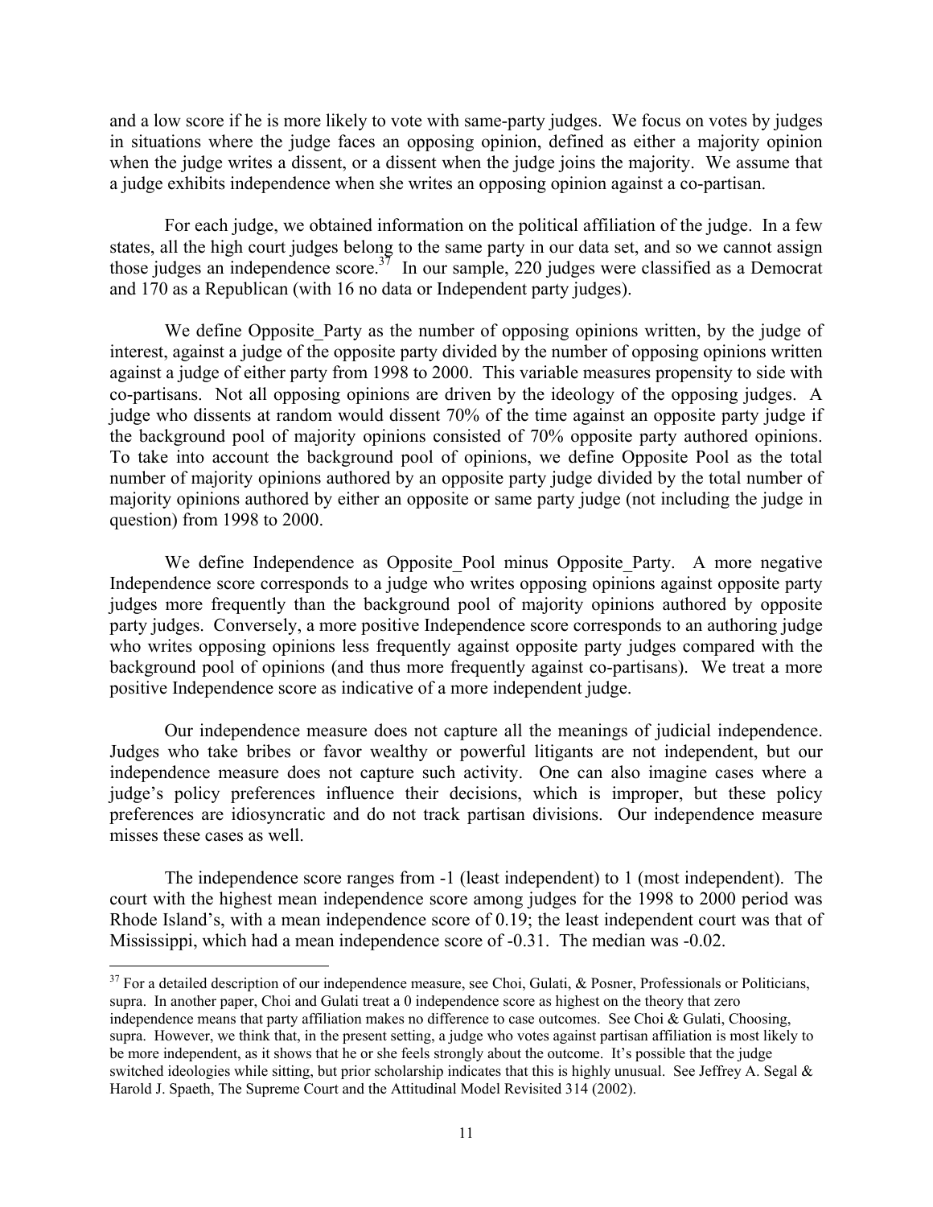and a low score if he is more likely to vote with same-party judges. We focus on votes by judges in situations where the judge faces an opposing opinion, defined as either a majority opinion when the judge writes a dissent, or a dissent when the judge joins the majority. We assume that a judge exhibits independence when she writes an opposing opinion against a co-partisan.

For each judge, we obtained information on the political affiliation of the judge. In a few states, all the high court judges belong to the same party in our data set, and so we cannot assign those judges an independence score.[37] In our sample, 220 judges were classified as a Democrat and 170 as a Republican (with 16 no data or Independent party judges).

We define Opposite_Party as the number of opposing opinions written, by the judge of interest, against a judge of the opposite party divided by the number of opposing opinions written against a judge of either party from 1998 to 2000. This variable measures propensity to side with co-partisans. Not all opposing opinions are driven by the ideology of the opposing judges. A judge who dissents at random would dissent 70% of the time against an opposite party judge if the background pool of majority opinions consisted of 70% opposite party authored opinions. To take into account the background pool of opinions, we define Opposite Pool as the total number of majority opinions authored by an opposite party judge divided by the total number of majority opinions authored by either an opposite or same party judge (not including the judge in question) from 1998 to 2000.

We define Independence as Opposite_Pool minus Opposite_Party. A more negative Independence score corresponds to a judge who writes opposing opinions against opposite party judges more frequently than the background pool of majority opinions authored by opposite party judges. Conversely, a more positive Independence score corresponds to an authoring judge who writes opposing opinions less frequently against opposite party judges compared with the background pool of opinions (and thus more frequently against co-partisans). We treat a more positive Independence score as indicative of a more independent judge.

Our independence measure does not capture all the meanings of judicial independence. Judges who take bribes or favor wealthy or powerful litigants are not independent, but our independence measure does not capture such activity. One can also imagine cases where a judge's policy preferences influence their decisions, which is improper, but these policy preferences are idiosyncratic and do not track partisan divisions. Our independence measure misses these cases as well.

The independence score ranges from -1 (least independent) to 1 (most independent). The court with the highest mean independence score among judges for the 1998 to 2000 period was Rhode Island's, with a mean independence score of 0.19; the least independent court was that of Mississippi, which had a mean independence score of -0.31. The median was -0.02.

---

[37] For a detailed description of our independence measure, see Choi, Gulati, & Posner, Professionals or Politicians, supra. In another paper, Choi and Gulati treat a 0 independence score as highest on the theory that zero independence means that party affiliation makes no difference to case outcomes. See Choi & Gulati, Choosing, supra. However, we think that, in the present setting, a judge who votes against partisan affiliation is most likely to be more independent, as it shows that he or she feels strongly about the outcome. It's possible that the judge switched ideologies while sitting, but prior scholarship indicates that this is highly unusual. See Jeffrey A. Segal & Harold J. Spaeth, The Supreme Court and the Attitudinal Model Revisited 314 (2002).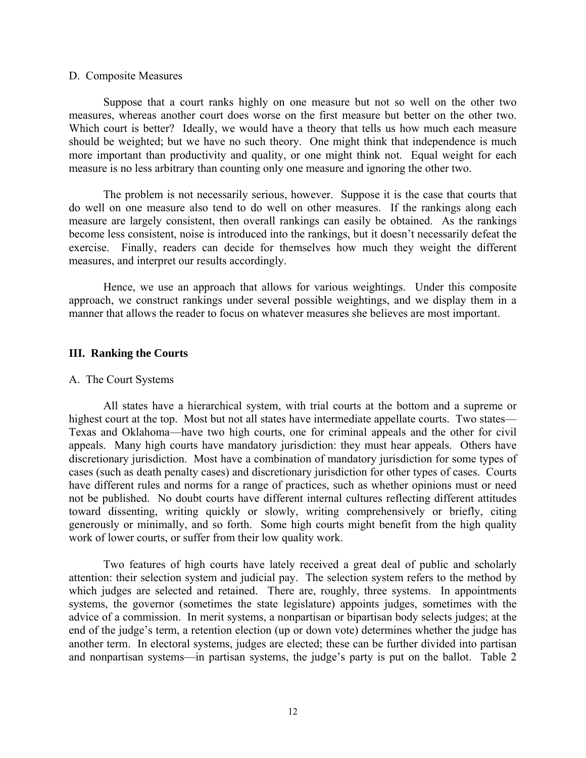### D. Composite Measures

Suppose that a court ranks highly on one measure but not so well on the other two measures, whereas another court does worse on the first measure but better on the other two. Which court is better? Ideally, we would have a theory that tells us how much each measure should be weighted; but we have no such theory. One might think that independence is much more important than productivity and quality, or one might think not. Equal weight for each measure is no less arbitrary than counting only one measure and ignoring the other two.

The problem is not necessarily serious, however. Suppose it is the case that courts that do well on one measure also tend to do well on other measures. If the rankings along each measure are largely consistent, then overall rankings can easily be obtained. As the rankings become less consistent, noise is introduced into the rankings, but it doesn't necessarily defeat the exercise. Finally, readers can decide for themselves how much they weight the different measures, and interpret our results accordingly.

Hence, we use an approach that allows for various weightings. Under this composite approach, we construct rankings under several possible weightings, and we display them in a manner that allows the reader to focus on whatever measures she believes are most important.

## III. Ranking the Courts

### A. The Court Systems

All states have a hierarchical system, with trial courts at the bottom and a supreme or highest court at the top. Most but not all states have intermediate appellate courts. Two states—Texas and Oklahoma—have two high courts, one for criminal appeals and the other for civil appeals. Many high courts have mandatory jurisdiction: they must hear appeals. Others have discretionary jurisdiction. Most have a combination of mandatory jurisdiction for some types of cases (such as death penalty cases) and discretionary jurisdiction for other types of cases. Courts have different rules and norms for a range of practices, such as whether opinions must or need not be published. No doubt courts have different internal cultures reflecting different attitudes toward dissenting, writing quickly or slowly, writing comprehensively or briefly, citing generously or minimally, and so forth. Some high courts might benefit from the high quality work of lower courts, or suffer from their low quality work.

Two features of high courts have lately received a great deal of public and scholarly attention: their selection system and judicial pay. The selection system refers to the method by which judges are selected and retained. There are, roughly, three systems. In appointments systems, the governor (sometimes the state legislature) appoints judges, sometimes with the advice of a commission. In merit systems, a nonpartisan or bipartisan body selects judges; at the end of the judge's term, a retention election (up or down vote) determines whether the judge has another term. In electoral systems, judges are elected; these can be further divided into partisan and nonpartisan systems—in partisan systems, the judge's party is put on the ballot. Table 2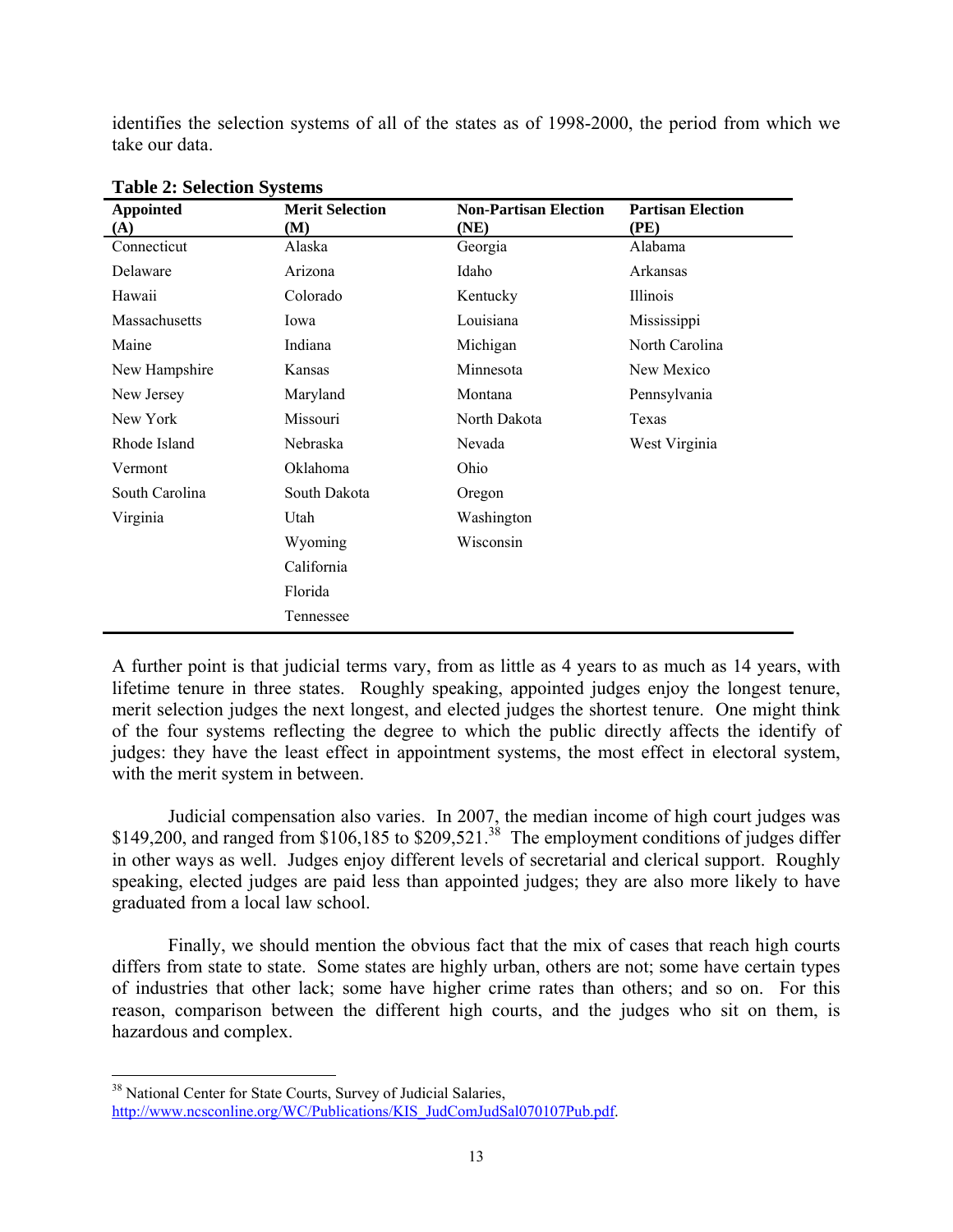identifies the selection systems of all of the states as of 1998-2000, the period from which we take our data.

**Table 2: Selection Systems**

| Appointed (A) | Merit Selection (M) | Non-Partisan Election (NE) | Partisan Election (PE) |
|---|---|---|---|
| Connecticut | Alaska | Georgia | Alabama |
| Delaware | Arizona | Idaho | Arkansas |
| Hawaii | Colorado | Kentucky | Illinois |
| Massachusetts | Iowa | Louisiana | Mississippi |
| Maine | Indiana | Michigan | North Carolina |
| New Hampshire | Kansas | Minnesota | New Mexico |
| New Jersey | Maryland | Montana | Pennsylvania |
| New York | Missouri | North Dakota | Texas |
| Rhode Island | Nebraska | Nevada | West Virginia |
| Vermont | Oklahoma | Ohio | |
| South Carolina | South Dakota | Oregon | |
| Virginia | Utah | Washington | |
| | Wyoming | Wisconsin | |
| | California | | |
| | Florida | | |
| | Tennessee | | |

A further point is that judicial terms vary, from as little as 4 years to as much as 14 years, with lifetime tenure in three states. Roughly speaking, appointed judges enjoy the longest tenure, merit selection judges the next longest, and elected judges the shortest tenure. One might think of the four systems reflecting the degree to which the public directly affects the identify of judges: they have the least effect in appointment systems, the most effect in electoral system, with the merit system in between.

Judicial compensation also varies. In 2007, the median income of high court judges was $149,200, and ranged from $106,185 to $209,521.[38] The employment conditions of judges differ in other ways as well. Judges enjoy different levels of secretarial and clerical support. Roughly speaking, elected judges are paid less than appointed judges; they are also more likely to have graduated from a local law school.

Finally, we should mention the obvious fact that the mix of cases that reach high courts differs from state to state. Some states are highly urban, others are not; some have certain types of industries that other lack; some have higher crime rates than others; and so on. For this reason, comparison between the different high courts, and the judges who sit on them, is hazardous and complex.

---

[38] National Center for State Courts, Survey of Judicial Salaries, http://www.ncsconline.org/WC/Publications/KIS_JudComJudSal070107Pub.pdf.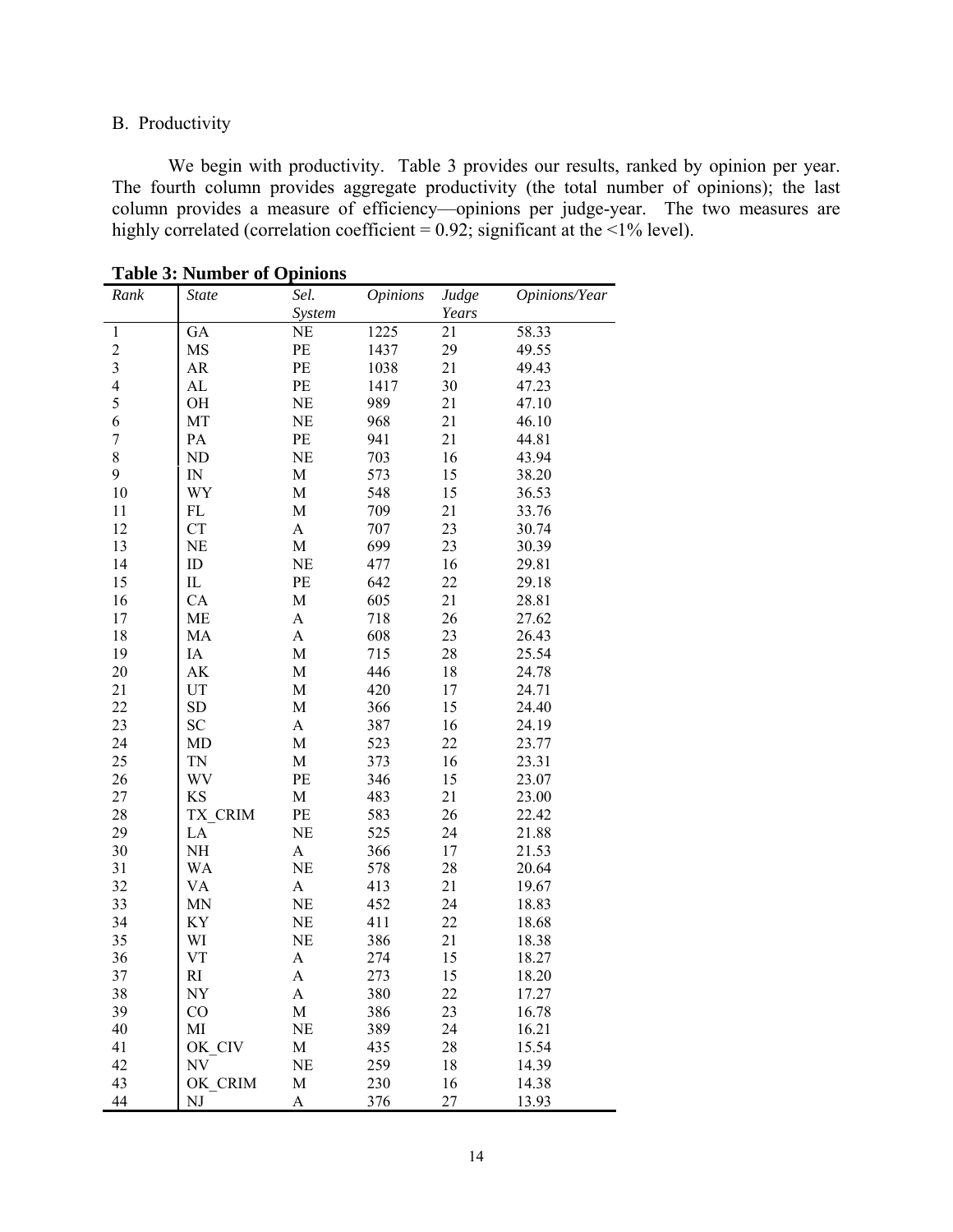B. Productivity

We begin with productivity. Table 3 provides our results, ranked by opinion per year. The fourth column provides aggregate productivity (the total number of opinions); the last column provides a measure of efficiency—opinions per judge-year. The two measures are highly correlated (correlation coefficient = 0.92; significant at the <1% level).

**Table 3: Number of Opinions**

| *Rank* | *State* | *Sel. System* | *Opinions* | *Judge Years* | *Opinions/Year* |
|---|---|---|---|---|---|
| 1 | GA | NE | 1225 | 21 | 58.33 |
| 2 | MS | PE | 1437 | 29 | 49.55 |
| 3 | AR | PE | 1038 | 21 | 49.43 |
| 4 | AL | PE | 1417 | 30 | 47.23 |
| 5 | OH | NE | 989 | 21 | 47.10 |
| 6 | MT | NE | 968 | 21 | 46.10 |
| 7 | PA | PE | 941 | 21 | 44.81 |
| 8 | ND | NE | 703 | 16 | 43.94 |
| 9 | IN | M | 573 | 15 | 38.20 |
| 10 | WY | M | 548 | 15 | 36.53 |
| 11 | FL | M | 709 | 21 | 33.76 |
| 12 | CT | A | 707 | 23 | 30.74 |
| 13 | NE | M | 699 | 23 | 30.39 |
| 14 | ID | NE | 477 | 16 | 29.81 |
| 15 | IL | PE | 642 | 22 | 29.18 |
| 16 | CA | M | 605 | 21 | 28.81 |
| 17 | ME | A | 718 | 26 | 27.62 |
| 18 | MA | A | 608 | 23 | 26.43 |
| 19 | IA | M | 715 | 28 | 25.54 |
| 20 | AK | M | 446 | 18 | 24.78 |
| 21 | UT | M | 420 | 17 | 24.71 |
| 22 | SD | M | 366 | 15 | 24.40 |
| 23 | SC | A | 387 | 16 | 24.19 |
| 24 | MD | M | 523 | 22 | 23.77 |
| 25 | TN | M | 373 | 16 | 23.31 |
| 26 | WV | PE | 346 | 15 | 23.07 |
| 27 | KS | M | 483 | 21 | 23.00 |
| 28 | TX_CRIM | PE | 583 | 26 | 22.42 |
| 29 | LA | NE | 525 | 24 | 21.88 |
| 30 | NH | A | 366 | 17 | 21.53 |
| 31 | WA | NE | 578 | 28 | 20.64 |
| 32 | VA | A | 413 | 21 | 19.67 |
| 33 | MN | NE | 452 | 24 | 18.83 |
| 34 | KY | NE | 411 | 22 | 18.68 |
| 35 | WI | NE | 386 | 21 | 18.38 |
| 36 | VT | A | 274 | 15 | 18.27 |
| 37 | RI | A | 273 | 15 | 18.20 |
| 38 | NY | A | 380 | 22 | 17.27 |
| 39 | CO | M | 386 | 23 | 16.78 |
| 40 | MI | NE | 389 | 24 | 16.21 |
| 41 | OK_CIV | M | 435 | 28 | 15.54 |
| 42 | NV | NE | 259 | 18 | 14.39 |
| 43 | OK_CRIM | M | 230 | 16 | 14.38 |
| 44 | NJ | A | 376 | 27 | 13.93 |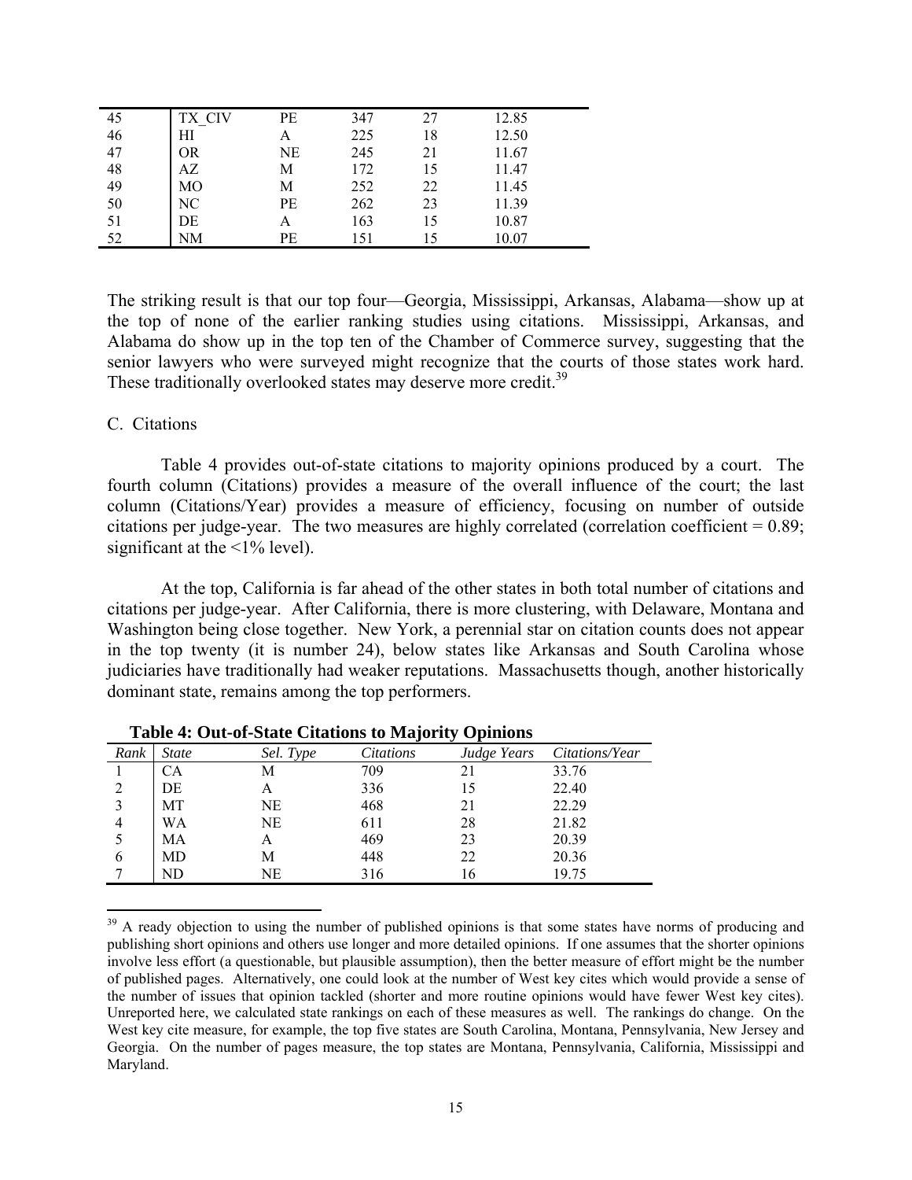| 45 | TX_CIV | PE | 347 | 27 | 12.85 |
|---|---|---|---|---|---|
| 46 | HI | A | 225 | 18 | 12.50 |
| 47 | OR | NE | 245 | 21 | 11.67 |
| 48 | AZ | M | 172 | 15 | 11.47 |
| 49 | MO | M | 252 | 22 | 11.45 |
| 50 | NC | PE | 262 | 23 | 11.39 |
| 51 | DE | A | 163 | 15 | 10.87 |
| 52 | NM | PE | 151 | 15 | 10.07 |

The striking result is that our top four—Georgia, Mississippi, Arkansas, Alabama—show up at the top of none of the earlier ranking studies using citations. Mississippi, Arkansas, and Alabama do show up in the top ten of the Chamber of Commerce survey, suggesting that the senior lawyers who were surveyed might recognize that the courts of those states work hard. These traditionally overlooked states may deserve more credit.[39]

C. Citations

Table 4 provides out-of-state citations to majority opinions produced by a court. The fourth column (Citations) provides a measure of the overall influence of the court; the last column (Citations/Year) provides a measure of efficiency, focusing on number of outside citations per judge-year. The two measures are highly correlated (correlation coefficient = 0.89; significant at the <1% level).

At the top, California is far ahead of the other states in both total number of citations and citations per judge-year. After California, there is more clustering, with Delaware, Montana and Washington being close together. New York, a perennial star on citation counts does not appear in the top twenty (it is number 24), below states like Arkansas and South Carolina whose judiciaries have traditionally had weaker reputations. Massachusetts though, another historically dominant state, remains among the top performers.

**Table 4: Out-of-State Citations to Majority Opinions**

| *Rank* | *State* | *Sel. Type* | *Citations* | *Judge Years* | *Citations/Year* |
|---|---|---|---|---|---|
| 1 | CA | M | 709 | 21 | 33.76 |
| 2 | DE | A | 336 | 15 | 22.40 |
| 3 | MT | NE | 468 | 21 | 22.29 |
| 4 | WA | NE | 611 | 28 | 21.82 |
| 5 | MA | A | 469 | 23 | 20.39 |
| 6 | MD | M | 448 | 22 | 20.36 |
| 7 | ND | NE | 316 | 16 | 19.75 |

[39] A ready objection to using the number of published opinions is that some states have norms of producing and publishing short opinions and others use longer and more detailed opinions. If one assumes that the shorter opinions involve less effort (a questionable, but plausible assumption), then the better measure of effort might be the number of published pages. Alternatively, one could look at the number of West key cites which would provide a sense of the number of issues that opinion tackled (shorter and more routine opinions would have fewer West key cites). Unreported here, we calculated state rankings on each of these measures as well. The rankings do change. On the West key cite measure, for example, the top five states are South Carolina, Montana, Pennsylvania, New Jersey and Georgia. On the number of pages measure, the top states are Montana, Pennsylvania, California, Mississippi and Maryland.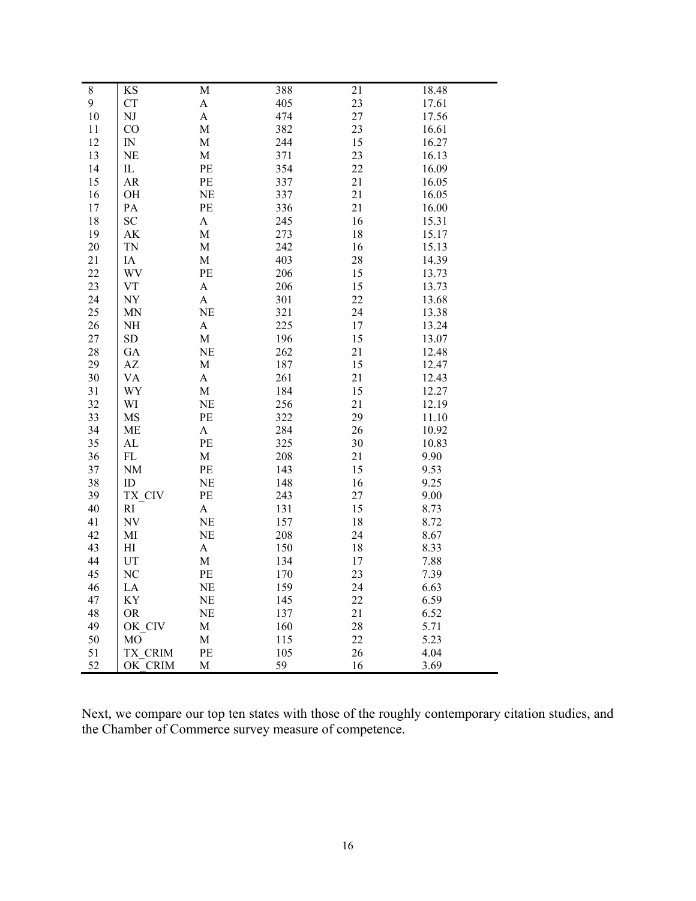| 8 | KS | M | 388 | 21 | 18.48 |
|---|---|---|---|---|---|
| 9 | CT | A | 405 | 23 | 17.61 |
| 10 | NJ | A | 474 | 27 | 17.56 |
| 11 | CO | M | 382 | 23 | 16.61 |
| 12 | IN | M | 244 | 15 | 16.27 |
| 13 | NE | M | 371 | 23 | 16.13 |
| 14 | IL | PE | 354 | 22 | 16.09 |
| 15 | AR | PE | 337 | 21 | 16.05 |
| 16 | OH | NE | 337 | 21 | 16.05 |
| 17 | PA | PE | 336 | 21 | 16.00 |
| 18 | SC | A | 245 | 16 | 15.31 |
| 19 | AK | M | 273 | 18 | 15.17 |
| 20 | TN | M | 242 | 16 | 15.13 |
| 21 | IA | M | 403 | 28 | 14.39 |
| 22 | WV | PE | 206 | 15 | 13.73 |
| 23 | VT | A | 206 | 15 | 13.73 |
| 24 | NY | A | 301 | 22 | 13.68 |
| 25 | MN | NE | 321 | 24 | 13.38 |
| 26 | NH | A | 225 | 17 | 13.24 |
| 27 | SD | M | 196 | 15 | 13.07 |
| 28 | GA | NE | 262 | 21 | 12.48 |
| 29 | AZ | M | 187 | 15 | 12.47 |
| 30 | VA | A | 261 | 21 | 12.43 |
| 31 | WY | M | 184 | 15 | 12.27 |
| 32 | WI | NE | 256 | 21 | 12.19 |
| 33 | MS | PE | 322 | 29 | 11.10 |
| 34 | ME | A | 284 | 26 | 10.92 |
| 35 | AL | PE | 325 | 30 | 10.83 |
| 36 | FL | M | 208 | 21 | 9.90 |
| 37 | NM | PE | 143 | 15 | 9.53 |
| 38 | ID | NE | 148 | 16 | 9.25 |
| 39 | TX_CIV | PE | 243 | 27 | 9.00 |
| 40 | RI | A | 131 | 15 | 8.73 |
| 41 | NV | NE | 157 | 18 | 8.72 |
| 42 | MI | NE | 208 | 24 | 8.67 |
| 43 | HI | A | 150 | 18 | 8.33 |
| 44 | UT | M | 134 | 17 | 7.88 |
| 45 | NC | PE | 170 | 23 | 7.39 |
| 46 | LA | NE | 159 | 24 | 6.63 |
| 47 | KY | NE | 145 | 22 | 6.59 |
| 48 | OR | NE | 137 | 21 | 6.52 |
| 49 | OK_CIV | M | 160 | 28 | 5.71 |
| 50 | MO | M | 115 | 22 | 5.23 |
| 51 | TX_CRIM | PE | 105 | 26 | 4.04 |
| 52 | OK_CRIM | M | 59 | 16 | 3.69 |

Next, we compare our top ten states with those of the roughly contemporary citation studies, and the Chamber of Commerce survey measure of competence.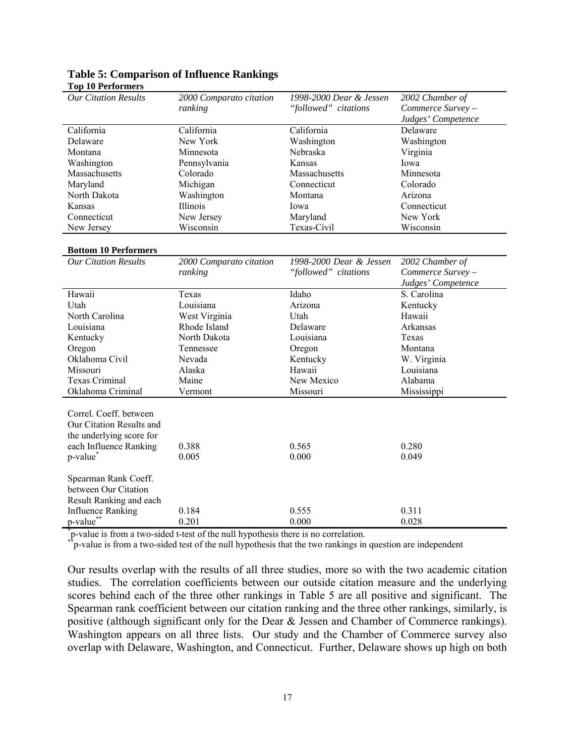**Table 5: Comparison of Influence Rankings**

**Top 10 Performers**

| *Our Citation Results* | *2000 Comparato citation ranking* | *1998-2000 Dear & Jessen "followed" citations* | *2002 Chamber of Commerce Survey – Judges' Competence* |
|---|---|---|---|
| California | California | California | Delaware |
| Delaware | New York | Washington | Washington |
| Montana | Minnesota | Nebraska | Virginia |
| Washington | Pennsylvania | Kansas | Iowa |
| Massachusetts | Colorado | Massachusetts | Minnesota |
| Maryland | Michigan | Connecticut | Colorado |
| North Dakota | Washington | Montana | Arizona |
| Kansas | Illinois | Iowa | Connecticut |
| Connecticut | New Jersey | Maryland | New York |
| New Jersey | Wisconsin | Texas-Civil | Wisconsin |

**Bottom 10 Performers**

| *Our Citation Results* | *2000 Comparato citation ranking* | *1998-2000 Dear & Jessen "followed" citations* | *2002 Chamber of Commerce Survey – Judges' Competence* |
|---|---|---|---|
| Hawaii | Texas | Idaho | S. Carolina |
| Utah | Louisiana | Arizona | Kentucky |
| North Carolina | West Virginia | Utah | Hawaii |
| Louisiana | Rhode Island | Delaware | Arkansas |
| Kentucky | North Dakota | Louisiana | Texas |
| Oregon | Tennessee | Oregon | Montana |
| Oklahoma Civil | Nevada | Kentucky | W. Virginia |
| Missouri | Alaska | Hawaii | Louisiana |
| Texas Criminal | Maine | New Mexico | Alabama |
| Oklahoma Criminal | Vermont | Missouri | Mississippi |
| | | | |
| Correl. Coeff. between Our Citation Results and the underlying score for each Influence Ranking | 0.388 | 0.565 | 0.280 |
| p-value* | 0.005 | 0.000 | 0.049 |
| | | | |
| Spearman Rank Coeff. between Our Citation Result Ranking and each Influence Ranking | 0.184 | 0.555 | 0.311 |
| p-value** | 0.201 | 0.000 | 0.028 |

*p-value is from a two-sided t-test of the null hypothesis there is no correlation.
**p-value is from a two-sided test of the null hypothesis that the two rankings in question are independent

Our results overlap with the results of all three studies, more so with the two academic citation studies. The correlation coefficients between our outside citation measure and the underlying scores behind each of the three other rankings in Table 5 are all positive and significant. The Spearman rank coefficient between our citation ranking and the three other rankings, similarly, is positive (although significant only for the Dear & Jessen and Chamber of Commerce rankings). Washington appears on all three lists. Our study and the Chamber of Commerce survey also overlap with Delaware, Washington, and Connecticut. Further, Delaware shows up high on both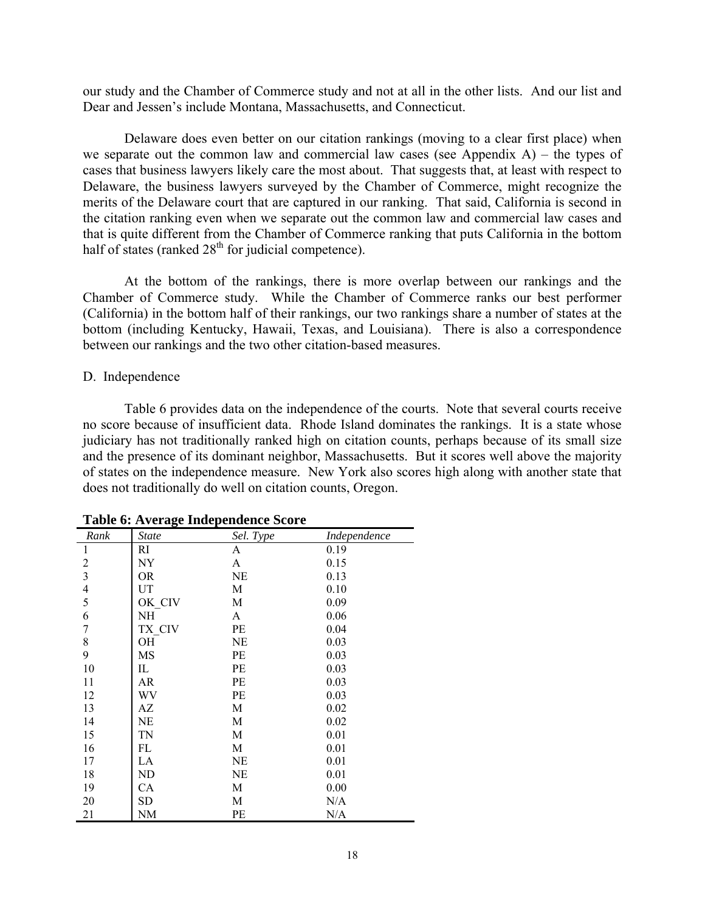our study and the Chamber of Commerce study and not at all in the other lists. And our list and Dear and Jessen's include Montana, Massachusetts, and Connecticut.

Delaware does even better on our citation rankings (moving to a clear first place) when we separate out the common law and commercial law cases (see Appendix A) – the types of cases that business lawyers likely care the most about. That suggests that, at least with respect to Delaware, the business lawyers surveyed by the Chamber of Commerce, might recognize the merits of the Delaware court that are captured in our ranking. That said, California is second in the citation ranking even when we separate out the common law and commercial law cases and that is quite different from the Chamber of Commerce ranking that puts California in the bottom half of states (ranked 28th for judicial competence).

At the bottom of the rankings, there is more overlap between our rankings and the Chamber of Commerce study. While the Chamber of Commerce ranks our best performer (California) in the bottom half of their rankings, our two rankings share a number of states at the bottom (including Kentucky, Hawaii, Texas, and Louisiana). There is also a correspondence between our rankings and the two other citation-based measures.

D. Independence

Table 6 provides data on the independence of the courts. Note that several courts receive no score because of insufficient data. Rhode Island dominates the rankings. It is a state whose judiciary has not traditionally ranked high on citation counts, perhaps because of its small size and the presence of its dominant neighbor, Massachusetts. But it scores well above the majority of states on the independence measure. New York also scores high along with another state that does not traditionally do well on citation counts, Oregon.

**Table 6: Average Independence Score**

| *Rank* | *State* | *Sel. Type* | *Independence* |
|---|---|---|---|
| 1 | RI | A | 0.19 |
| 2 | NY | A | 0.15 |
| 3 | OR | NE | 0.13 |
| 4 | UT | M | 0.10 |
| 5 | OK_CIV | M | 0.09 |
| 6 | NH | A | 0.06 |
| 7 | TX_CIV | PE | 0.04 |
| 8 | OH | NE | 0.03 |
| 9 | MS | PE | 0.03 |
| 10 | IL | PE | 0.03 |
| 11 | AR | PE | 0.03 |
| 12 | WV | PE | 0.03 |
| 13 | AZ | M | 0.02 |
| 14 | NE | M | 0.02 |
| 15 | TN | M | 0.01 |
| 16 | FL | M | 0.01 |
| 17 | LA | NE | 0.01 |
| 18 | ND | NE | 0.01 |
| 19 | CA | M | 0.00 |
| 20 | SD | M | N/A |
| 21 | NM | PE | N/A |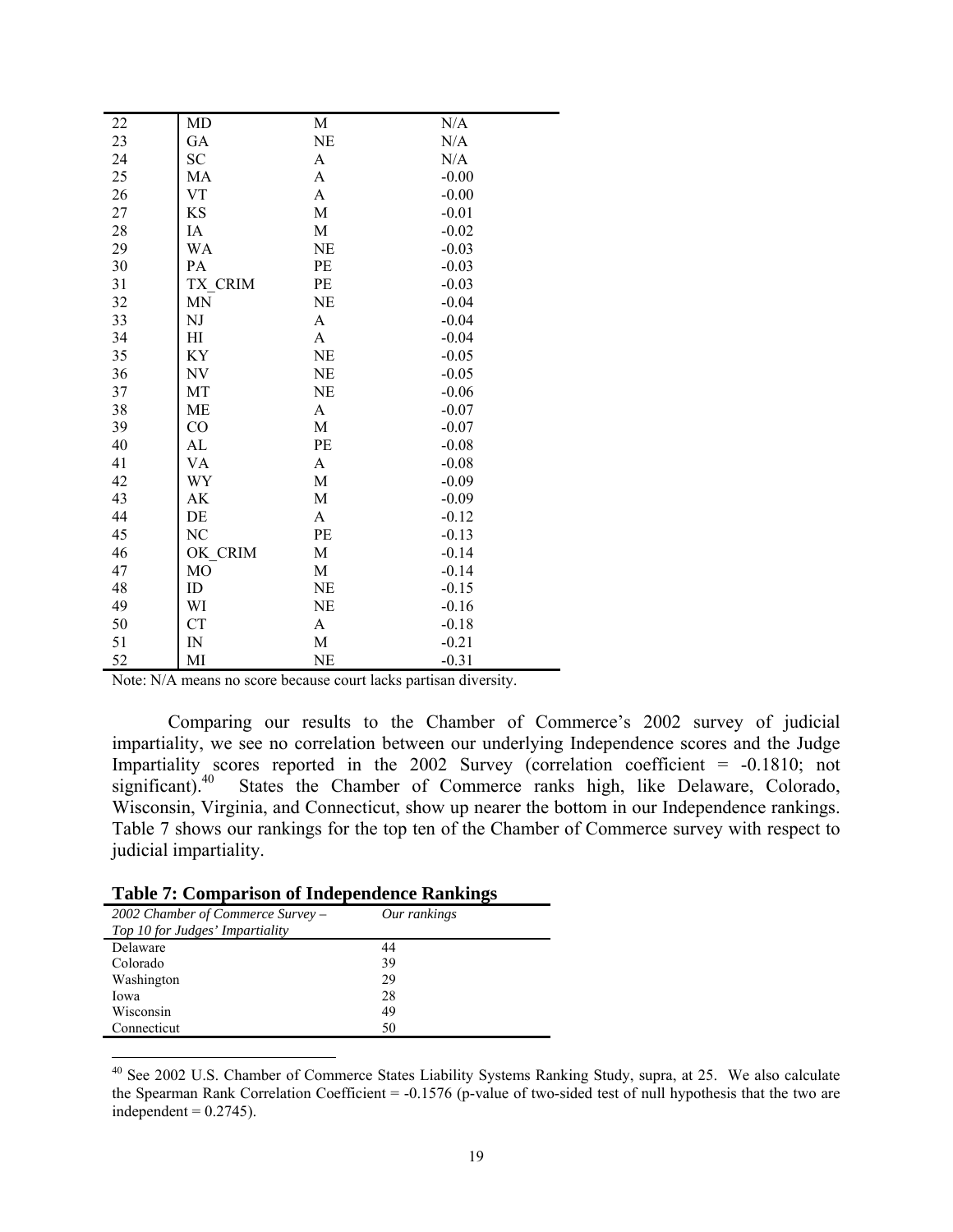| | | | |
|---|---|---|---|
| 22 | MD | M | N/A |
| 23 | GA | NE | N/A |
| 24 | SC | A | N/A |
| 25 | MA | A | -0.00 |
| 26 | VT | A | -0.00 |
| 27 | KS | M | -0.01 |
| 28 | IA | M | -0.02 |
| 29 | WA | NE | -0.03 |
| 30 | PA | PE | -0.03 |
| 31 | TX_CRIM | PE | -0.03 |
| 32 | MN | NE | -0.04 |
| 33 | NJ | A | -0.04 |
| 34 | HI | A | -0.04 |
| 35 | KY | NE | -0.05 |
| 36 | NV | NE | -0.05 |
| 37 | MT | NE | -0.06 |
| 38 | ME | A | -0.07 |
| 39 | CO | M | -0.07 |
| 40 | AL | PE | -0.08 |
| 41 | VA | A | -0.08 |
| 42 | WY | M | -0.09 |
| 43 | AK | M | -0.09 |
| 44 | DE | A | -0.12 |
| 45 | NC | PE | -0.13 |
| 46 | OK_CRIM | M | -0.14 |
| 47 | MO | M | -0.14 |
| 48 | ID | NE | -0.15 |
| 49 | WI | NE | -0.16 |
| 50 | CT | A | -0.18 |
| 51 | IN | M | -0.21 |
| 52 | MI | NE | -0.31 |

Note: N/A means no score because court lacks partisan diversity.

Comparing our results to the Chamber of Commerce's 2002 survey of judicial impartiality, we see no correlation between our underlying Independence scores and the Judge Impartiality scores reported in the 2002 Survey (correlation coefficient = -0.1810; not significant).[40] States the Chamber of Commerce ranks high, like Delaware, Colorado, Wisconsin, Virginia, and Connecticut, show up nearer the bottom in our Independence rankings. Table 7 shows our rankings for the top ten of the Chamber of Commerce survey with respect to judicial impartiality.

**Table 7: Comparison of Independence Rankings**

| *2002 Chamber of Commerce Survey – Top 10 for Judges' Impartiality* | *Our rankings* |
|---|---|
| Delaware | 44 |
| Colorado | 39 |
| Washington | 29 |
| Iowa | 28 |
| Wisconsin | 49 |
| Connecticut | 50 |

[40] See 2002 U.S. Chamber of Commerce States Liability Systems Ranking Study, supra, at 25. We also calculate the Spearman Rank Correlation Coefficient = -0.1576 (p-value of two-sided test of null hypothesis that the two are independent = 0.2745).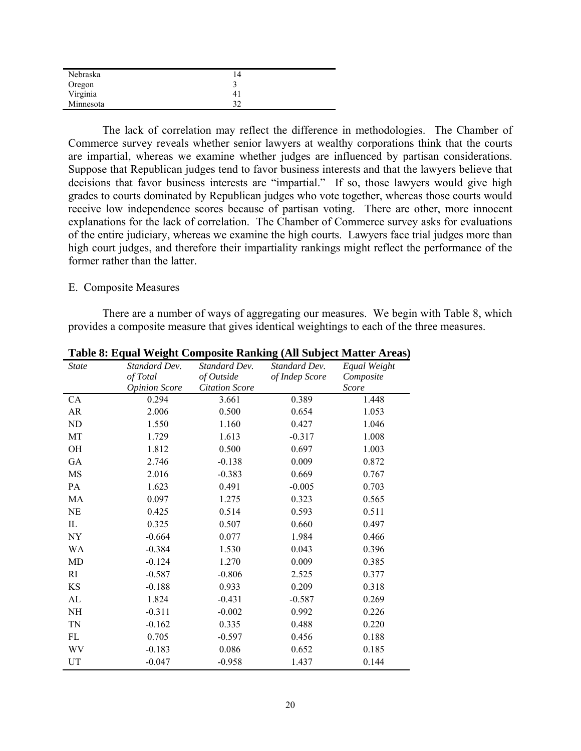| | |
|---|---|
| Nebraska | 14 |
| Oregon | 3 |
| Virginia | 41 |
| Minnesota | 32 |

The lack of correlation may reflect the difference in methodologies. The Chamber of Commerce survey reveals whether senior lawyers at wealthy corporations think that the courts are impartial, whereas we examine whether judges are influenced by partisan considerations. Suppose that Republican judges tend to favor business interests and that the lawyers believe that decisions that favor business interests are "impartial." If so, those lawyers would give high grades to courts dominated by Republican judges who vote together, whereas those courts would receive low independence scores because of partisan voting. There are other, more innocent explanations for the lack of correlation. The Chamber of Commerce survey asks for evaluations of the entire judiciary, whereas we examine the high courts. Lawyers face trial judges more than high court judges, and therefore their impartiality rankings might reflect the performance of the former rather than the latter.

E. Composite Measures

There are a number of ways of aggregating our measures. We begin with Table 8, which provides a composite measure that gives identical weightings to each of the three measures.

**Table 8: Equal Weight Composite Ranking (All Subject Matter Areas)**

| *State* | *Standard Dev. of Total Opinion Score* | *Standard Dev. of Outside Citation Score* | *Standard Dev. of Indep Score* | *Equal Weight Composite Score* |
|---|---|---|---|---|
| CA | 0.294 | 3.661 | 0.389 | 1.448 |
| AR | 2.006 | 0.500 | 0.654 | 1.053 |
| ND | 1.550 | 1.160 | 0.427 | 1.046 |
| MT | 1.729 | 1.613 | -0.317 | 1.008 |
| OH | 1.812 | 0.500 | 0.697 | 1.003 |
| GA | 2.746 | -0.138 | 0.009 | 0.872 |
| MS | 2.016 | -0.383 | 0.669 | 0.767 |
| PA | 1.623 | 0.491 | -0.005 | 0.703 |
| MA | 0.097 | 1.275 | 0.323 | 0.565 |
| NE | 0.425 | 0.514 | 0.593 | 0.511 |
| IL | 0.325 | 0.507 | 0.660 | 0.497 |
| NY | -0.664 | 0.077 | 1.984 | 0.466 |
| WA | -0.384 | 1.530 | 0.043 | 0.396 |
| MD | -0.124 | 1.270 | 0.009 | 0.385 |
| RI | -0.587 | -0.806 | 2.525 | 0.377 |
| KS | -0.188 | 0.933 | 0.209 | 0.318 |
| AL | 1.824 | -0.431 | -0.587 | 0.269 |
| NH | -0.311 | -0.002 | 0.992 | 0.226 |
| TN | -0.162 | 0.335 | 0.488 | 0.220 |
| FL | 0.705 | -0.597 | 0.456 | 0.188 |
| WV | -0.183 | 0.086 | 0.652 | 0.185 |
| UT | -0.047 | -0.958 | 1.437 | 0.144 |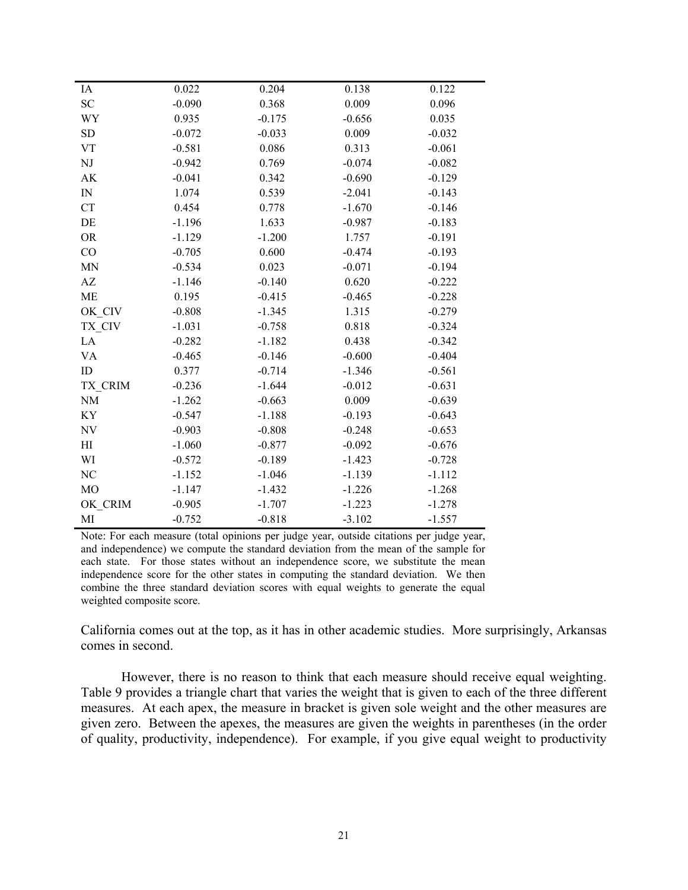| | | | | |
|---|---|---|---|---|
| IA | 0.022 | 0.204 | 0.138 | 0.122 |
| SC | -0.090 | 0.368 | 0.009 | 0.096 |
| WY | 0.935 | -0.175 | -0.656 | 0.035 |
| SD | -0.072 | -0.033 | 0.009 | -0.032 |
| VT | -0.581 | 0.086 | 0.313 | -0.061 |
| NJ | -0.942 | 0.769 | -0.074 | -0.082 |
| AK | -0.041 | 0.342 | -0.690 | -0.129 |
| IN | 1.074 | 0.539 | -2.041 | -0.143 |
| CT | 0.454 | 0.778 | -1.670 | -0.146 |
| DE | -1.196 | 1.633 | -0.987 | -0.183 |
| OR | -1.129 | -1.200 | 1.757 | -0.191 |
| CO | -0.705 | 0.600 | -0.474 | -0.193 |
| MN | -0.534 | 0.023 | -0.071 | -0.194 |
| AZ | -1.146 | -0.140 | 0.620 | -0.222 |
| ME | 0.195 | -0.415 | -0.465 | -0.228 |
| OK_CIV | -0.808 | -1.345 | 1.315 | -0.279 |
| TX_CIV | -1.031 | -0.758 | 0.818 | -0.324 |
| LA | -0.282 | -1.182 | 0.438 | -0.342 |
| VA | -0.465 | -0.146 | -0.600 | -0.404 |
| ID | 0.377 | -0.714 | -1.346 | -0.561 |
| TX_CRIM | -0.236 | -1.644 | -0.012 | -0.631 |
| NM | -1.262 | -0.663 | 0.009 | -0.639 |
| KY | -0.547 | -1.188 | -0.193 | -0.643 |
| NV | -0.903 | -0.808 | -0.248 | -0.653 |
| HI | -1.060 | -0.877 | -0.092 | -0.676 |
| WI | -0.572 | -0.189 | -1.423 | -0.728 |
| NC | -1.152 | -1.046 | -1.139 | -1.112 |
| MO | -1.147 | -1.432 | -1.226 | -1.268 |
| OK_CRIM | -0.905 | -1.707 | -1.223 | -1.278 |
| MI | -0.752 | -0.818 | -3.102 | -1.557 |

Note: For each measure (total opinions per judge year, outside citations per judge year, and independence) we compute the standard deviation from the mean of the sample for each state. For those states without an independence score, we substitute the mean independence score for the other states in computing the standard deviation. We then combine the three standard deviation scores with equal weights to generate the equal weighted composite score.

California comes out at the top, as it has in other academic studies. More surprisingly, Arkansas comes in second.

However, there is no reason to think that each measure should receive equal weighting. Table 9 provides a triangle chart that varies the weight that is given to each of the three different measures. At each apex, the measure in bracket is given sole weight and the other measures are given zero. Between the apexes, the measures are given the weights in parentheses (in the order of quality, productivity, independence). For example, if you give equal weight to productivity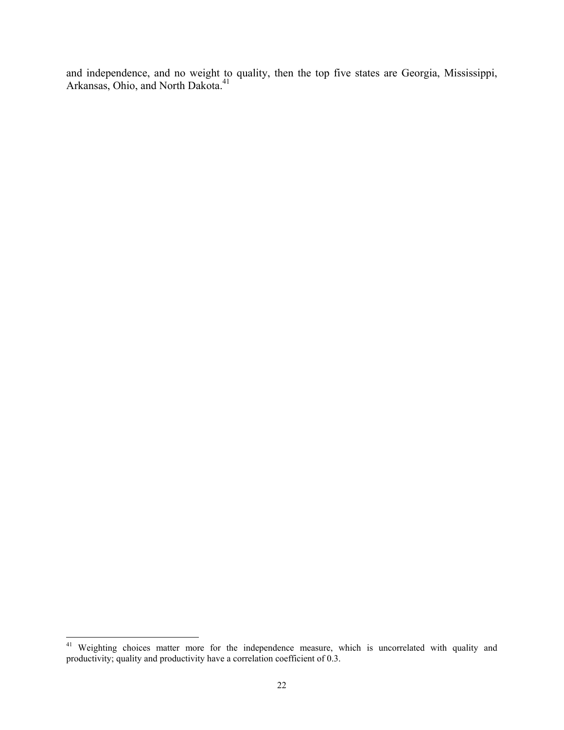and independence, and no weight to quality, then the top five states are Georgia, Mississippi, Arkansas, Ohio, and North Dakota.[41]

[41] Weighting choices matter more for the independence measure, which is uncorrelated with quality and productivity; quality and productivity have a correlation coefficient of 0.3.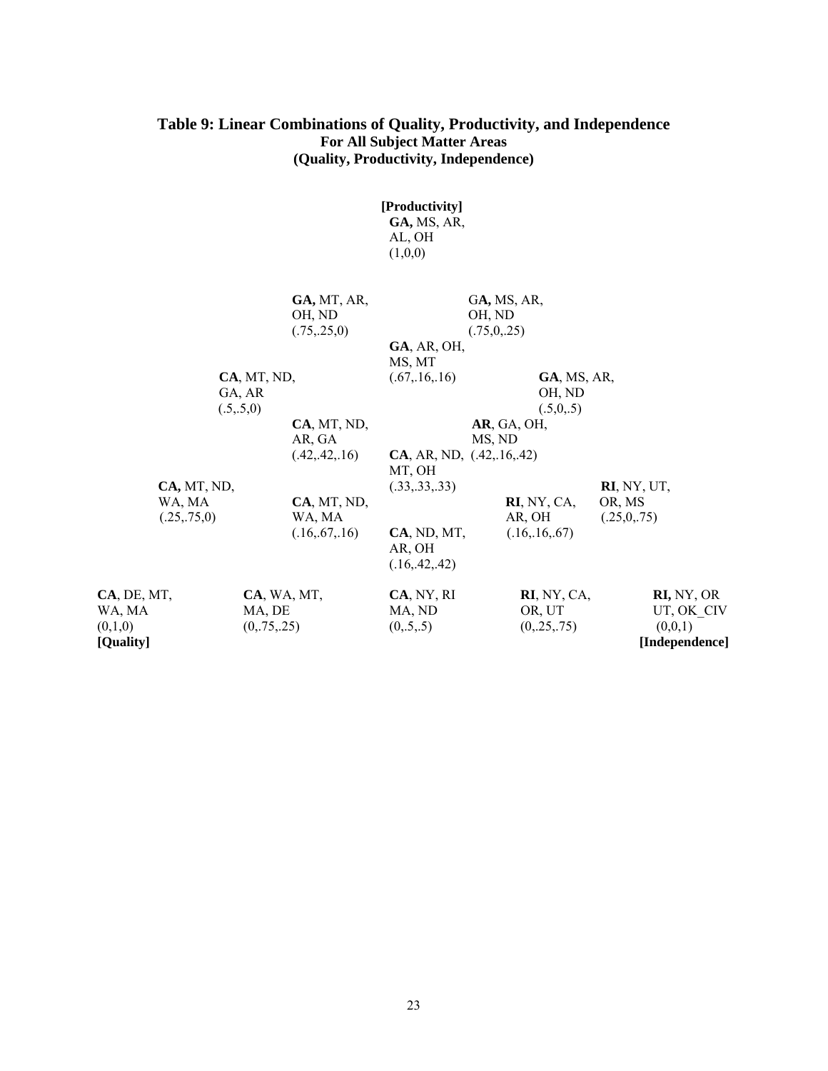## Table 9: Linear Combinations of Quality, Productivity, and Independence
### For All Subject Matter Areas
### (Quality, Productivity, Independence)

**[Productivity]**
**GA,** MS, AR, AL, OH
(1,0,0)

**GA,** MT, AR, OH, ND
(.75,.25,0)

G**A,** MS, AR, OH, ND
(.75,0,.25)

**GA**, AR, OH, MS, MT
(.67,.16,.16)

**CA**, MT, ND, GA, AR
(.5,.5,0)

**GA**, MS, AR, OH, ND
(.5,0,.5)

**CA**, MT, ND, AR, GA
(.42,.42,.16)

**AR**, GA, OH, MS, ND
(.42,.16,.42)

**CA**, AR, ND, MT, OH
(.33,.33,.33)

**CA,** MT, ND, WA, MA
(.25,.75,0)

**CA**, MT, ND, WA, MA
(.16,.67,.16)

**RI**, NY, CA, AR, OH
(.16,.16,.67)

**RI**, NY, UT, OR, MS
(.25,0,.75)

**CA**, ND, MT, AR, OH
(.16,.42,.42)

**CA**, DE, MT, WA, MA
(0,1,0)
**[Quality]**

**CA**, WA, MT, MA, DE
(0,.75,.25)

**CA**, NY, RI MA, ND
(0,.5,.5)

**RI**, NY, CA, OR, UT
(0,.25,.75)

**RI,** NY, OR UT, OK_CIV
(0,0,1)
**[Independence]**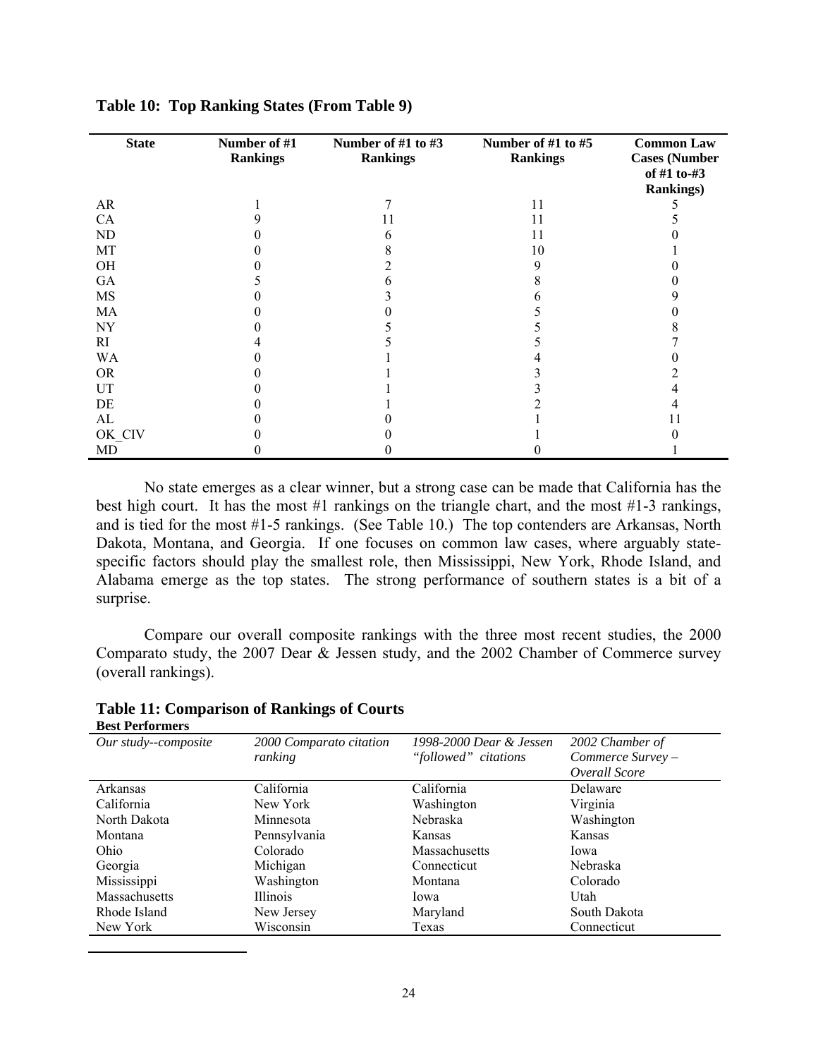**Table 10: Top Ranking States (From Table 9)**

| State | Number of #1 Rankings | Number of #1 to #3 Rankings | Number of #1 to #5 Rankings | Common Law Cases (Number of #1 to-#3 Rankings) |
|---|---|---|---|---|
| AR | 1 | 7 | 11 | 5 |
| CA | 9 | 11 | 11 | 5 |
| ND | 0 | 6 | 11 | 0 |
| MT | 0 | 8 | 10 | 1 |
| OH | 0 | 2 | 9 | 0 |
| GA | 5 | 6 | 8 | 0 |
| MS | 0 | 3 | 6 | 9 |
| MA | 0 | 0 | 5 | 0 |
| NY | 0 | 5 | 5 | 8 |
| RI | 4 | 5 | 5 | 7 |
| WA | 0 | 1 | 4 | 0 |
| OR | 0 | 1 | 3 | 2 |
| UT | 0 | 1 | 3 | 4 |
| DE | 0 | 1 | 2 | 4 |
| AL | 0 | 0 | 1 | 11 |
| OK_CIV | 0 | 0 | 1 | 0 |
| MD | 0 | 0 | 0 | 1 |

No state emerges as a clear winner, but a strong case can be made that California has the best high court. It has the most #1 rankings on the triangle chart, and the most #1-3 rankings, and is tied for the most #1-5 rankings. (See Table 10.) The top contenders are Arkansas, North Dakota, Montana, and Georgia. If one focuses on common law cases, where arguably state-specific factors should play the smallest role, then Mississippi, New York, Rhode Island, and Alabama emerge as the top states. The strong performance of southern states is a bit of a surprise.

Compare our overall composite rankings with the three most recent studies, the 2000 Comparato study, the 2007 Dear & Jessen study, and the 2002 Chamber of Commerce survey (overall rankings).

**Table 11: Comparison of Rankings of Courts**

**Best Performers**

| *Our study--composite* | *2000 Comparato citation ranking* | *1998-2000 Dear & Jessen "followed" citations* | *2002 Chamber of Commerce Survey – Overall Score* |
|---|---|---|---|
| Arkansas | California | California | Delaware |
| California | New York | Washington | Virginia |
| North Dakota | Minnesota | Nebraska | Washington |
| Montana | Pennsylvania | Kansas | Kansas |
| Ohio | Colorado | Massachusetts | Iowa |
| Georgia | Michigan | Connecticut | Nebraska |
| Mississippi | Washington | Montana | Colorado |
| Massachusetts | Illinois | Iowa | Utah |
| Rhode Island | New Jersey | Maryland | South Dakota |
| New York | Wisconsin | Texas | Connecticut |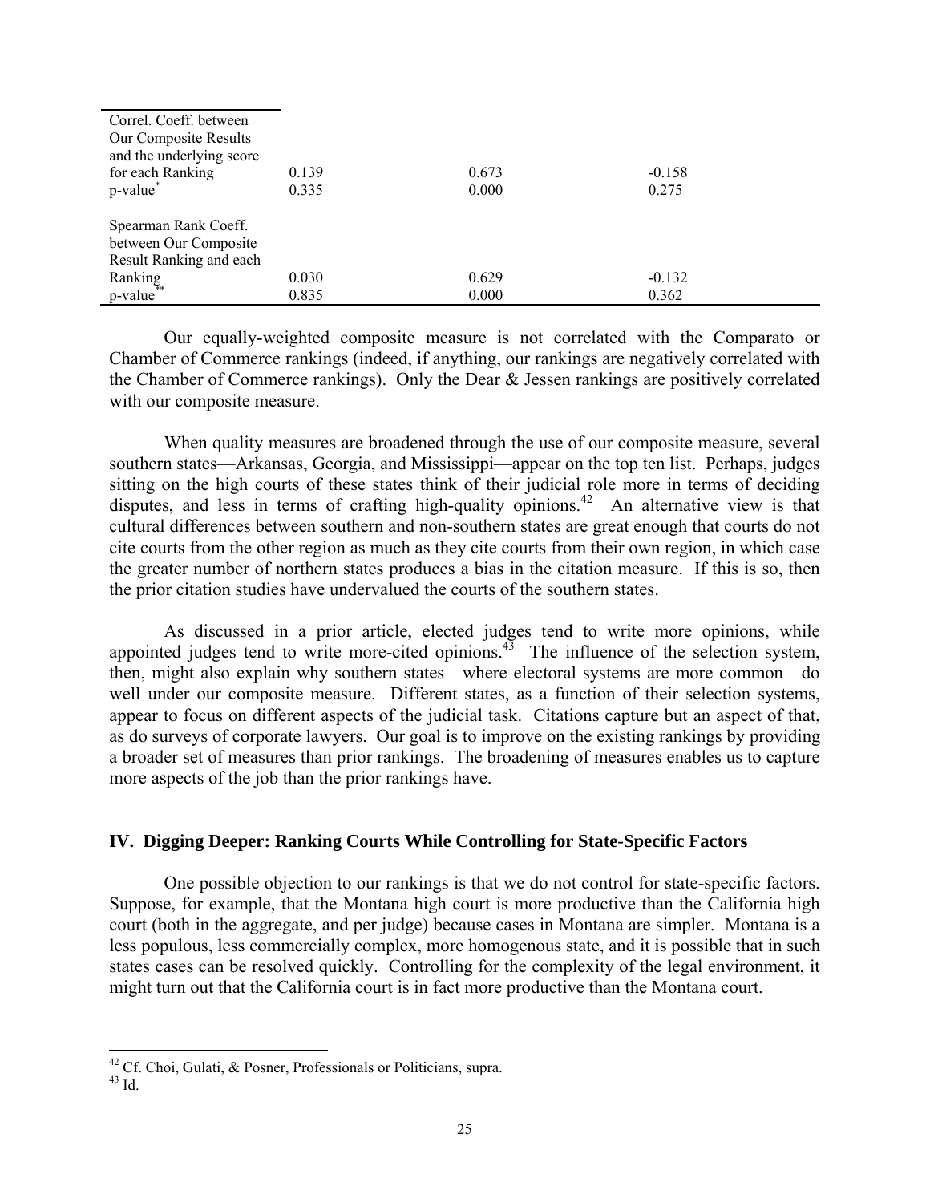| | | | |
|---|---|---|---|
| Correl. Coeff. between Our Composite Results and the underlying score for each Ranking | 0.139 | 0.673 | -0.158 |
| p-value* | 0.335 | 0.000 | 0.275 |
| Spearman Rank Coeff. between Our Composite Result Ranking and each Ranking | 0.030 | 0.629 | -0.132 |
| p-value** | 0.835 | 0.000 | 0.362 |

Our equally-weighted composite measure is not correlated with the Comparato or Chamber of Commerce rankings (indeed, if anything, our rankings are negatively correlated with the Chamber of Commerce rankings). Only the Dear & Jessen rankings are positively correlated with our composite measure.

When quality measures are broadened through the use of our composite measure, several southern states—Arkansas, Georgia, and Mississippi—appear on the top ten list. Perhaps, judges sitting on the high courts of these states think of their judicial role more in terms of deciding disputes, and less in terms of crafting high-quality opinions.[42] An alternative view is that cultural differences between southern and non-southern states are great enough that courts do not cite courts from the other region as much as they cite courts from their own region, in which case the greater number of northern states produces a bias in the citation measure. If this is so, then the prior citation studies have undervalued the courts of the southern states.

As discussed in a prior article, elected judges tend to write more opinions, while appointed judges tend to write more-cited opinions.[43] The influence of the selection system, then, might also explain why southern states—where electoral systems are more common—do well under our composite measure. Different states, as a function of their selection systems, appear to focus on different aspects of the judicial task. Citations capture but an aspect of that, as do surveys of corporate lawyers. Our goal is to improve on the existing rankings by providing a broader set of measures than prior rankings. The broadening of measures enables us to capture more aspects of the job than the prior rankings have.

## IV. Digging Deeper: Ranking Courts While Controlling for State-Specific Factors

One possible objection to our rankings is that we do not control for state-specific factors. Suppose, for example, that the Montana high court is more productive than the California high court (both in the aggregate, and per judge) because cases in Montana are simpler. Montana is a less populous, less commercially complex, more homogenous state, and it is possible that in such states cases can be resolved quickly. Controlling for the complexity of the legal environment, it might turn out that the California court is in fact more productive than the Montana court.

---

[42] Cf. Choi, Gulati, & Posner, Professionals or Politicians, supra.

[43] Id.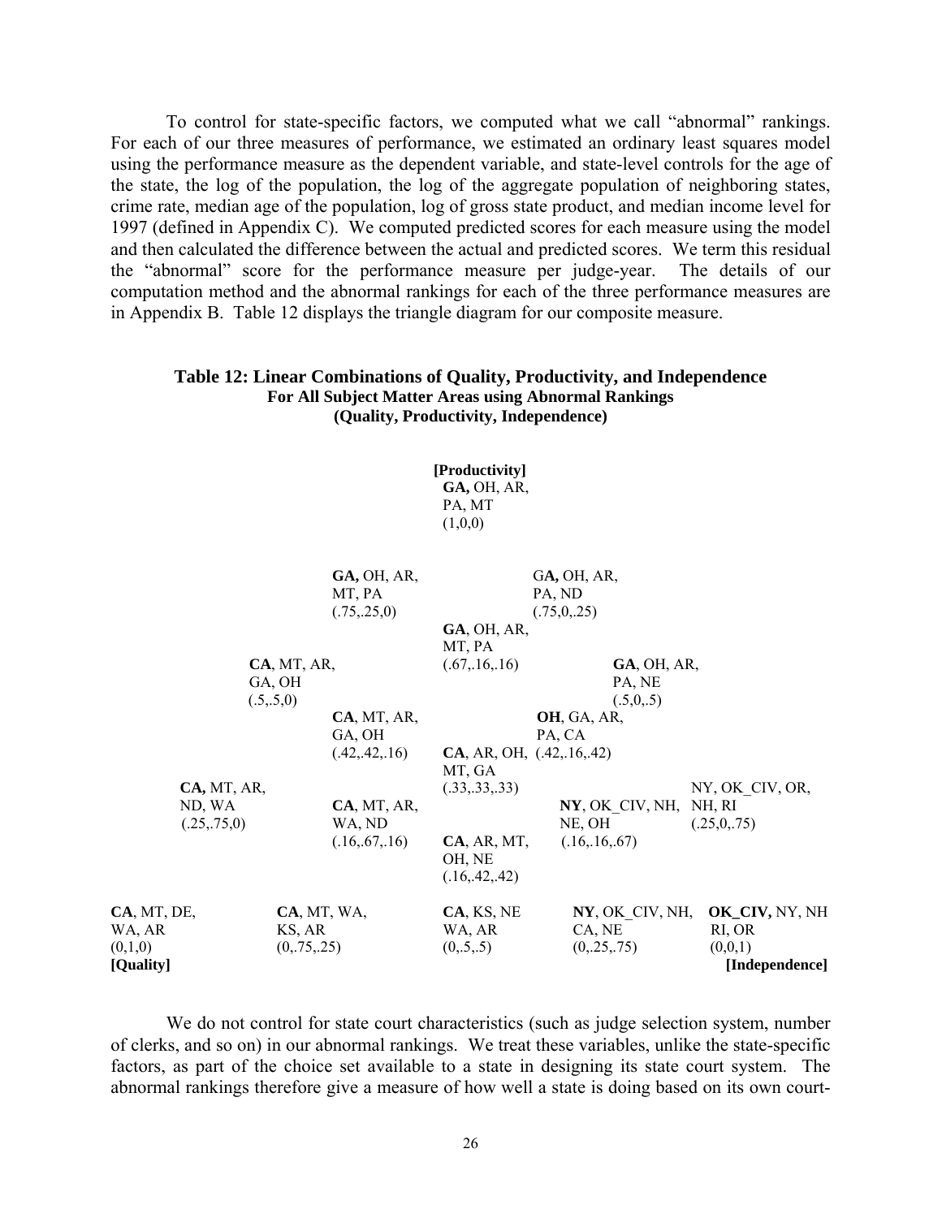To control for state-specific factors, we computed what we call "abnormal" rankings. For each of our three measures of performance, we estimated an ordinary least squares model using the performance measure as the dependent variable, and state-level controls for the age of the state, the log of the population, the log of the aggregate population of neighboring states, crime rate, median age of the population, log of gross state product, and median income level for 1997 (defined in Appendix C). We computed predicted scores for each measure using the model and then calculated the difference between the actual and predicted scores. We term this residual the "abnormal" score for the performance measure per judge-year. The details of our computation method and the abnormal rankings for each of the three performance measures are in Appendix B. Table 12 displays the triangle diagram for our composite measure.

**Table 12: Linear Combinations of Quality, Productivity, and Independence**
**For All Subject Matter Areas using Abnormal Rankings**
**(Quality, Productivity, Independence)**

**[Productivity]**

| Weights (Quality, Productivity, Independence) | Ranking |
|---|---|
| (1,0,0) [Productivity] | **GA,** OH, AR, PA, MT |
| (.75,.25,0) | **GA,** OH, AR, MT, PA |
| (.75,0,.25) | G**A,** OH, AR, PA, ND |
| (.67,.16,.16) | **GA**, OH, AR, MT, PA |
| (.5,.5,0) | **CA**, MT, AR, GA, OH |
| (.5,0,.5) | **GA**, OH, AR, PA, NE |
| (.42,.42,.16) | **CA**, MT, AR, GA, OH |
| (.42,.16,.42) | **OH**, GA, AR, PA, CA |
| (.33,.33,.33) | **CA**, AR, OH, MT, GA |
| (.25,.75,0) | **CA,** MT, AR, ND, WA |
| (.25,0,.75) | NY, OK_CIV, OR, NH, RI |
| (.16,.67,.16) | **CA**, MT, AR, WA, ND |
| (.16,.16,.67) | **NY**, OK_CIV, NH, NE, OH |
| (.16,.42,.42) | **CA**, AR, MT, OH, NE |
| (0,1,0) [Quality] | **CA**, MT, DE, WA, AR |
| (0,.75,.25) | **CA**, MT, WA, KS, AR |
| (0,.5,.5) | **CA**, KS, NE WA, AR |
| (0,.25,.75) | **NY**, OK_CIV, NH, CA, NE |
| (0,0,1) [Independence] | **OK_CIV,** NY, NH RI, OR |

**[Quality]** **[Independence]**

We do not control for state court characteristics (such as judge selection system, number of clerks, and so on) in our abnormal rankings. We treat these variables, unlike the state-specific factors, as part of the choice set available to a state in designing its state court system. The abnormal rankings therefore give a measure of how well a state is doing based on its own court-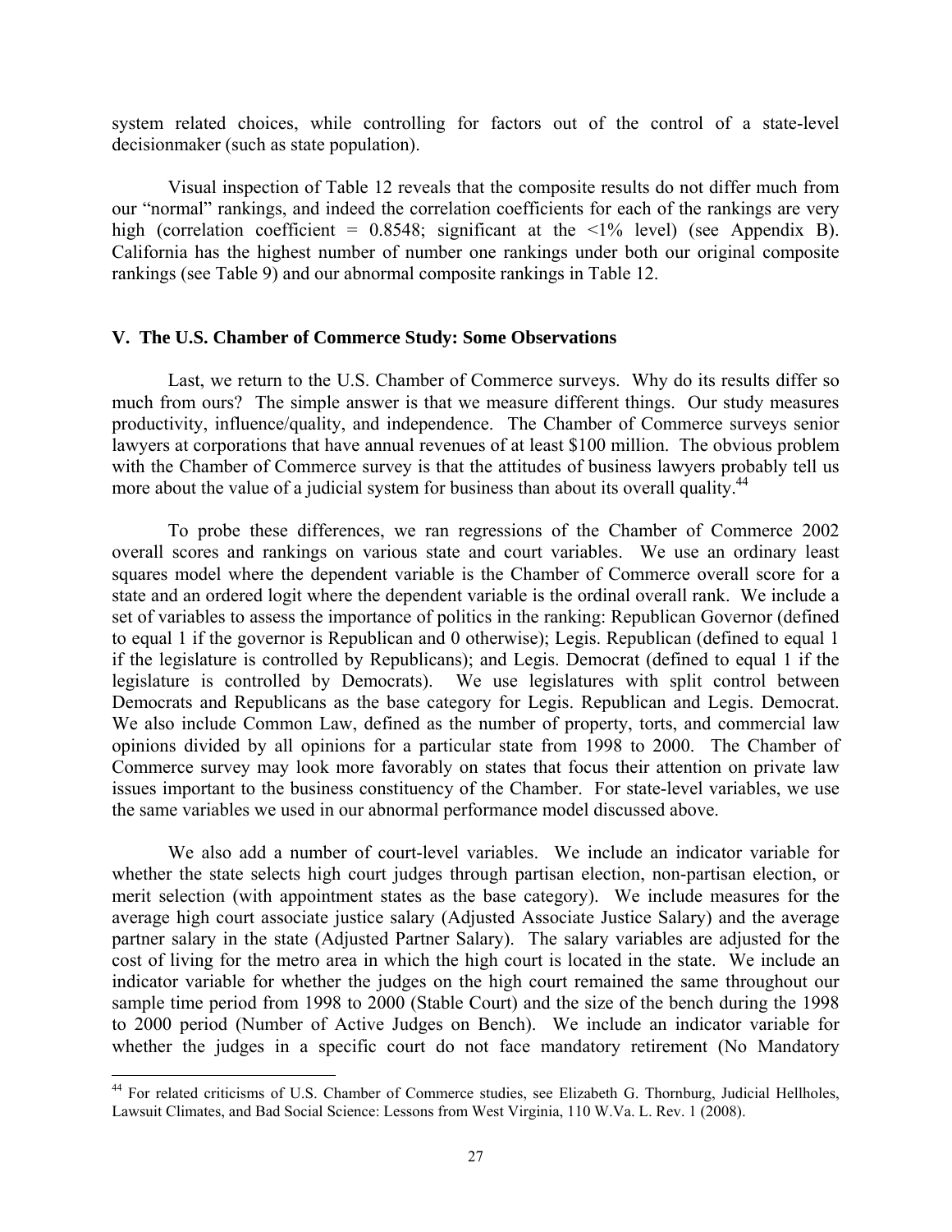system related choices, while controlling for factors out of the control of a state-level decisionmaker (such as state population).

Visual inspection of Table 12 reveals that the composite results do not differ much from our "normal" rankings, and indeed the correlation coefficients for each of the rankings are very high (correlation coefficient = 0.8548; significant at the <1% level) (see Appendix B). California has the highest number of number one rankings under both our original composite rankings (see Table 9) and our abnormal composite rankings in Table 12.

## V. The U.S. Chamber of Commerce Study: Some Observations

Last, we return to the U.S. Chamber of Commerce surveys. Why do its results differ so much from ours? The simple answer is that we measure different things. Our study measures productivity, influence/quality, and independence. The Chamber of Commerce surveys senior lawyers at corporations that have annual revenues of at least $100 million. The obvious problem with the Chamber of Commerce survey is that the attitudes of business lawyers probably tell us more about the value of a judicial system for business than about its overall quality.[44]

To probe these differences, we ran regressions of the Chamber of Commerce 2002 overall scores and rankings on various state and court variables. We use an ordinary least squares model where the dependent variable is the Chamber of Commerce overall score for a state and an ordered logit where the dependent variable is the ordinal overall rank. We include a set of variables to assess the importance of politics in the ranking: Republican Governor (defined to equal 1 if the governor is Republican and 0 otherwise); Legis. Republican (defined to equal 1 if the legislature is controlled by Republicans); and Legis. Democrat (defined to equal 1 if the legislature is controlled by Democrats). We use legislatures with split control between Democrats and Republicans as the base category for Legis. Republican and Legis. Democrat. We also include Common Law, defined as the number of property, torts, and commercial law opinions divided by all opinions for a particular state from 1998 to 2000. The Chamber of Commerce survey may look more favorably on states that focus their attention on private law issues important to the business constituency of the Chamber. For state-level variables, we use the same variables we used in our abnormal performance model discussed above.

We also add a number of court-level variables. We include an indicator variable for whether the state selects high court judges through partisan election, non-partisan election, or merit selection (with appointment states as the base category). We include measures for the average high court associate justice salary (Adjusted Associate Justice Salary) and the average partner salary in the state (Adjusted Partner Salary). The salary variables are adjusted for the cost of living for the metro area in which the high court is located in the state. We include an indicator variable for whether the judges on the high court remained the same throughout our sample time period from 1998 to 2000 (Stable Court) and the size of the bench during the 1998 to 2000 period (Number of Active Judges on Bench). We include an indicator variable for whether the judges in a specific court do not face mandatory retirement (No Mandatory

[44] For related criticisms of U.S. Chamber of Commerce studies, see Elizabeth G. Thornburg, Judicial Hellholes, Lawsuit Climates, and Bad Social Science: Lessons from West Virginia, 110 W.Va. L. Rev. 1 (2008).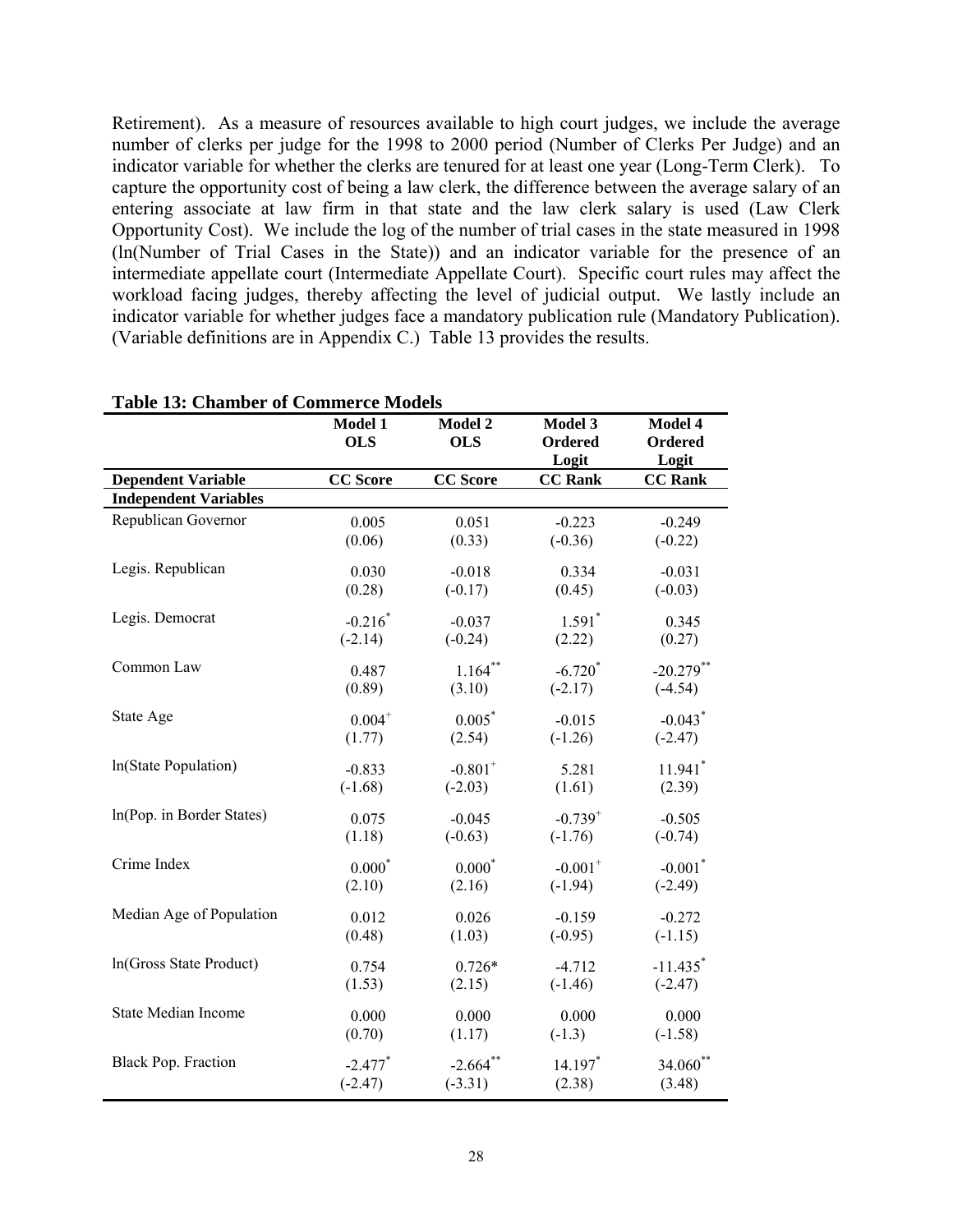Retirement). As a measure of resources available to high court judges, we include the average number of clerks per judge for the 1998 to 2000 period (Number of Clerks Per Judge) and an indicator variable for whether the clerks are tenured for at least one year (Long-Term Clerk). To capture the opportunity cost of being a law clerk, the difference between the average salary of an entering associate at law firm in that state and the law clerk salary is used (Law Clerk Opportunity Cost). We include the log of the number of trial cases in the state measured in 1998 (ln(Number of Trial Cases in the State)) and an indicator variable for the presence of an intermediate appellate court (Intermediate Appellate Court). Specific court rules may affect the workload facing judges, thereby affecting the level of judicial output. We lastly include an indicator variable for whether judges face a mandatory publication rule (Mandatory Publication). (Variable definitions are in Appendix C.) Table 13 provides the results.

**Table 13: Chamber of Commerce Models**

| | Model 1 OLS | Model 2 OLS | Model 3 Ordered Logit | Model 4 Ordered Logit |
|---|---|---|---|---|
| **Dependent Variable** | **CC Score** | **CC Score** | **CC Rank** | **CC Rank** |
| **Independent Variables** | | | | |
| Republican Governor | 0.005 | 0.051 | -0.223 | -0.249 |
| | (0.06) | (0.33) | (-0.36) | (-0.22) |
| Legis. Republican | 0.030 | -0.018 | 0.334 | -0.031 |
| | (0.28) | (-0.17) | (0.45) | (-0.03) |
| Legis. Democrat | -0.216* | -0.037 | 1.591* | 0.345 |
| | (-2.14) | (-0.24) | (2.22) | (0.27) |
| Common Law | 0.487 | 1.164** | -6.720* | -20.279** |
| | (0.89) | (3.10) | (-2.17) | (-4.54) |
| State Age | 0.004+ | 0.005* | -0.015 | -0.043* |
| | (1.77) | (2.54) | (-1.26) | (-2.47) |
| ln(State Population) | -0.833 | -0.801+ | 5.281 | 11.941* |
| | (-1.68) | (-2.03) | (1.61) | (2.39) |
| ln(Pop. in Border States) | 0.075 | -0.045 | -0.739+ | -0.505 |
| | (1.18) | (-0.63) | (-1.76) | (-0.74) |
| Crime Index | 0.000* | 0.000* | -0.001+ | -0.001* |
| | (2.10) | (2.16) | (-1.94) | (-2.49) |
| Median Age of Population | 0.012 | 0.026 | -0.159 | -0.272 |
| | (0.48) | (1.03) | (-0.95) | (-1.15) |
| ln(Gross State Product) | 0.754 | 0.726* | -4.712 | -11.435* |
| | (1.53) | (2.15) | (-1.46) | (-2.47) |
| State Median Income | 0.000 | 0.000 | 0.000 | 0.000 |
| | (0.70) | (1.17) | (-1.3) | (-1.58) |
| Black Pop. Fraction | -2.477* | -2.664** | 14.197* | 34.060** |
| | (-2.47) | (-3.31) | (2.38) | (3.48) |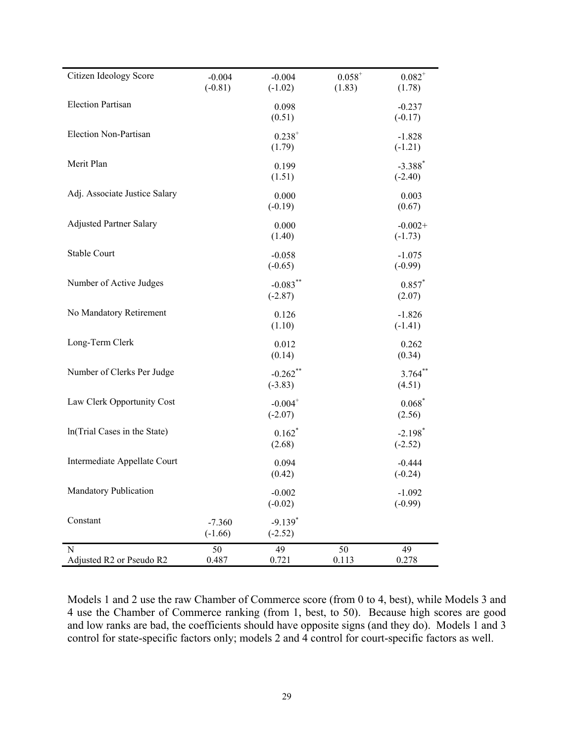| | | | | |
|---|---|---|---|---|
| Citizen Ideology Score | -0.004 (-0.81) | -0.004 (-1.02) | 0.058+ (1.83) | 0.082+ (1.78) |
| Election Partisan | | 0.098 (0.51) | | -0.237 (-0.17) |
| Election Non-Partisan | | 0.238+ (1.79) | | -1.828 (-1.21) |
| Merit Plan | | 0.199 (1.51) | | -3.388* (-2.40) |
| Adj. Associate Justice Salary | | 0.000 (-0.19) | | 0.003 (0.67) |
| Adjusted Partner Salary | | 0.000 (1.40) | | -0.002+ (-1.73) |
| Stable Court | | -0.058 (-0.65) | | -1.075 (-0.99) |
| Number of Active Judges | | -0.083** (-2.87) | | 0.857* (2.07) |
| No Mandatory Retirement | | 0.126 (1.10) | | -1.826 (-1.41) |
| Long-Term Clerk | | 0.012 (0.14) | | 0.262 (0.34) |
| Number of Clerks Per Judge | | -0.262** (-3.83) | | 3.764** (4.51) |
| Law Clerk Opportunity Cost | | -0.004+ (-2.07) | | 0.068* (2.56) |
| ln(Trial Cases in the State) | | 0.162* (2.68) | | -2.198* (-2.52) |
| Intermediate Appellate Court | | 0.094 (0.42) | | -0.444 (-0.24) |
| Mandatory Publication | | -0.002 (-0.02) | | -1.092 (-0.99) |
| Constant | -7.360 (-1.66) | -9.139* (-2.52) | | |
| N | 50 | 49 | 50 | 49 |
| Adjusted R2 or Pseudo R2 | 0.487 | 0.721 | 0.113 | 0.278 |

Models 1 and 2 use the raw Chamber of Commerce score (from 0 to 4, best), while Models 3 and 4 use the Chamber of Commerce ranking (from 1, best, to 50). Because high scores are good and low ranks are bad, the coefficients should have opposite signs (and they do). Models 1 and 3 control for state-specific factors only; models 2 and 4 control for court-specific factors as well.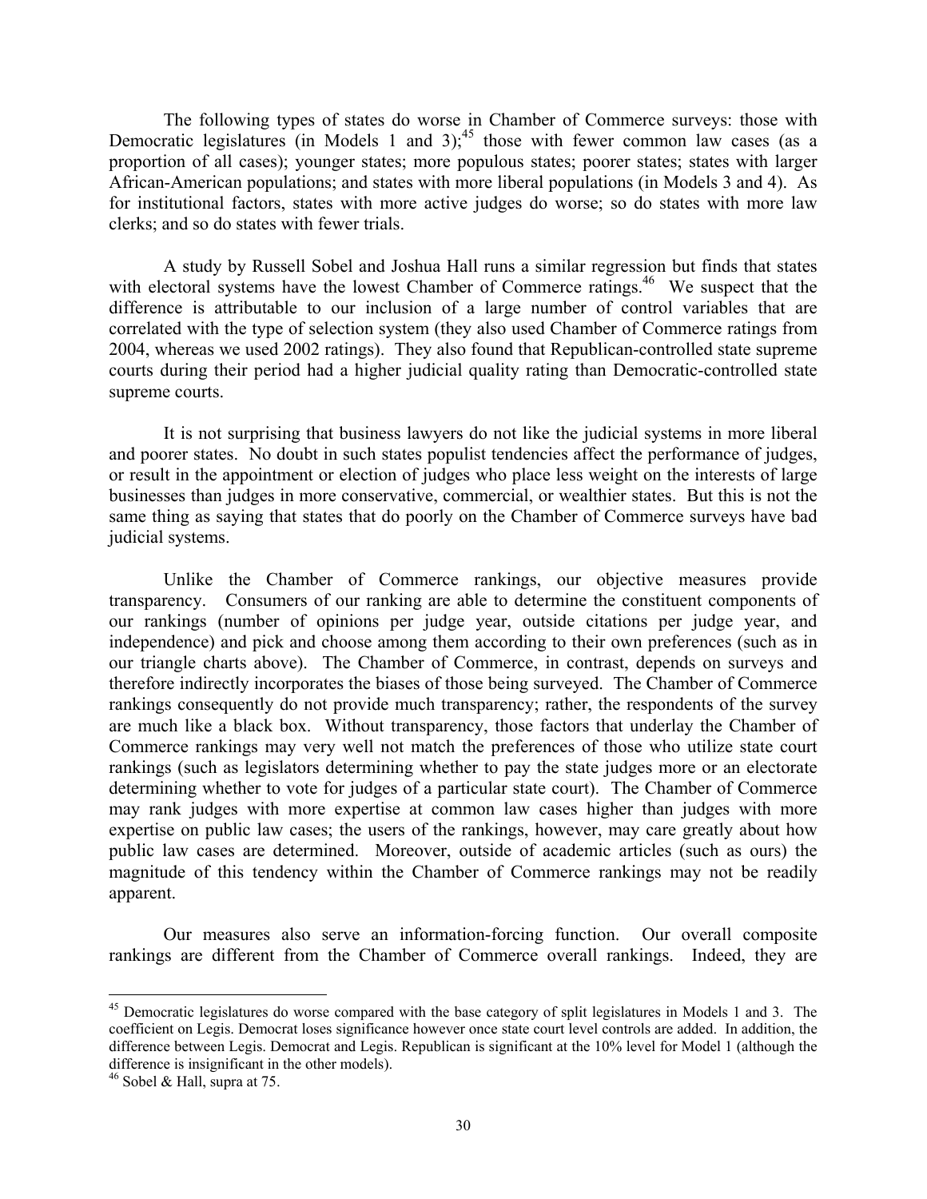The following types of states do worse in Chamber of Commerce surveys: those with Democratic legislatures (in Models 1 and 3);[45] those with fewer common law cases (as a proportion of all cases); younger states; more populous states; poorer states; states with larger African-American populations; and states with more liberal populations (in Models 3 and 4). As for institutional factors, states with more active judges do worse; so do states with more law clerks; and so do states with fewer trials.

A study by Russell Sobel and Joshua Hall runs a similar regression but finds that states with electoral systems have the lowest Chamber of Commerce ratings.[46] We suspect that the difference is attributable to our inclusion of a large number of control variables that are correlated with the type of selection system (they also used Chamber of Commerce ratings from 2004, whereas we used 2002 ratings). They also found that Republican-controlled state supreme courts during their period had a higher judicial quality rating than Democratic-controlled state supreme courts.

It is not surprising that business lawyers do not like the judicial systems in more liberal and poorer states. No doubt in such states populist tendencies affect the performance of judges, or result in the appointment or election of judges who place less weight on the interests of large businesses than judges in more conservative, commercial, or wealthier states. But this is not the same thing as saying that states that do poorly on the Chamber of Commerce surveys have bad judicial systems.

Unlike the Chamber of Commerce rankings, our objective measures provide transparency. Consumers of our ranking are able to determine the constituent components of our rankings (number of opinions per judge year, outside citations per judge year, and independence) and pick and choose among them according to their own preferences (such as in our triangle charts above). The Chamber of Commerce, in contrast, depends on surveys and therefore indirectly incorporates the biases of those being surveyed. The Chamber of Commerce rankings consequently do not provide much transparency; rather, the respondents of the survey are much like a black box. Without transparency, those factors that underlay the Chamber of Commerce rankings may very well not match the preferences of those who utilize state court rankings (such as legislators determining whether to pay the state judges more or an electorate determining whether to vote for judges of a particular state court). The Chamber of Commerce may rank judges with more expertise at common law cases higher than judges with more expertise on public law cases; the users of the rankings, however, may care greatly about how public law cases are determined. Moreover, outside of academic articles (such as ours) the magnitude of this tendency within the Chamber of Commerce rankings may not be readily apparent.

Our measures also serve an information-forcing function. Our overall composite rankings are different from the Chamber of Commerce overall rankings. Indeed, they are

---

[45] Democratic legislatures do worse compared with the base category of split legislatures in Models 1 and 3. The coefficient on Legis. Democrat loses significance however once state court level controls are added. In addition, the difference between Legis. Democrat and Legis. Republican is significant at the 10% level for Model 1 (although the difference is insignificant in the other models).

[46] Sobel & Hall, supra at 75.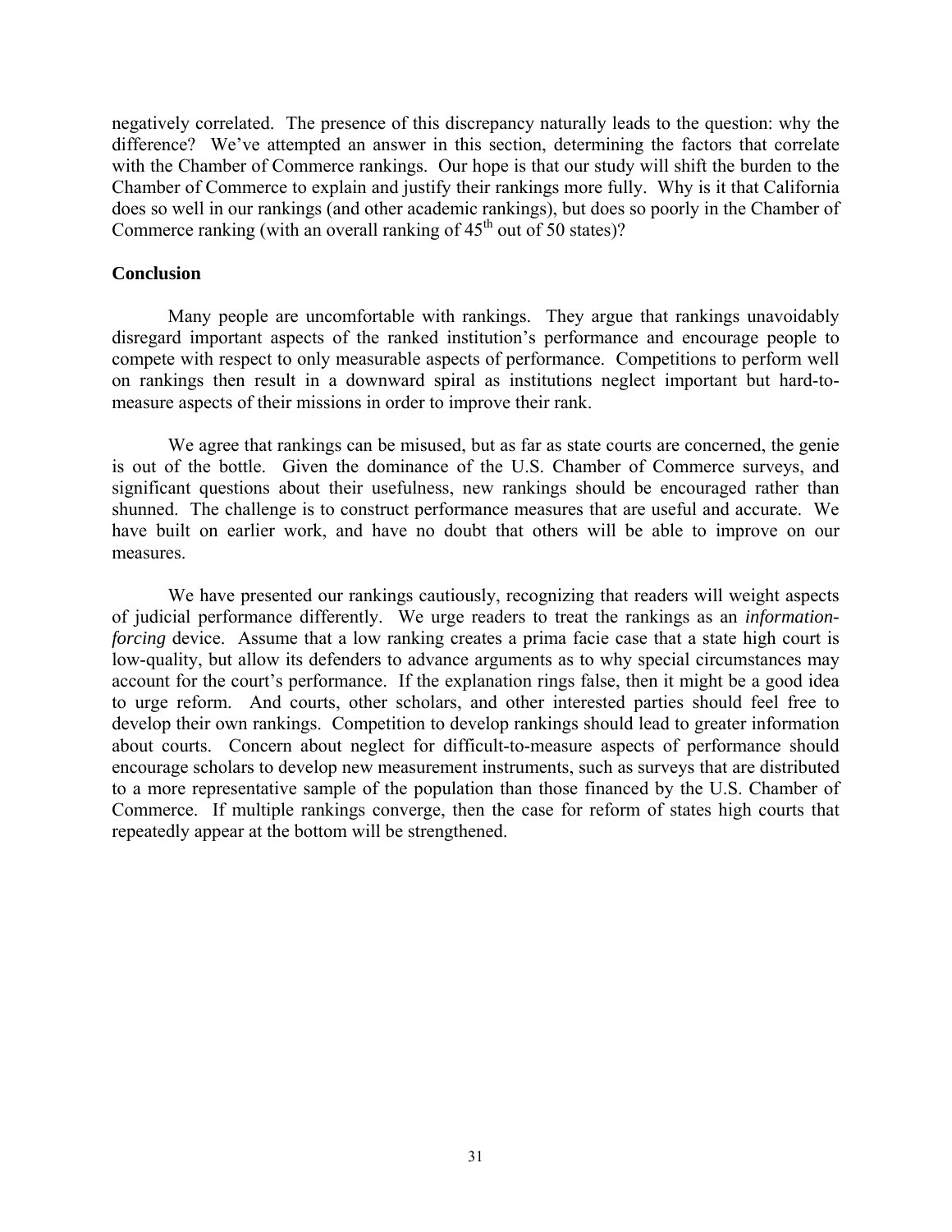negatively correlated. The presence of this discrepancy naturally leads to the question: why the difference? We've attempted an answer in this section, determining the factors that correlate with the Chamber of Commerce rankings. Our hope is that our study will shift the burden to the Chamber of Commerce to explain and justify their rankings more fully. Why is it that California does so well in our rankings (and other academic rankings), but does so poorly in the Chamber of Commerce ranking (with an overall ranking of 45th out of 50 states)?

## Conclusion

Many people are uncomfortable with rankings. They argue that rankings unavoidably disregard important aspects of the ranked institution's performance and encourage people to compete with respect to only measurable aspects of performance. Competitions to perform well on rankings then result in a downward spiral as institutions neglect important but hard-to-measure aspects of their missions in order to improve their rank.

We agree that rankings can be misused, but as far as state courts are concerned, the genie is out of the bottle. Given the dominance of the U.S. Chamber of Commerce surveys, and significant questions about their usefulness, new rankings should be encouraged rather than shunned. The challenge is to construct performance measures that are useful and accurate. We have built on earlier work, and have no doubt that others will be able to improve on our measures.

We have presented our rankings cautiously, recognizing that readers will weight aspects of judicial performance differently. We urge readers to treat the rankings as an *information-forcing* device. Assume that a low ranking creates a prima facie case that a state high court is low-quality, but allow its defenders to advance arguments as to why special circumstances may account for the court's performance. If the explanation rings false, then it might be a good idea to urge reform. And courts, other scholars, and other interested parties should feel free to develop their own rankings. Competition to develop rankings should lead to greater information about courts. Concern about neglect for difficult-to-measure aspects of performance should encourage scholars to develop new measurement instruments, such as surveys that are distributed to a more representative sample of the population than those financed by the U.S. Chamber of Commerce. If multiple rankings converge, then the case for reform of states high courts that repeatedly appear at the bottom will be strengthened.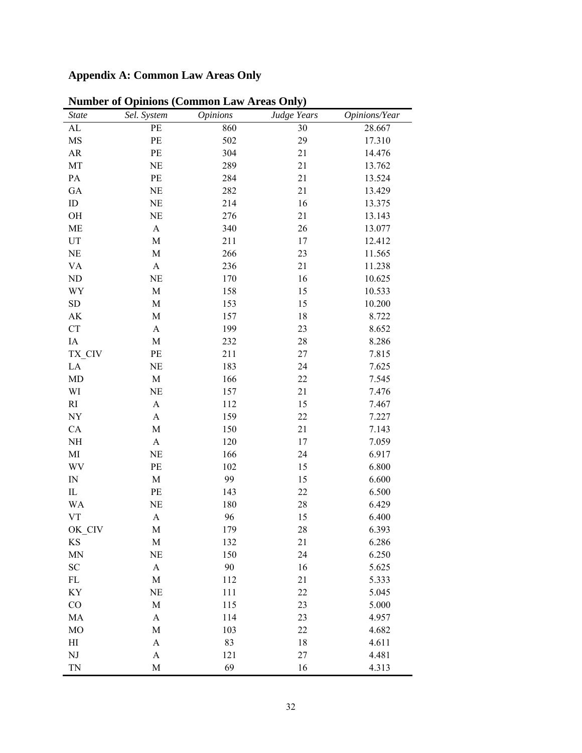## Appendix A: Common Law Areas Only

**Number of Opinions (Common Law Areas Only)**

| *State* | *Sel. System* | *Opinions* | *Judge Years* | *Opinions/Year* |
|---|---|---|---|---|
| AL | PE | 860 | 30 | 28.667 |
| MS | PE | 502 | 29 | 17.310 |
| AR | PE | 304 | 21 | 14.476 |
| MT | NE | 289 | 21 | 13.762 |
| PA | PE | 284 | 21 | 13.524 |
| GA | NE | 282 | 21 | 13.429 |
| ID | NE | 214 | 16 | 13.375 |
| OH | NE | 276 | 21 | 13.143 |
| ME | A | 340 | 26 | 13.077 |
| UT | M | 211 | 17 | 12.412 |
| NE | M | 266 | 23 | 11.565 |
| VA | A | 236 | 21 | 11.238 |
| ND | NE | 170 | 16 | 10.625 |
| WY | M | 158 | 15 | 10.533 |
| SD | M | 153 | 15 | 10.200 |
| AK | M | 157 | 18 | 8.722 |
| CT | A | 199 | 23 | 8.652 |
| IA | M | 232 | 28 | 8.286 |
| TX_CIV | PE | 211 | 27 | 7.815 |
| LA | NE | 183 | 24 | 7.625 |
| MD | M | 166 | 22 | 7.545 |
| WI | NE | 157 | 21 | 7.476 |
| RI | A | 112 | 15 | 7.467 |
| NY | A | 159 | 22 | 7.227 |
| CA | M | 150 | 21 | 7.143 |
| NH | A | 120 | 17 | 7.059 |
| MI | NE | 166 | 24 | 6.917 |
| WV | PE | 102 | 15 | 6.800 |
| IN | M | 99 | 15 | 6.600 |
| IL | PE | 143 | 22 | 6.500 |
| WA | NE | 180 | 28 | 6.429 |
| VT | A | 96 | 15 | 6.400 |
| OK_CIV | M | 179 | 28 | 6.393 |
| KS | M | 132 | 21 | 6.286 |
| MN | NE | 150 | 24 | 6.250 |
| SC | A | 90 | 16 | 5.625 |
| FL | M | 112 | 21 | 5.333 |
| KY | NE | 111 | 22 | 5.045 |
| CO | M | 115 | 23 | 5.000 |
| MA | A | 114 | 23 | 4.957 |
| MO | M | 103 | 22 | 4.682 |
| HI | A | 83 | 18 | 4.611 |
| NJ | A | 121 | 27 | 4.481 |
| TN | M | 69 | 16 | 4.313 |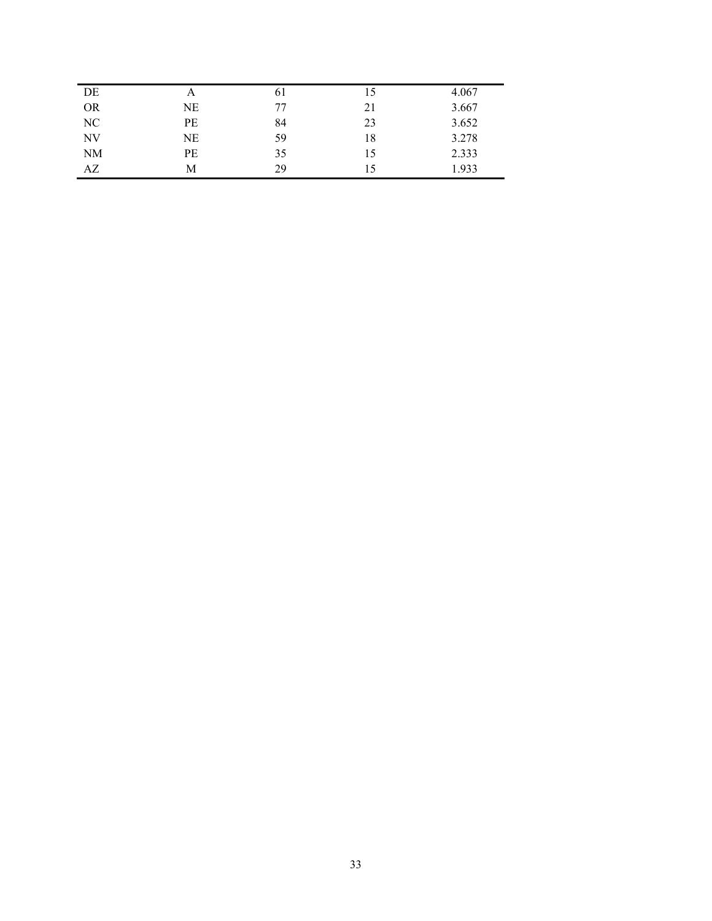| | | | | |
|---|---|---|---|---|
| DE | A | 61 | 15 | 4.067 |
| OR | NE | 77 | 21 | 3.667 |
| NC | PE | 84 | 23 | 3.652 |
| NV | NE | 59 | 18 | 3.278 |
| NM | PE | 35 | 15 | 2.333 |
| AZ | M | 29 | 15 | 1.933 |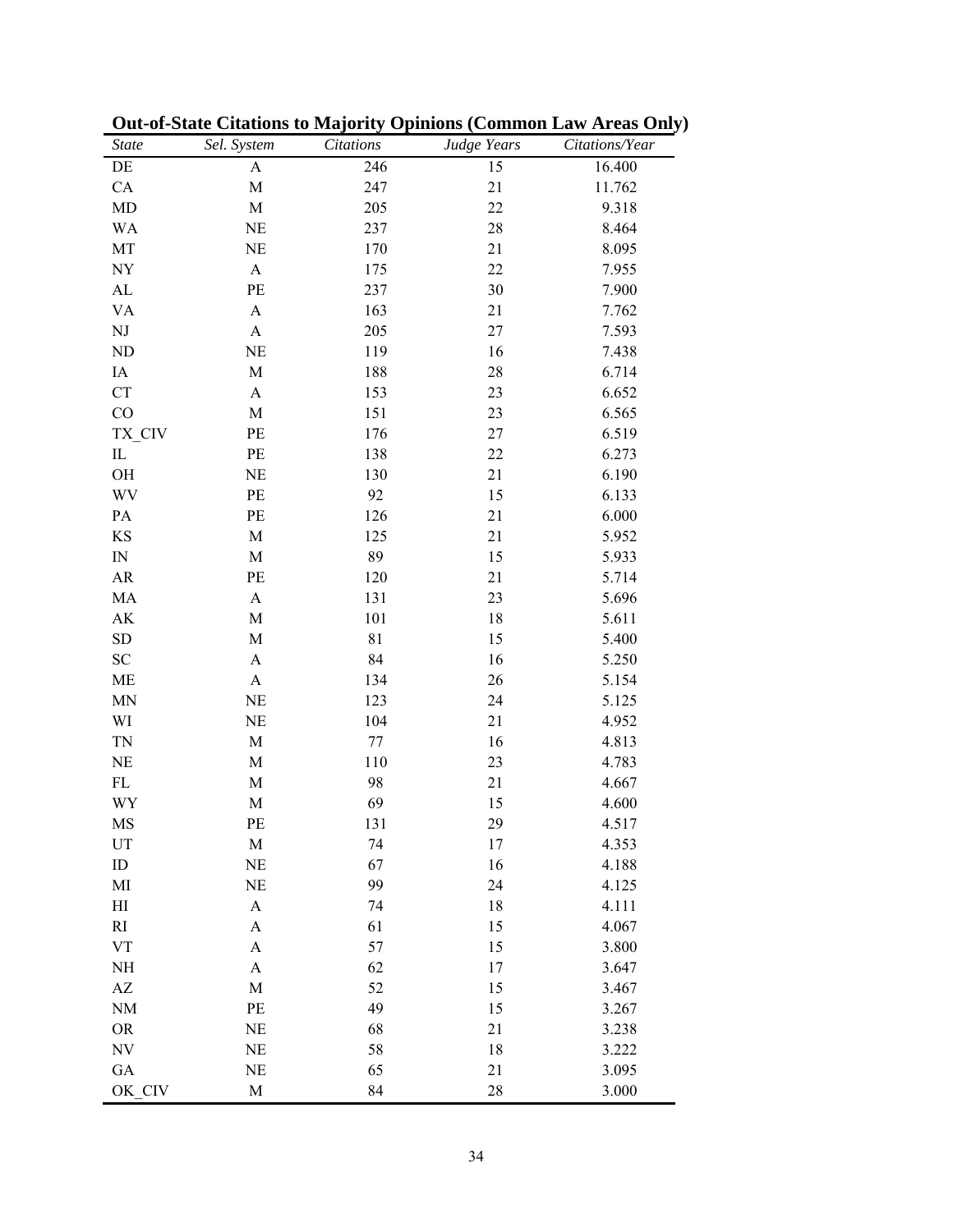**Out-of-State Citations to Majority Opinions (Common Law Areas Only)**

| *State* | *Sel. System* | *Citations* | *Judge Years* | *Citations/Year* |
|---|---|---|---|---|
| DE | A | 246 | 15 | 16.400 |
| CA | M | 247 | 21 | 11.762 |
| MD | M | 205 | 22 | 9.318 |
| WA | NE | 237 | 28 | 8.464 |
| MT | NE | 170 | 21 | 8.095 |
| NY | A | 175 | 22 | 7.955 |
| AL | PE | 237 | 30 | 7.900 |
| VA | A | 163 | 21 | 7.762 |
| NJ | A | 205 | 27 | 7.593 |
| ND | NE | 119 | 16 | 7.438 |
| IA | M | 188 | 28 | 6.714 |
| CT | A | 153 | 23 | 6.652 |
| CO | M | 151 | 23 | 6.565 |
| TX_CIV | PE | 176 | 27 | 6.519 |
| IL | PE | 138 | 22 | 6.273 |
| OH | NE | 130 | 21 | 6.190 |
| WV | PE | 92 | 15 | 6.133 |
| PA | PE | 126 | 21 | 6.000 |
| KS | M | 125 | 21 | 5.952 |
| IN | M | 89 | 15 | 5.933 |
| AR | PE | 120 | 21 | 5.714 |
| MA | A | 131 | 23 | 5.696 |
| AK | M | 101 | 18 | 5.611 |
| SD | M | 81 | 15 | 5.400 |
| SC | A | 84 | 16 | 5.250 |
| ME | A | 134 | 26 | 5.154 |
| MN | NE | 123 | 24 | 5.125 |
| WI | NE | 104 | 21 | 4.952 |
| TN | M | 77 | 16 | 4.813 |
| NE | M | 110 | 23 | 4.783 |
| FL | M | 98 | 21 | 4.667 |
| WY | M | 69 | 15 | 4.600 |
| MS | PE | 131 | 29 | 4.517 |
| UT | M | 74 | 17 | 4.353 |
| ID | NE | 67 | 16 | 4.188 |
| MI | NE | 99 | 24 | 4.125 |
| HI | A | 74 | 18 | 4.111 |
| RI | A | 61 | 15 | 4.067 |
| VT | A | 57 | 15 | 3.800 |
| NH | A | 62 | 17 | 3.647 |
| AZ | M | 52 | 15 | 3.467 |
| NM | PE | 49 | 15 | 3.267 |
| OR | NE | 68 | 21 | 3.238 |
| NV | NE | 58 | 18 | 3.222 |
| GA | NE | 65 | 21 | 3.095 |
| OK_CIV | M | 84 | 28 | 3.000 |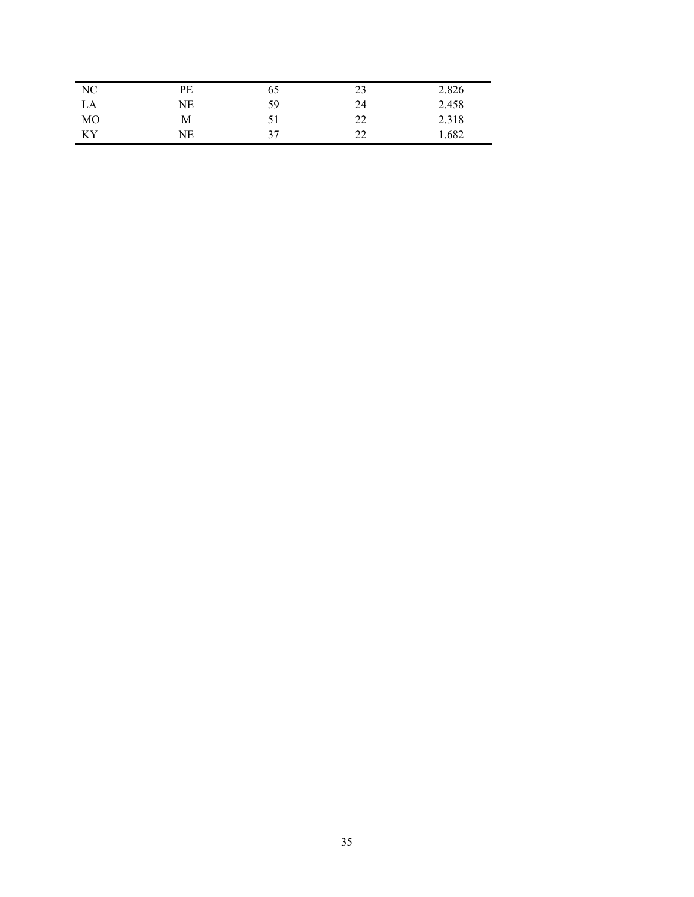| | | | | |
|---|---|---|---|---|
| NC | PE | 65 | 23 | 2.826 |
| LA | NE | 59 | 24 | 2.458 |
| MO | M | 51 | 22 | 2.318 |
| KY | NE | 37 | 22 | 1.682 |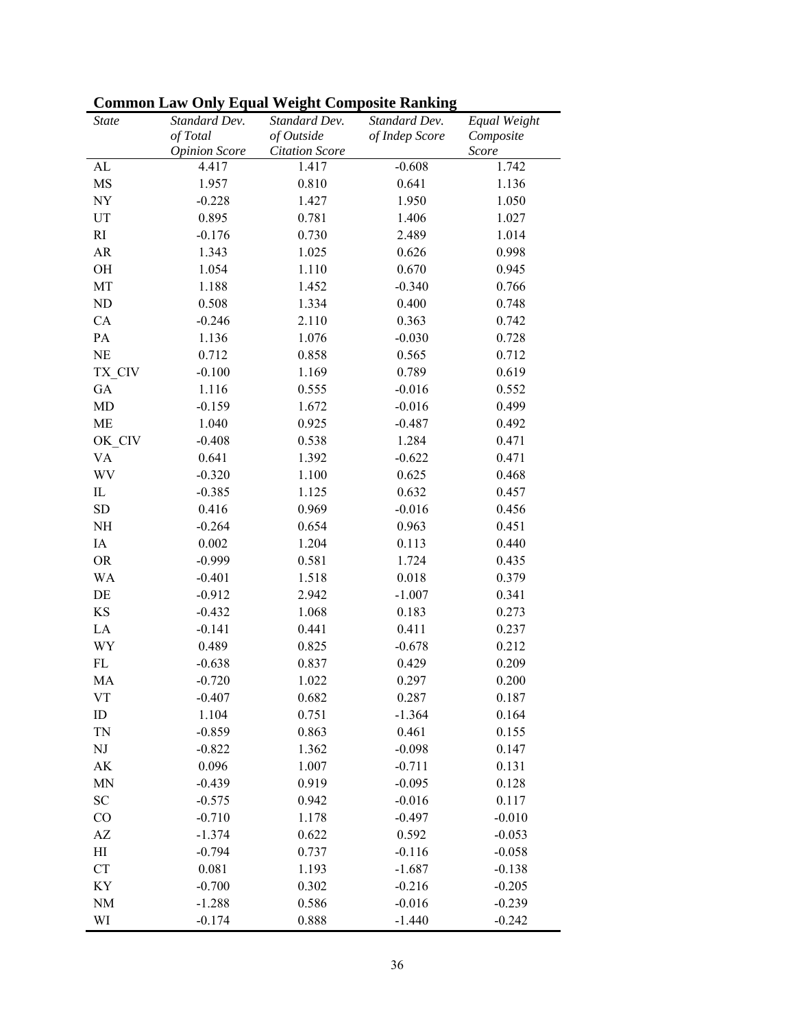**Common Law Only Equal Weight Composite Ranking**

| *State* | *Standard Dev. of Total Opinion Score* | *Standard Dev. of Outside Citation Score* | *Standard Dev. of Indep Score* | *Equal Weight Composite Score* |
|---|---|---|---|---|
| AL | 4.417 | 1.417 | -0.608 | 1.742 |
| MS | 1.957 | 0.810 | 0.641 | 1.136 |
| NY | -0.228 | 1.427 | 1.950 | 1.050 |
| UT | 0.895 | 0.781 | 1.406 | 1.027 |
| RI | -0.176 | 0.730 | 2.489 | 1.014 |
| AR | 1.343 | 1.025 | 0.626 | 0.998 |
| OH | 1.054 | 1.110 | 0.670 | 0.945 |
| MT | 1.188 | 1.452 | -0.340 | 0.766 |
| ND | 0.508 | 1.334 | 0.400 | 0.748 |
| CA | -0.246 | 2.110 | 0.363 | 0.742 |
| PA | 1.136 | 1.076 | -0.030 | 0.728 |
| NE | 0.712 | 0.858 | 0.565 | 0.712 |
| TX_CIV | -0.100 | 1.169 | 0.789 | 0.619 |
| GA | 1.116 | 0.555 | -0.016 | 0.552 |
| MD | -0.159 | 1.672 | -0.016 | 0.499 |
| ME | 1.040 | 0.925 | -0.487 | 0.492 |
| OK_CIV | -0.408 | 0.538 | 1.284 | 0.471 |
| VA | 0.641 | 1.392 | -0.622 | 0.471 |
| WV | -0.320 | 1.100 | 0.625 | 0.468 |
| IL | -0.385 | 1.125 | 0.632 | 0.457 |
| SD | 0.416 | 0.969 | -0.016 | 0.456 |
| NH | -0.264 | 0.654 | 0.963 | 0.451 |
| IA | 0.002 | 1.204 | 0.113 | 0.440 |
| OR | -0.999 | 0.581 | 1.724 | 0.435 |
| WA | -0.401 | 1.518 | 0.018 | 0.379 |
| DE | -0.912 | 2.942 | -1.007 | 0.341 |
| KS | -0.432 | 1.068 | 0.183 | 0.273 |
| LA | -0.141 | 0.441 | 0.411 | 0.237 |
| WY | 0.489 | 0.825 | -0.678 | 0.212 |
| FL | -0.638 | 0.837 | 0.429 | 0.209 |
| MA | -0.720 | 1.022 | 0.297 | 0.200 |
| VT | -0.407 | 0.682 | 0.287 | 0.187 |
| ID | 1.104 | 0.751 | -1.364 | 0.164 |
| TN | -0.859 | 0.863 | 0.461 | 0.155 |
| NJ | -0.822 | 1.362 | -0.098 | 0.147 |
| AK | 0.096 | 1.007 | -0.711 | 0.131 |
| MN | -0.439 | 0.919 | -0.095 | 0.128 |
| SC | -0.575 | 0.942 | -0.016 | 0.117 |
| CO | -0.710 | 1.178 | -0.497 | -0.010 |
| AZ | -1.374 | 0.622 | 0.592 | -0.053 |
| HI | -0.794 | 0.737 | -0.116 | -0.058 |
| CT | 0.081 | 1.193 | -1.687 | -0.138 |
| KY | -0.700 | 0.302 | -0.216 | -0.205 |
| NM | -1.288 | 0.586 | -0.016 | -0.239 |
| WI | -0.174 | 0.888 | -1.440 | -0.242 |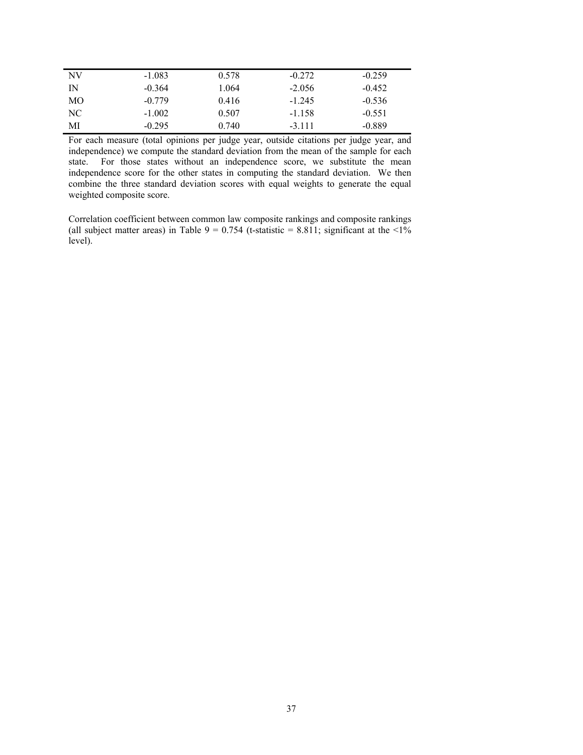| | | | | |
|---|---|---|---|---|
| NV | -1.083 | 0.578 | -0.272 | -0.259 |
| IN | -0.364 | 1.064 | -2.056 | -0.452 |
| MO | -0.779 | 0.416 | -1.245 | -0.536 |
| NC | -1.002 | 0.507 | -1.158 | -0.551 |
| MI | -0.295 | 0.740 | -3.111 | -0.889 |

For each measure (total opinions per judge year, outside citations per judge year, and independence) we compute the standard deviation from the mean of the sample for each state. For those states without an independence score, we substitute the mean independence score for the other states in computing the standard deviation. We then combine the three standard deviation scores with equal weights to generate the equal weighted composite score.

Correlation coefficient between common law composite rankings and composite rankings (all subject matter areas) in Table 9 = 0.754 (t-statistic = 8.811; significant at the <1% level).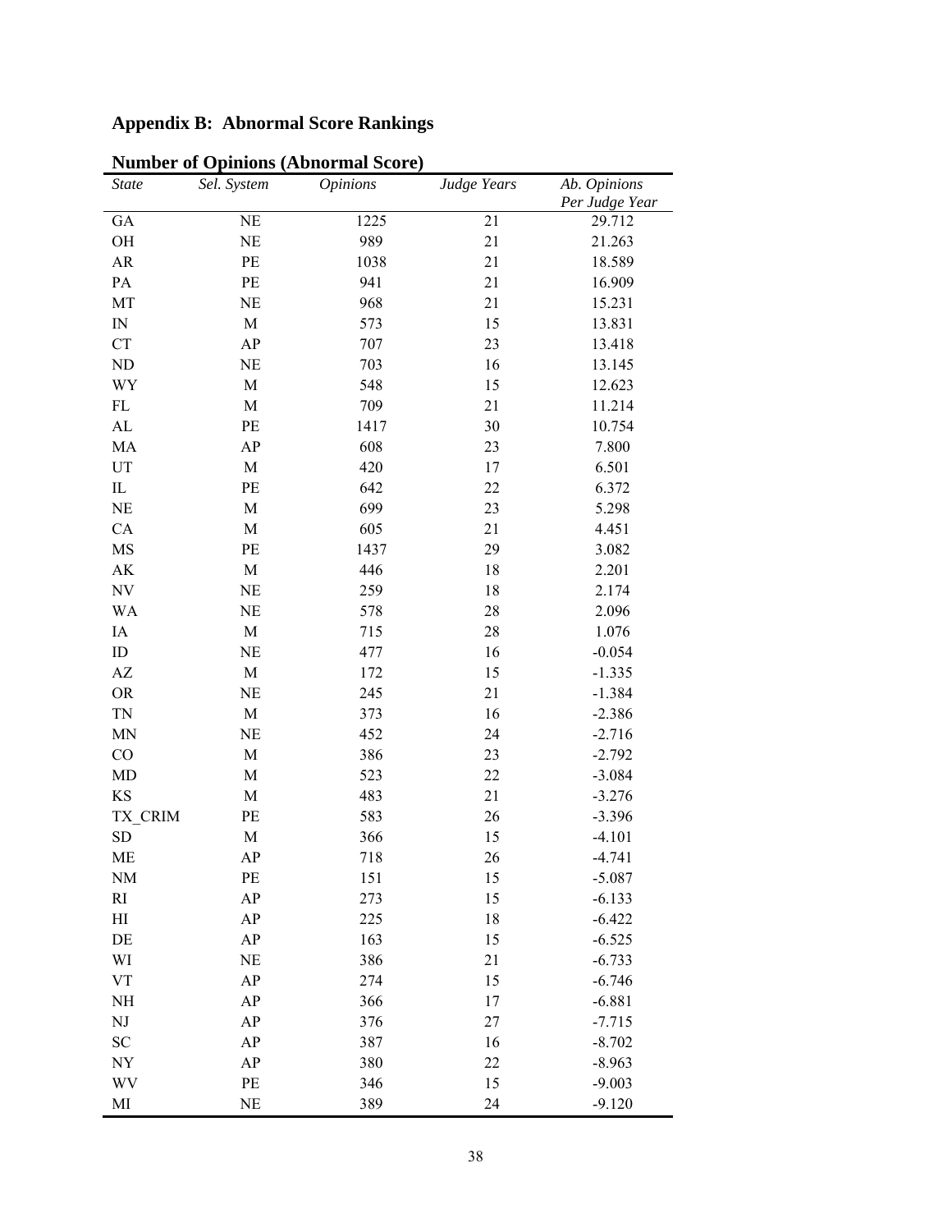## Appendix B: Abnormal Score Rankings

### Number of Opinions (Abnormal Score)

| *State* | *Sel. System* | *Opinions* | *Judge Years* | *Ab. Opinions Per Judge Year* |
|---|---|---|---|---|
| GA | NE | 1225 | 21 | 29.712 |
| OH | NE | 989 | 21 | 21.263 |
| AR | PE | 1038 | 21 | 18.589 |
| PA | PE | 941 | 21 | 16.909 |
| MT | NE | 968 | 21 | 15.231 |
| IN | M | 573 | 15 | 13.831 |
| CT | AP | 707 | 23 | 13.418 |
| ND | NE | 703 | 16 | 13.145 |
| WY | M | 548 | 15 | 12.623 |
| FL | M | 709 | 21 | 11.214 |
| AL | PE | 1417 | 30 | 10.754 |
| MA | AP | 608 | 23 | 7.800 |
| UT | M | 420 | 17 | 6.501 |
| IL | PE | 642 | 22 | 6.372 |
| NE | M | 699 | 23 | 5.298 |
| CA | M | 605 | 21 | 4.451 |
| MS | PE | 1437 | 29 | 3.082 |
| AK | M | 446 | 18 | 2.201 |
| NV | NE | 259 | 18 | 2.174 |
| WA | NE | 578 | 28 | 2.096 |
| IA | M | 715 | 28 | 1.076 |
| ID | NE | 477 | 16 | -0.054 |
| AZ | M | 172 | 15 | -1.335 |
| OR | NE | 245 | 21 | -1.384 |
| TN | M | 373 | 16 | -2.386 |
| MN | NE | 452 | 24 | -2.716 |
| CO | M | 386 | 23 | -2.792 |
| MD | M | 523 | 22 | -3.084 |
| KS | M | 483 | 21 | -3.276 |
| TX_CRIM | PE | 583 | 26 | -3.396 |
| SD | M | 366 | 15 | -4.101 |
| ME | AP | 718 | 26 | -4.741 |
| NM | PE | 151 | 15 | -5.087 |
| RI | AP | 273 | 15 | -6.133 |
| HI | AP | 225 | 18 | -6.422 |
| DE | AP | 163 | 15 | -6.525 |
| WI | NE | 386 | 21 | -6.733 |
| VT | AP | 274 | 15 | -6.746 |
| NH | AP | 366 | 17 | -6.881 |
| NJ | AP | 376 | 27 | -7.715 |
| SC | AP | 387 | 16 | -8.702 |
| NY | AP | 380 | 22 | -8.963 |
| WV | PE | 346 | 15 | -9.003 |
| MI | NE | 389 | 24 | -9.120 |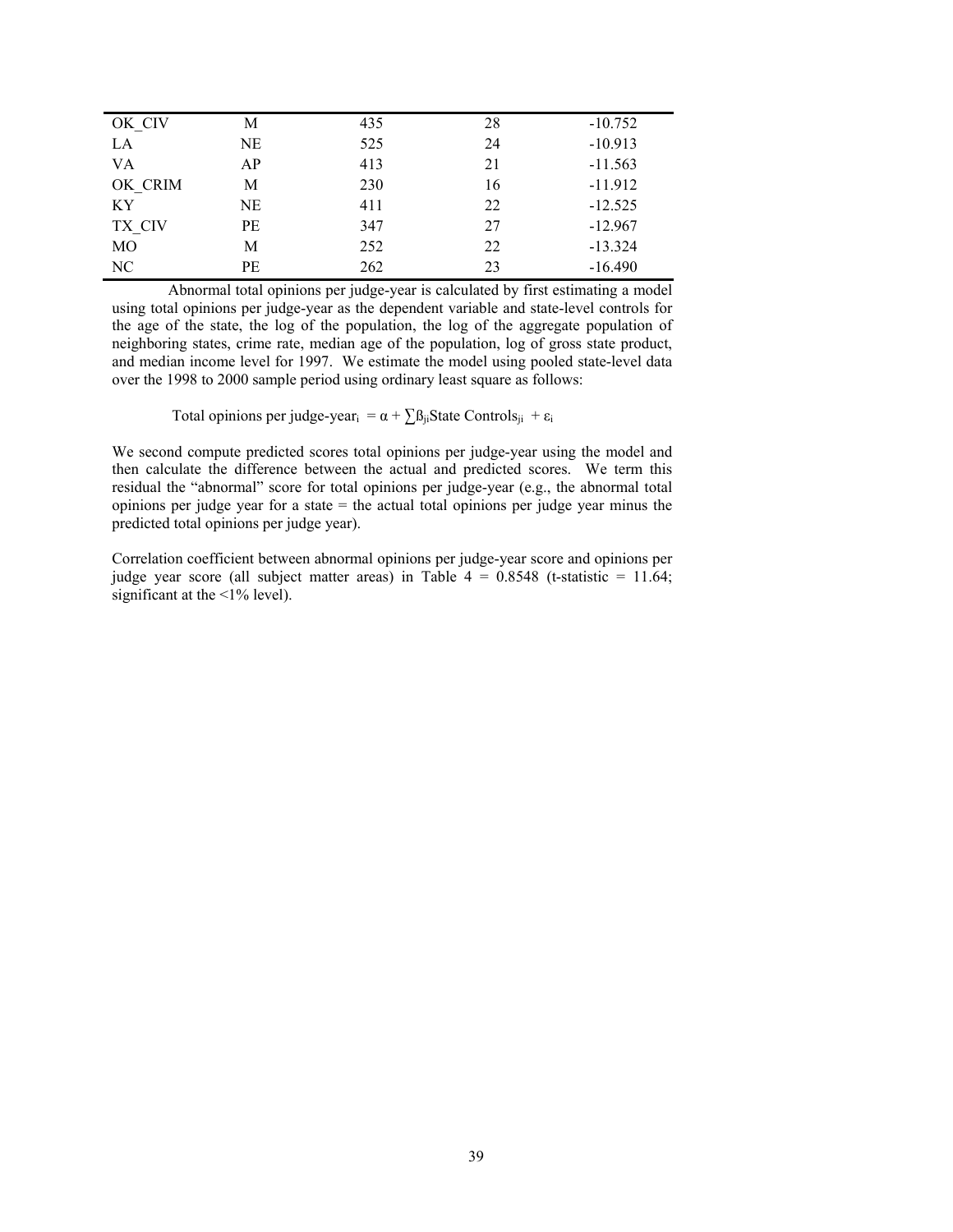| | | | | |
|---|---|---|---|---|
| OK_CIV | M | 435 | 28 | -10.752 |
| LA | NE | 525 | 24 | -10.913 |
| VA | AP | 413 | 21 | -11.563 |
| OK_CRIM | M | 230 | 16 | -11.912 |
| KY | NE | 411 | 22 | -12.525 |
| TX_CIV | PE | 347 | 27 | -12.967 |
| MO | M | 252 | 22 | -13.324 |
| NC | PE | 262 | 23 | -16.490 |

Abnormal total opinions per judge-year is calculated by first estimating a model using total opinions per judge-year as the dependent variable and state-level controls for the age of the state, the log of the population, the log of the aggregate population of neighboring states, crime rate, median age of the population, log of gross state product, and median income level for 1997. We estimate the model using pooled state-level data over the 1998 to 2000 sample period using ordinary least square as follows:

$$\text{Total opinions per judge-year}_i = \alpha + \sum \beta_{ji}\text{State Controls}_{ji} + \varepsilon_i$$

We second compute predicted scores total opinions per judge-year using the model and then calculate the difference between the actual and predicted scores. We term this residual the "abnormal" score for total opinions per judge-year (e.g., the abnormal total opinions per judge year for a state = the actual total opinions per judge year minus the predicted total opinions per judge year).

Correlation coefficient between abnormal opinions per judge-year score and opinions per judge year score (all subject matter areas) in Table 4 = 0.8548 (t-statistic = 11.64; significant at the <1% level).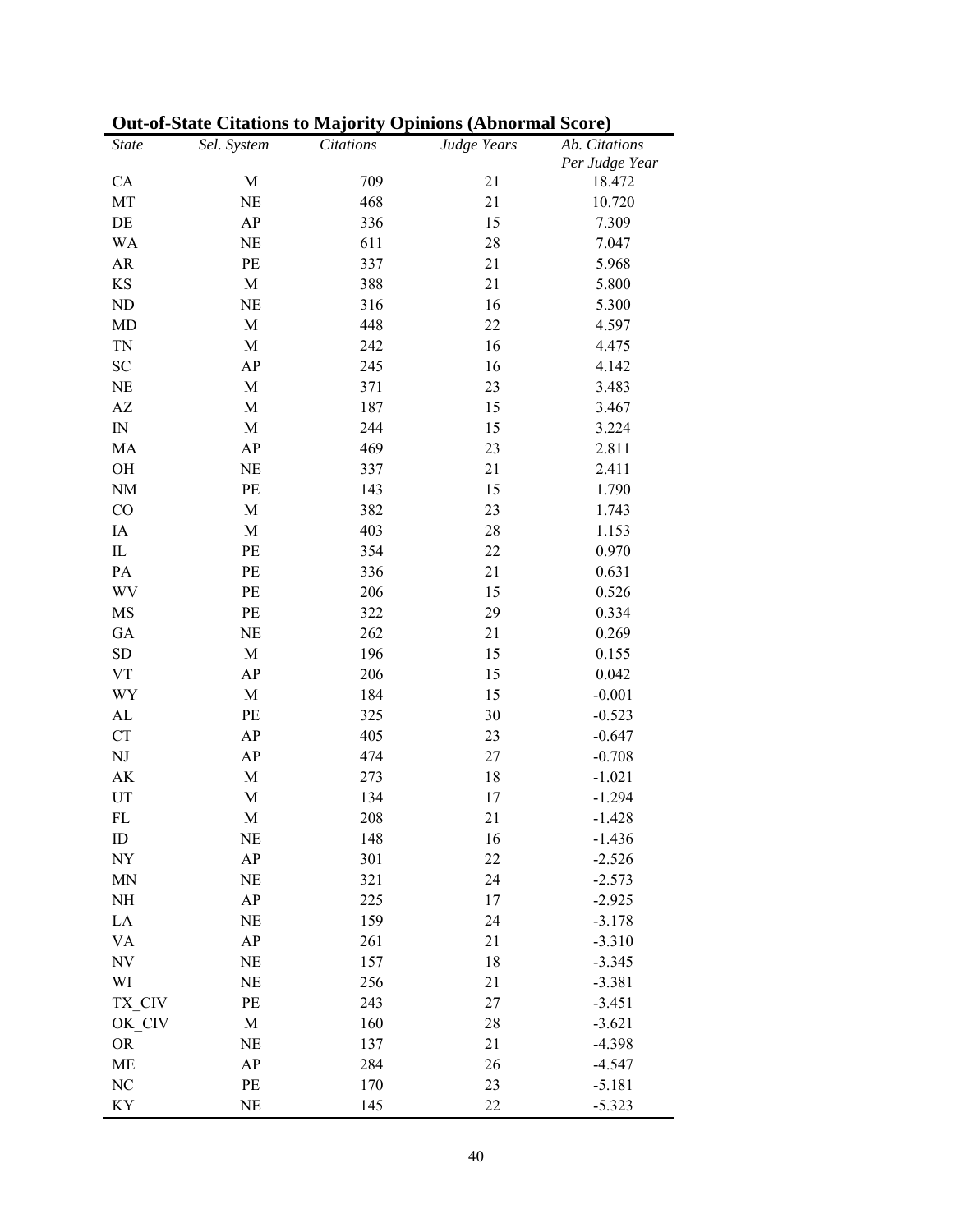**Out-of-State Citations to Majority Opinions (Abnormal Score)**

| *State* | *Sel. System* | *Citations* | *Judge Years* | *Ab. Citations Per Judge Year* |
|---|---|---|---|---|
| CA | M | 709 | 21 | 18.472 |
| MT | NE | 468 | 21 | 10.720 |
| DE | AP | 336 | 15 | 7.309 |
| WA | NE | 611 | 28 | 7.047 |
| AR | PE | 337 | 21 | 5.968 |
| KS | M | 388 | 21 | 5.800 |
| ND | NE | 316 | 16 | 5.300 |
| MD | M | 448 | 22 | 4.597 |
| TN | M | 242 | 16 | 4.475 |
| SC | AP | 245 | 16 | 4.142 |
| NE | M | 371 | 23 | 3.483 |
| AZ | M | 187 | 15 | 3.467 |
| IN | M | 244 | 15 | 3.224 |
| MA | AP | 469 | 23 | 2.811 |
| OH | NE | 337 | 21 | 2.411 |
| NM | PE | 143 | 15 | 1.790 |
| CO | M | 382 | 23 | 1.743 |
| IA | M | 403 | 28 | 1.153 |
| IL | PE | 354 | 22 | 0.970 |
| PA | PE | 336 | 21 | 0.631 |
| WV | PE | 206 | 15 | 0.526 |
| MS | PE | 322 | 29 | 0.334 |
| GA | NE | 262 | 21 | 0.269 |
| SD | M | 196 | 15 | 0.155 |
| VT | AP | 206 | 15 | 0.042 |
| WY | M | 184 | 15 | -0.001 |
| AL | PE | 325 | 30 | -0.523 |
| CT | AP | 405 | 23 | -0.647 |
| NJ | AP | 474 | 27 | -0.708 |
| AK | M | 273 | 18 | -1.021 |
| UT | M | 134 | 17 | -1.294 |
| FL | M | 208 | 21 | -1.428 |
| ID | NE | 148 | 16 | -1.436 |
| NY | AP | 301 | 22 | -2.526 |
| MN | NE | 321 | 24 | -2.573 |
| NH | AP | 225 | 17 | -2.925 |
| LA | NE | 159 | 24 | -3.178 |
| VA | AP | 261 | 21 | -3.310 |
| NV | NE | 157 | 18 | -3.345 |
| WI | NE | 256 | 21 | -3.381 |
| TX_CIV | PE | 243 | 27 | -3.451 |
| OK_CIV | M | 160 | 28 | -3.621 |
| OR | NE | 137 | 21 | -4.398 |
| ME | AP | 284 | 26 | -4.547 |
| NC | PE | 170 | 23 | -5.181 |
| KY | NE | 145 | 22 | -5.323 |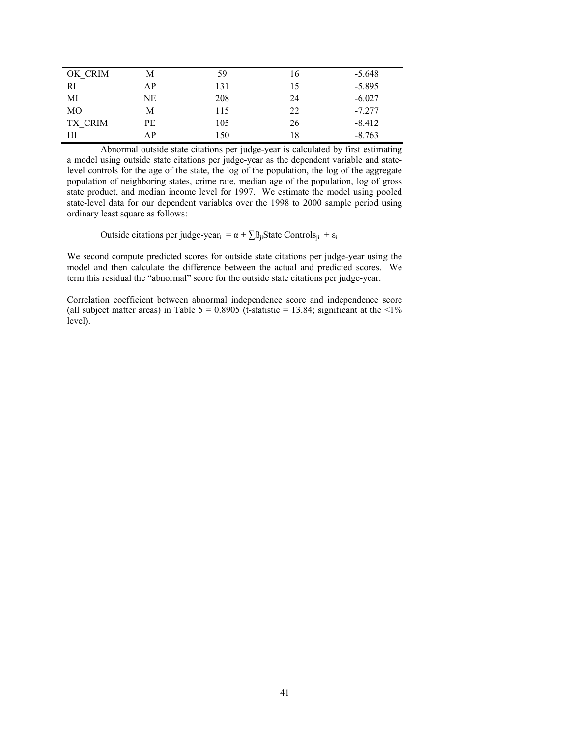| | | | | |
|---|---|---|---|---|
| OK_CRIM | M | 59 | 16 | -5.648 |
| RI | AP | 131 | 15 | -5.895 |
| MI | NE | 208 | 24 | -6.027 |
| MO | M | 115 | 22 | -7.277 |
| TX_CRIM | PE | 105 | 26 | -8.412 |
| HI | AP | 150 | 18 | -8.763 |

Abnormal outside state citations per judge-year is calculated by first estimating a model using outside state citations per judge-year as the dependent variable and state-level controls for the age of the state, the log of the population, the log of the aggregate population of neighboring states, crime rate, median age of the population, log of gross state product, and median income level for 1997. We estimate the model using pooled state-level data for our dependent variables over the 1998 to 2000 sample period using ordinary least square as follows:

$$\text{Outside citations per judge-year}_i = \alpha + \sum \beta_{ji} \text{State Controls}_{ji} + \varepsilon_i$$

We second compute predicted scores for outside state citations per judge-year using the model and then calculate the difference between the actual and predicted scores. We term this residual the "abnormal" score for the outside state citations per judge-year.

Correlation coefficient between abnormal independence score and independence score (all subject matter areas) in Table 5 = 0.8905 (t-statistic = 13.84; significant at the <1% level).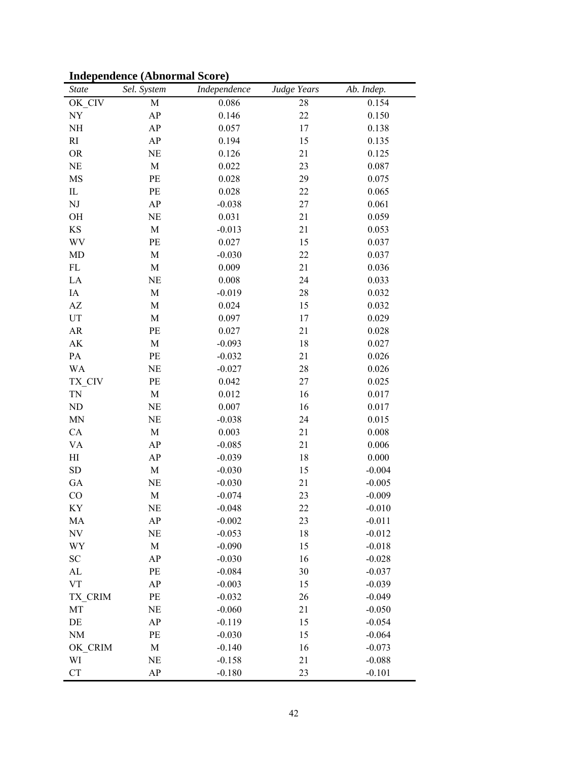**Independence (Abnormal Score)**

| *State* | *Sel. System* | *Independence* | *Judge Years* | *Ab. Indep.* |
|---|---|---|---|---|
| OK_CIV | M | 0.086 | 28 | 0.154 |
| NY | AP | 0.146 | 22 | 0.150 |
| NH | AP | 0.057 | 17 | 0.138 |
| RI | AP | 0.194 | 15 | 0.135 |
| OR | NE | 0.126 | 21 | 0.125 |
| NE | M | 0.022 | 23 | 0.087 |
| MS | PE | 0.028 | 29 | 0.075 |
| IL | PE | 0.028 | 22 | 0.065 |
| NJ | AP | -0.038 | 27 | 0.061 |
| OH | NE | 0.031 | 21 | 0.059 |
| KS | M | -0.013 | 21 | 0.053 |
| WV | PE | 0.027 | 15 | 0.037 |
| MD | M | -0.030 | 22 | 0.037 |
| FL | M | 0.009 | 21 | 0.036 |
| LA | NE | 0.008 | 24 | 0.033 |
| IA | M | -0.019 | 28 | 0.032 |
| AZ | M | 0.024 | 15 | 0.032 |
| UT | M | 0.097 | 17 | 0.029 |
| AR | PE | 0.027 | 21 | 0.028 |
| AK | M | -0.093 | 18 | 0.027 |
| PA | PE | -0.032 | 21 | 0.026 |
| WA | NE | -0.027 | 28 | 0.026 |
| TX_CIV | PE | 0.042 | 27 | 0.025 |
| TN | M | 0.012 | 16 | 0.017 |
| ND | NE | 0.007 | 16 | 0.017 |
| MN | NE | -0.038 | 24 | 0.015 |
| CA | M | 0.003 | 21 | 0.008 |
| VA | AP | -0.085 | 21 | 0.006 |
| HI | AP | -0.039 | 18 | 0.000 |
| SD | M | -0.030 | 15 | -0.004 |
| GA | NE | -0.030 | 21 | -0.005 |
| CO | M | -0.074 | 23 | -0.009 |
| KY | NE | -0.048 | 22 | -0.010 |
| MA | AP | -0.002 | 23 | -0.011 |
| NV | NE | -0.053 | 18 | -0.012 |
| WY | M | -0.090 | 15 | -0.018 |
| SC | AP | -0.030 | 16 | -0.028 |
| AL | PE | -0.084 | 30 | -0.037 |
| VT | AP | -0.003 | 15 | -0.039 |
| TX_CRIM | PE | -0.032 | 26 | -0.049 |
| MT | NE | -0.060 | 21 | -0.050 |
| DE | AP | -0.119 | 15 | -0.054 |
| NM | PE | -0.030 | 15 | -0.064 |
| OK_CRIM | M | -0.140 | 16 | -0.073 |
| WI | NE | -0.158 | 21 | -0.088 |
| CT | AP | -0.180 | 23 | -0.101 |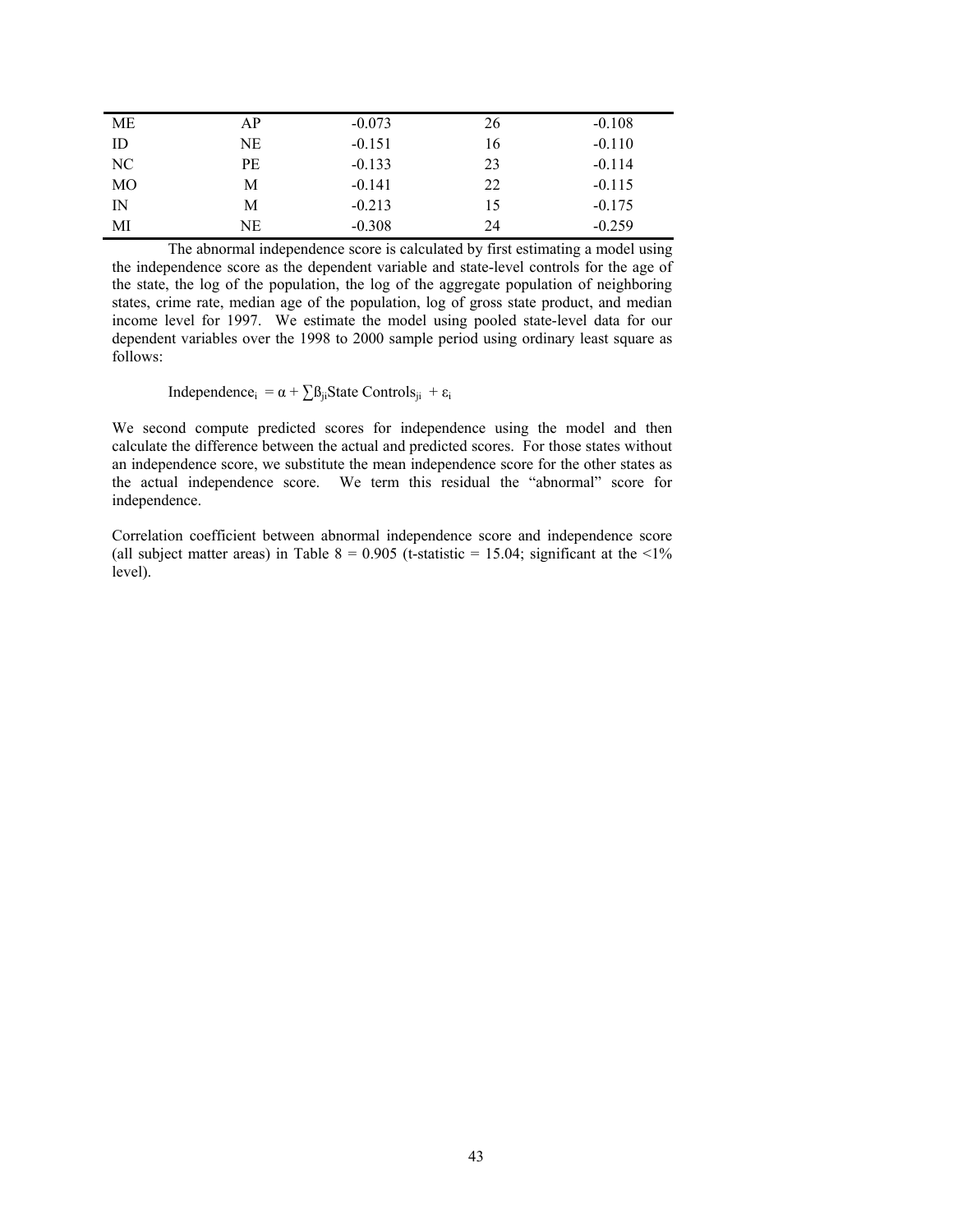| | | | | |
|---|---|---|---|---|
| ME | AP | -0.073 | 26 | -0.108 |
| ID | NE | -0.151 | 16 | -0.110 |
| NC | PE | -0.133 | 23 | -0.114 |
| MO | M | -0.141 | 22 | -0.115 |
| IN | M | -0.213 | 15 | -0.175 |
| MI | NE | -0.308 | 24 | -0.259 |

The abnormal independence score is calculated by first estimating a model using the independence score as the dependent variable and state-level controls for the age of the state, the log of the population, the log of the aggregate population of neighboring states, crime rate, median age of the population, log of gross state product, and median income level for 1997. We estimate the model using pooled state-level data for our dependent variables over the 1998 to 2000 sample period using ordinary least square as follows:

$$\text{Independence}_i = \alpha + \sum \beta_{ji} \text{State Controls}_{ji} + \varepsilon_i$$

We second compute predicted scores for independence using the model and then calculate the difference between the actual and predicted scores. For those states without an independence score, we substitute the mean independence score for the other states as the actual independence score. We term this residual the "abnormal" score for independence.

Correlation coefficient between abnormal independence score and independence score (all subject matter areas) in Table 8 = 0.905 (t-statistic = 15.04; significant at the <1% level).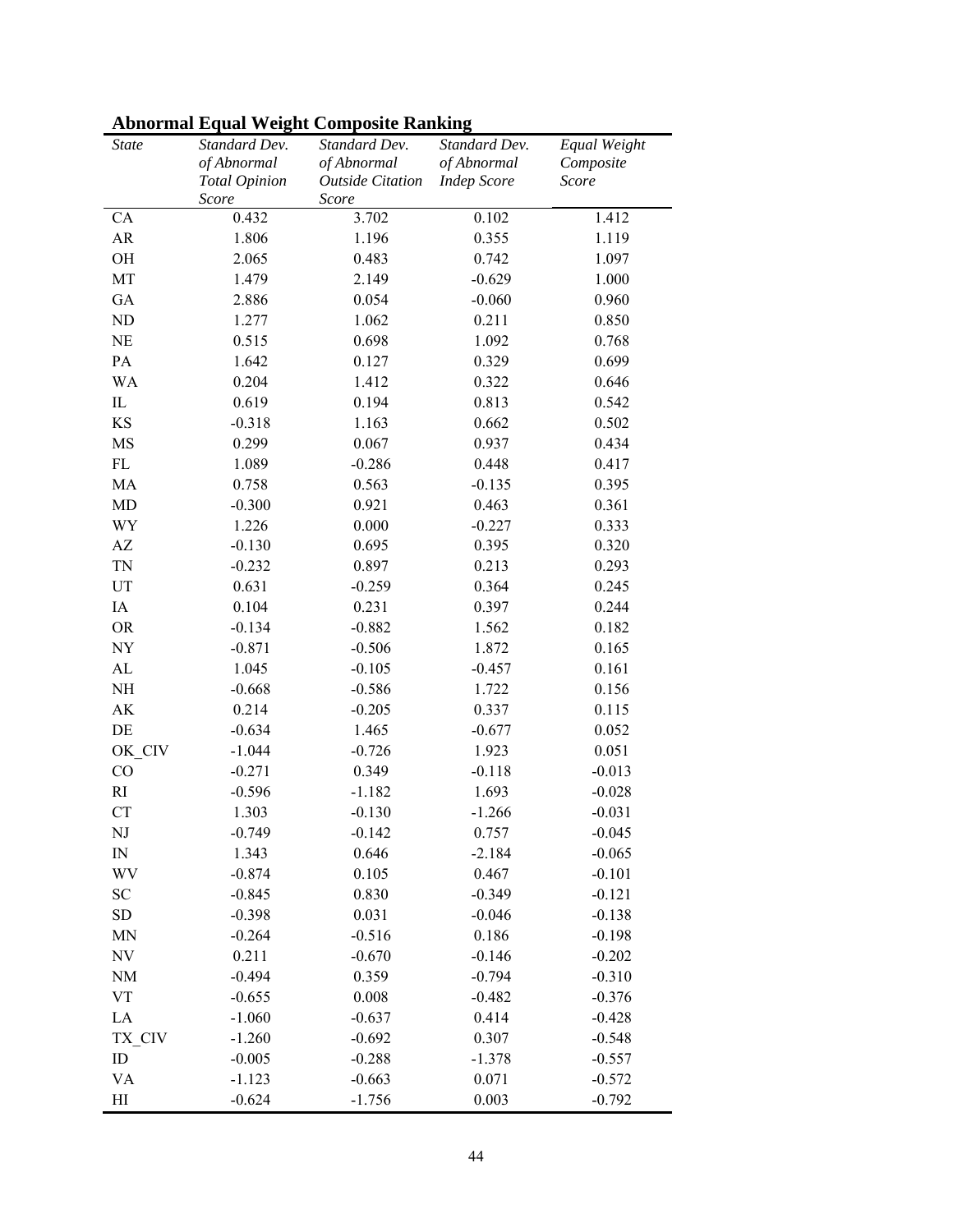**Abnormal Equal Weight Composite Ranking**

| *State* | *Standard Dev. of Abnormal Total Opinion Score* | *Standard Dev. of Abnormal Outside Citation Score* | *Standard Dev. of Abnormal Indep Score* | *Equal Weight Composite Score* |
|---|---|---|---|---|
| CA | 0.432 | 3.702 | 0.102 | 1.412 |
| AR | 1.806 | 1.196 | 0.355 | 1.119 |
| OH | 2.065 | 0.483 | 0.742 | 1.097 |
| MT | 1.479 | 2.149 | -0.629 | 1.000 |
| GA | 2.886 | 0.054 | -0.060 | 0.960 |
| ND | 1.277 | 1.062 | 0.211 | 0.850 |
| NE | 0.515 | 0.698 | 1.092 | 0.768 |
| PA | 1.642 | 0.127 | 0.329 | 0.699 |
| WA | 0.204 | 1.412 | 0.322 | 0.646 |
| IL | 0.619 | 0.194 | 0.813 | 0.542 |
| KS | -0.318 | 1.163 | 0.662 | 0.502 |
| MS | 0.299 | 0.067 | 0.937 | 0.434 |
| FL | 1.089 | -0.286 | 0.448 | 0.417 |
| MA | 0.758 | 0.563 | -0.135 | 0.395 |
| MD | -0.300 | 0.921 | 0.463 | 0.361 |
| WY | 1.226 | 0.000 | -0.227 | 0.333 |
| AZ | -0.130 | 0.695 | 0.395 | 0.320 |
| TN | -0.232 | 0.897 | 0.213 | 0.293 |
| UT | 0.631 | -0.259 | 0.364 | 0.245 |
| IA | 0.104 | 0.231 | 0.397 | 0.244 |
| OR | -0.134 | -0.882 | 1.562 | 0.182 |
| NY | -0.871 | -0.506 | 1.872 | 0.165 |
| AL | 1.045 | -0.105 | -0.457 | 0.161 |
| NH | -0.668 | -0.586 | 1.722 | 0.156 |
| AK | 0.214 | -0.205 | 0.337 | 0.115 |
| DE | -0.634 | 1.465 | -0.677 | 0.052 |
| OK_CIV | -1.044 | -0.726 | 1.923 | 0.051 |
| CO | -0.271 | 0.349 | -0.118 | -0.013 |
| RI | -0.596 | -1.182 | 1.693 | -0.028 |
| CT | 1.303 | -0.130 | -1.266 | -0.031 |
| NJ | -0.749 | -0.142 | 0.757 | -0.045 |
| IN | 1.343 | 0.646 | -2.184 | -0.065 |
| WV | -0.874 | 0.105 | 0.467 | -0.101 |
| SC | -0.845 | 0.830 | -0.349 | -0.121 |
| SD | -0.398 | 0.031 | -0.046 | -0.138 |
| MN | -0.264 | -0.516 | 0.186 | -0.198 |
| NV | 0.211 | -0.670 | -0.146 | -0.202 |
| NM | -0.494 | 0.359 | -0.794 | -0.310 |
| VT | -0.655 | 0.008 | -0.482 | -0.376 |
| LA | -1.060 | -0.637 | 0.414 | -0.428 |
| TX_CIV | -1.260 | -0.692 | 0.307 | -0.548 |
| ID | -0.005 | -0.288 | -1.378 | -0.557 |
| VA | -1.123 | -0.663 | 0.071 | -0.572 |
| HI | -0.624 | -1.756 | 0.003 | -0.792 |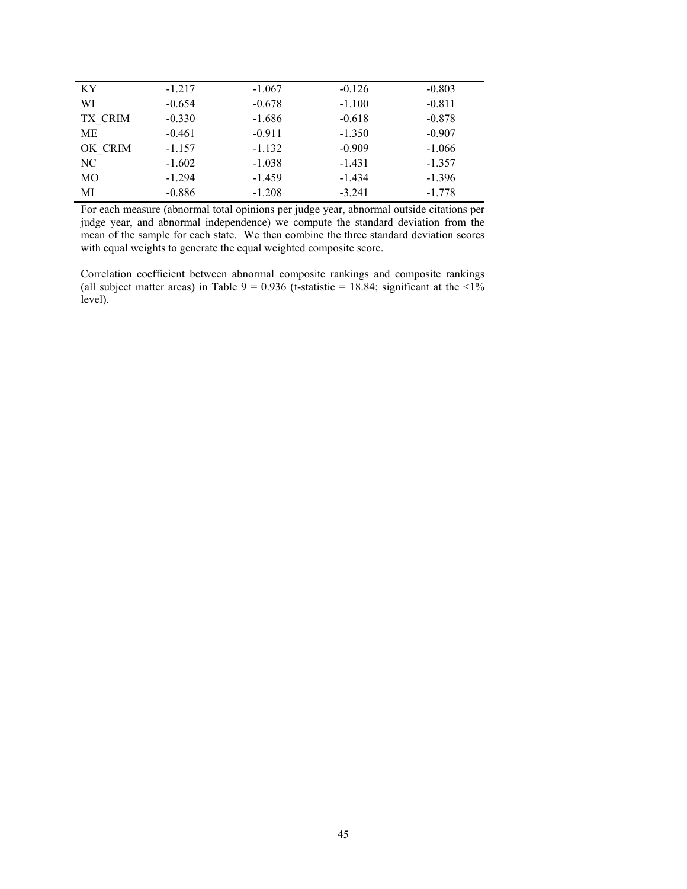| | | | | |
|---|---|---|---|---|
| KY | -1.217 | -1.067 | -0.126 | -0.803 |
| WI | -0.654 | -0.678 | -1.100 | -0.811 |
| TX_CRIM | -0.330 | -1.686 | -0.618 | -0.878 |
| ME | -0.461 | -0.911 | -1.350 | -0.907 |
| OK_CRIM | -1.157 | -1.132 | -0.909 | -1.066 |
| NC | -1.602 | -1.038 | -1.431 | -1.357 |
| MO | -1.294 | -1.459 | -1.434 | -1.396 |
| MI | -0.886 | -1.208 | -3.241 | -1.778 |

For each measure (abnormal total opinions per judge year, abnormal outside citations per judge year, and abnormal independence) we compute the standard deviation from the mean of the sample for each state. We then combine the three standard deviation scores with equal weights to generate the equal weighted composite score.

Correlation coefficient between abnormal composite rankings and composite rankings (all subject matter areas) in Table 9 = 0.936 (t-statistic = 18.84; significant at the <1% level).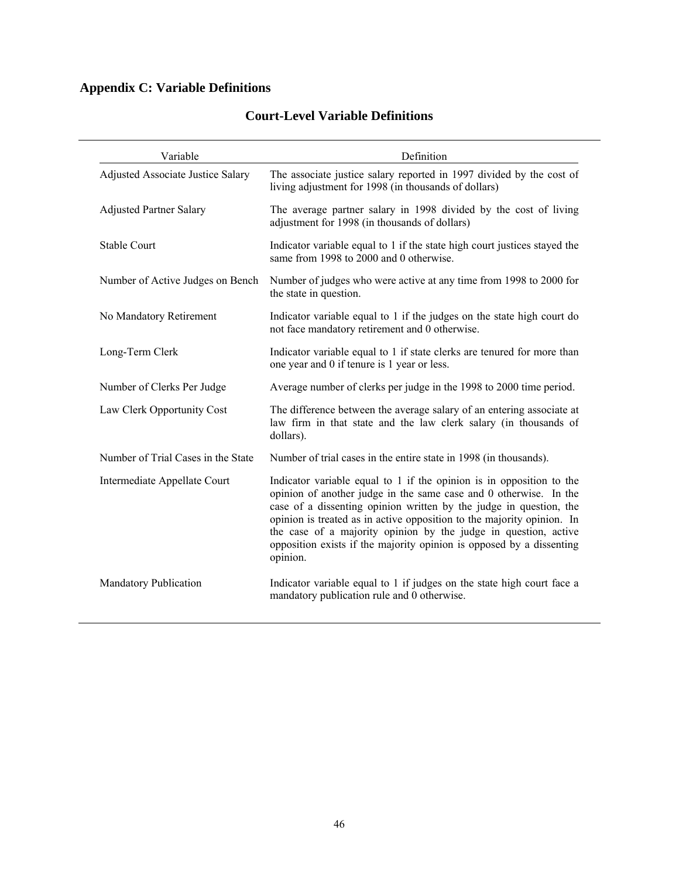## Appendix C: Variable Definitions

### Court-Level Variable Definitions

| Variable | Definition |
|---|---|
| Adjusted Associate Justice Salary | The associate justice salary reported in 1997 divided by the cost of living adjustment for 1998 (in thousands of dollars) |
| Adjusted Partner Salary | The average partner salary in 1998 divided by the cost of living adjustment for 1998 (in thousands of dollars) |
| Stable Court | Indicator variable equal to 1 if the state high court justices stayed the same from 1998 to 2000 and 0 otherwise. |
| Number of Active Judges on Bench | Number of judges who were active at any time from 1998 to 2000 for the state in question. |
| No Mandatory Retirement | Indicator variable equal to 1 if the judges on the state high court do not face mandatory retirement and 0 otherwise. |
| Long-Term Clerk | Indicator variable equal to 1 if state clerks are tenured for more than one year and 0 if tenure is 1 year or less. |
| Number of Clerks Per Judge | Average number of clerks per judge in the 1998 to 2000 time period. |
| Law Clerk Opportunity Cost | The difference between the average salary of an entering associate at law firm in that state and the law clerk salary (in thousands of dollars). |
| Number of Trial Cases in the State | Number of trial cases in the entire state in 1998 (in thousands). |
| Intermediate Appellate Court | Indicator variable equal to 1 if the opinion is in opposition to the opinion of another judge in the same case and 0 otherwise. In the case of a dissenting opinion written by the judge in question, the opinion is treated as in active opposition to the majority opinion. In the case of a majority opinion by the judge in question, active opposition exists if the majority opinion is opposed by a dissenting opinion. |
| Mandatory Publication | Indicator variable equal to 1 if judges on the state high court face a mandatory publication rule and 0 otherwise. |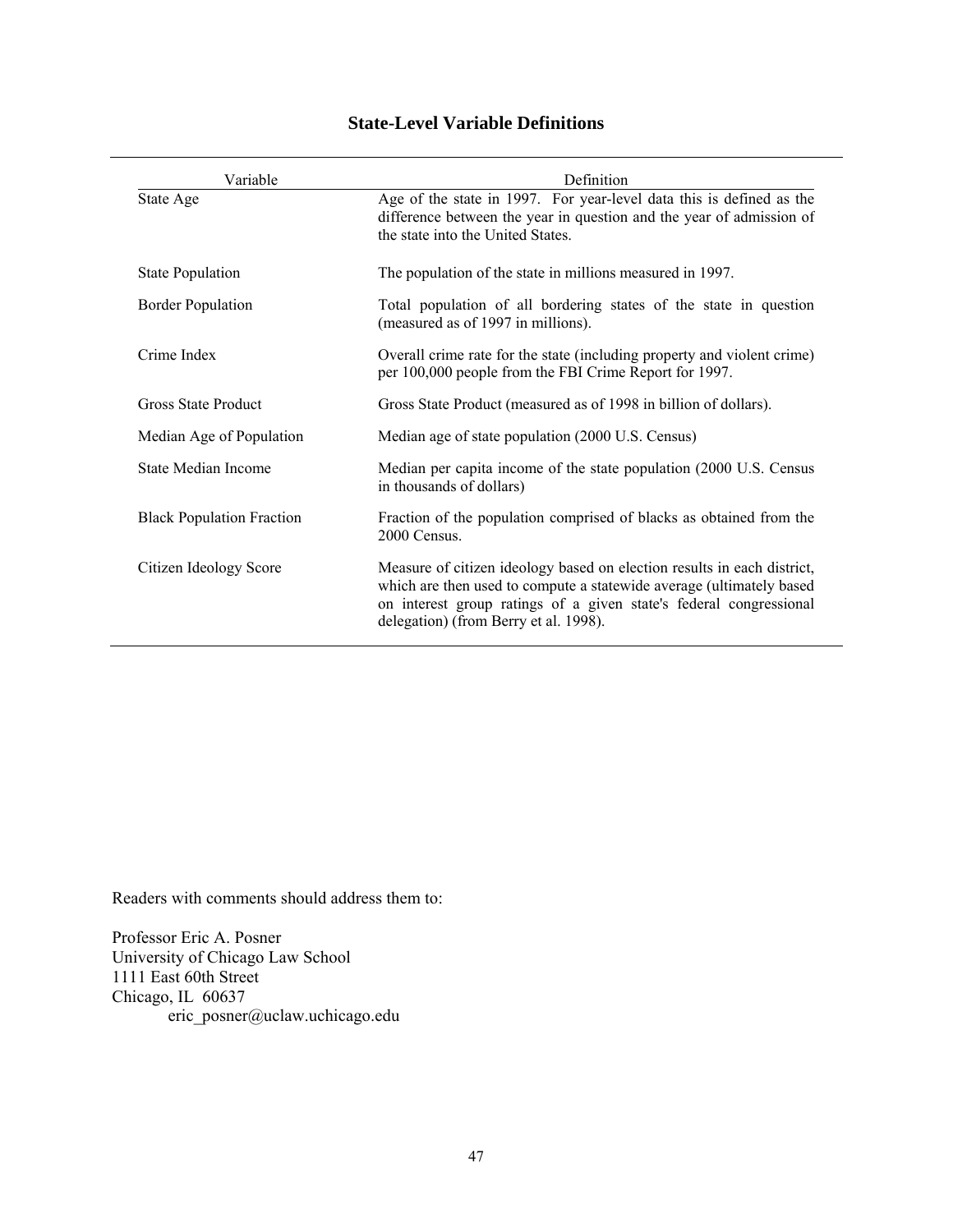## State-Level Variable Definitions

| Variable | Definition |
|---|---|
| State Age | Age of the state in 1997. For year-level data this is defined as the difference between the year in question and the year of admission of the state into the United States. |
| State Population | The population of the state in millions measured in 1997. |
| Border Population | Total population of all bordering states of the state in question (measured as of 1997 in millions). |
| Crime Index | Overall crime rate for the state (including property and violent crime) per 100,000 people from the FBI Crime Report for 1997. |
| Gross State Product | Gross State Product (measured as of 1998 in billion of dollars). |
| Median Age of Population | Median age of state population (2000 U.S. Census) |
| State Median Income | Median per capita income of the state population (2000 U.S. Census in thousands of dollars) |
| Black Population Fraction | Fraction of the population comprised of blacks as obtained from the 2000 Census. |
| Citizen Ideology Score | Measure of citizen ideology based on election results in each district, which are then used to compute a statewide average (ultimately based on interest group ratings of a given state's federal congressional delegation) (from Berry et al. 1998). |

Readers with comments should address them to:

Professor Eric A. Posner
University of Chicago Law School
1111 East 60th Street
Chicago, IL 60637
eric_posner@uclaw.uchicago.edu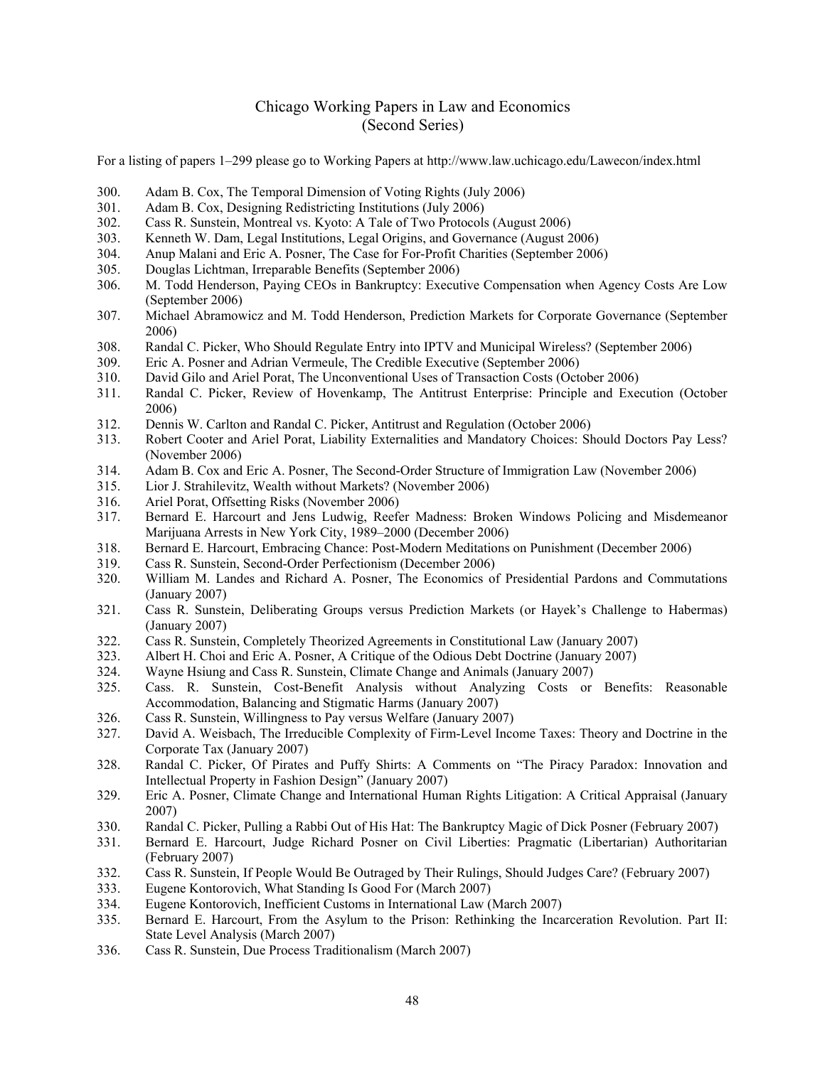# Chicago Working Papers in Law and Economics
## (Second Series)

For a listing of papers 1–299 please go to Working Papers at http://www.law.uchicago.edu/Lawecon/index.html

300. Adam B. Cox, The Temporal Dimension of Voting Rights (July 2006)
301. Adam B. Cox, Designing Redistricting Institutions (July 2006)
302. Cass R. Sunstein, Montreal vs. Kyoto: A Tale of Two Protocols (August 2006)
303. Kenneth W. Dam, Legal Institutions, Legal Origins, and Governance (August 2006)
304. Anup Malani and Eric A. Posner, The Case for For-Profit Charities (September 2006)
305. Douglas Lichtman, Irreparable Benefits (September 2006)
306. M. Todd Henderson, Paying CEOs in Bankruptcy: Executive Compensation when Agency Costs Are Low (September 2006)
307. Michael Abramowicz and M. Todd Henderson, Prediction Markets for Corporate Governance (September 2006)
308. Randal C. Picker, Who Should Regulate Entry into IPTV and Municipal Wireless? (September 2006)
309. Eric A. Posner and Adrian Vermeule, The Credible Executive (September 2006)
310. David Gilo and Ariel Porat, The Unconventional Uses of Transaction Costs (October 2006)
311. Randal C. Picker, Review of Hovenkamp, The Antitrust Enterprise: Principle and Execution (October 2006)
312. Dennis W. Carlton and Randal C. Picker, Antitrust and Regulation (October 2006)
313. Robert Cooter and Ariel Porat, Liability Externalities and Mandatory Choices: Should Doctors Pay Less? (November 2006)
314. Adam B. Cox and Eric A. Posner, The Second-Order Structure of Immigration Law (November 2006)
315. Lior J. Strahilevitz, Wealth without Markets? (November 2006)
316. Ariel Porat, Offsetting Risks (November 2006)
317. Bernard E. Harcourt and Jens Ludwig, Reefer Madness: Broken Windows Policing and Misdemeanor Marijuana Arrests in New York City, 1989–2000 (December 2006)
318. Bernard E. Harcourt, Embracing Chance: Post-Modern Meditations on Punishment (December 2006)
319. Cass R. Sunstein, Second-Order Perfectionism (December 2006)
320. William M. Landes and Richard A. Posner, The Economics of Presidential Pardons and Commutations (January 2007)
321. Cass R. Sunstein, Deliberating Groups versus Prediction Markets (or Hayek's Challenge to Habermas) (January 2007)
322. Cass R. Sunstein, Completely Theorized Agreements in Constitutional Law (January 2007)
323. Albert H. Choi and Eric A. Posner, A Critique of the Odious Debt Doctrine (January 2007)
324. Wayne Hsiung and Cass R. Sunstein, Climate Change and Animals (January 2007)
325. Cass. R. Sunstein, Cost-Benefit Analysis without Analyzing Costs or Benefits: Reasonable Accommodation, Balancing and Stigmatic Harms (January 2007)
326. Cass R. Sunstein, Willingness to Pay versus Welfare (January 2007)
327. David A. Weisbach, The Irreducible Complexity of Firm-Level Income Taxes: Theory and Doctrine in the Corporate Tax (January 2007)
328. Randal C. Picker, Of Pirates and Puffy Shirts: A Comments on "The Piracy Paradox: Innovation and Intellectual Property in Fashion Design" (January 2007)
329. Eric A. Posner, Climate Change and International Human Rights Litigation: A Critical Appraisal (January 2007)
330. Randal C. Picker, Pulling a Rabbi Out of His Hat: The Bankruptcy Magic of Dick Posner (February 2007)
331. Bernard E. Harcourt, Judge Richard Posner on Civil Liberties: Pragmatic (Libertarian) Authoritarian (February 2007)
332. Cass R. Sunstein, If People Would Be Outraged by Their Rulings, Should Judges Care? (February 2007)
333. Eugene Kontorovich, What Standing Is Good For (March 2007)
334. Eugene Kontorovich, Inefficient Customs in International Law (March 2007)
335. Bernard E. Harcourt, From the Asylum to the Prison: Rethinking the Incarceration Revolution. Part II: State Level Analysis (March 2007)
336. Cass R. Sunstein, Due Process Traditionalism (March 2007)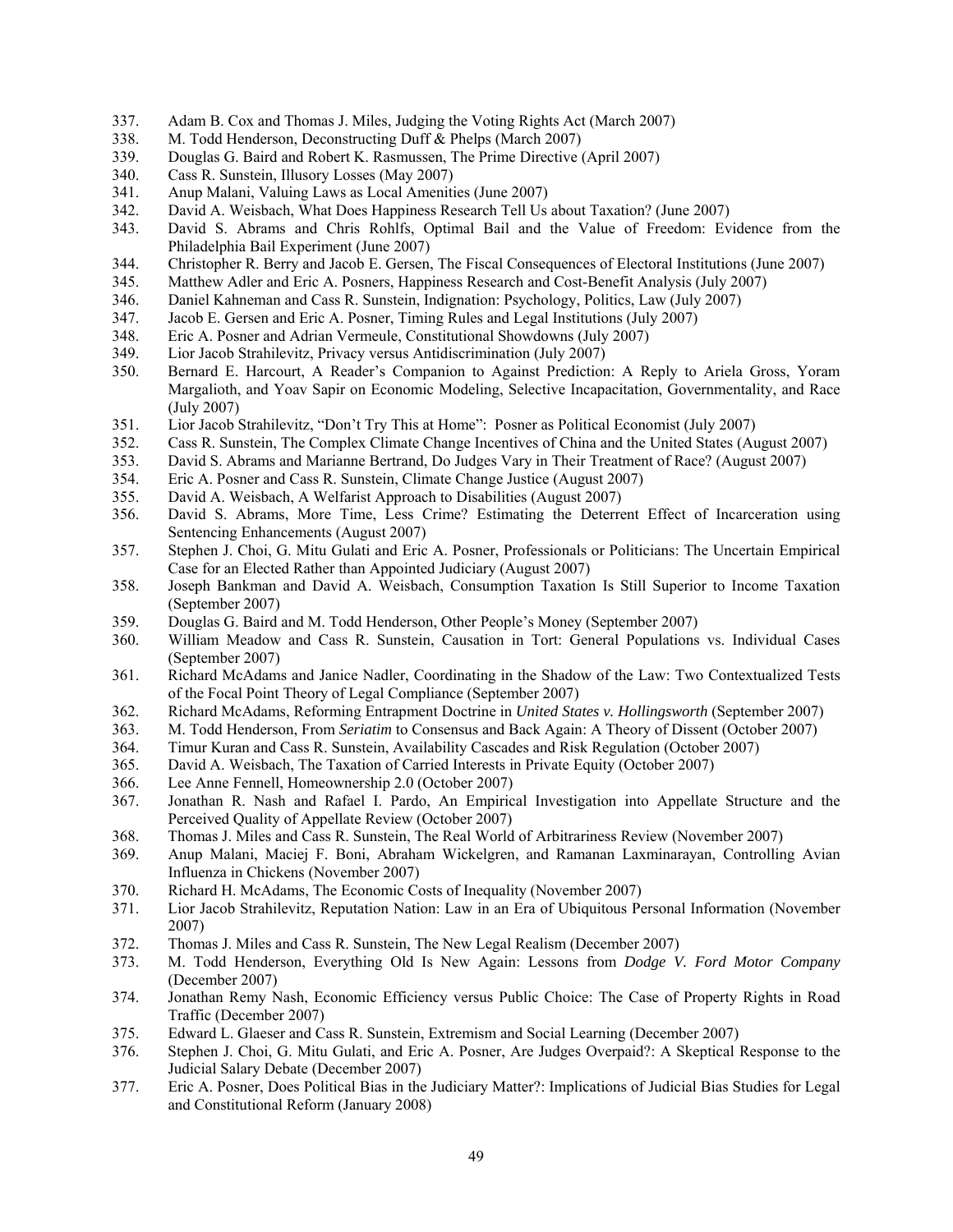337. Adam B. Cox and Thomas J. Miles, Judging the Voting Rights Act (March 2007)
338. M. Todd Henderson, Deconstructing Duff & Phelps (March 2007)
339. Douglas G. Baird and Robert K. Rasmussen, The Prime Directive (April 2007)
340. Cass R. Sunstein, Illusory Losses (May 2007)
341. Anup Malani, Valuing Laws as Local Amenities (June 2007)
342. David A. Weisbach, What Does Happiness Research Tell Us about Taxation? (June 2007)
343. David S. Abrams and Chris Rohlfs, Optimal Bail and the Value of Freedom: Evidence from the Philadelphia Bail Experiment (June 2007)
344. Christopher R. Berry and Jacob E. Gersen, The Fiscal Consequences of Electoral Institutions (June 2007)
345. Matthew Adler and Eric A. Posners, Happiness Research and Cost-Benefit Analysis (July 2007)
346. Daniel Kahneman and Cass R. Sunstein, Indignation: Psychology, Politics, Law (July 2007)
347. Jacob E. Gersen and Eric A. Posner, Timing Rules and Legal Institutions (July 2007)
348. Eric A. Posner and Adrian Vermeule, Constitutional Showdowns (July 2007)
349. Lior Jacob Strahilevitz, Privacy versus Antidiscrimination (July 2007)
350. Bernard E. Harcourt, A Reader's Companion to Against Prediction: A Reply to Ariela Gross, Yoram Margalioth, and Yoav Sapir on Economic Modeling, Selective Incapacitation, Governmentality, and Race (July 2007)
351. Lior Jacob Strahilevitz, "Don't Try This at Home": Posner as Political Economist (July 2007)
352. Cass R. Sunstein, The Complex Climate Change Incentives of China and the United States (August 2007)
353. David S. Abrams and Marianne Bertrand, Do Judges Vary in Their Treatment of Race? (August 2007)
354. Eric A. Posner and Cass R. Sunstein, Climate Change Justice (August 2007)
355. David A. Weisbach, A Welfarist Approach to Disabilities (August 2007)
356. David S. Abrams, More Time, Less Crime? Estimating the Deterrent Effect of Incarceration using Sentencing Enhancements (August 2007)
357. Stephen J. Choi, G. Mitu Gulati and Eric A. Posner, Professionals or Politicians: The Uncertain Empirical Case for an Elected Rather than Appointed Judiciary (August 2007)
358. Joseph Bankman and David A. Weisbach, Consumption Taxation Is Still Superior to Income Taxation (September 2007)
359. Douglas G. Baird and M. Todd Henderson, Other People's Money (September 2007)
360. William Meadow and Cass R. Sunstein, Causation in Tort: General Populations vs. Individual Cases (September 2007)
361. Richard McAdams and Janice Nadler, Coordinating in the Shadow of the Law: Two Contextualized Tests of the Focal Point Theory of Legal Compliance (September 2007)
362. Richard McAdams, Reforming Entrapment Doctrine in *United States v. Hollingsworth* (September 2007)
363. M. Todd Henderson, From *Seriatim* to Consensus and Back Again: A Theory of Dissent (October 2007)
364. Timur Kuran and Cass R. Sunstein, Availability Cascades and Risk Regulation (October 2007)
365. David A. Weisbach, The Taxation of Carried Interests in Private Equity (October 2007)
366. Lee Anne Fennell, Homeownership 2.0 (October 2007)
367. Jonathan R. Nash and Rafael I. Pardo, An Empirical Investigation into Appellate Structure and the Perceived Quality of Appellate Review (October 2007)
368. Thomas J. Miles and Cass R. Sunstein, The Real World of Arbitrariness Review (November 2007)
369. Anup Malani, Maciej F. Boni, Abraham Wickelgren, and Ramanan Laxminarayan, Controlling Avian Influenza in Chickens (November 2007)
370. Richard H. McAdams, The Economic Costs of Inequality (November 2007)
371. Lior Jacob Strahilevitz, Reputation Nation: Law in an Era of Ubiquitous Personal Information (November 2007)
372. Thomas J. Miles and Cass R. Sunstein, The New Legal Realism (December 2007)
373. M. Todd Henderson, Everything Old Is New Again: Lessons from *Dodge V. Ford Motor Company* (December 2007)
374. Jonathan Remy Nash, Economic Efficiency versus Public Choice: The Case of Property Rights in Road Traffic (December 2007)
375. Edward L. Glaeser and Cass R. Sunstein, Extremism and Social Learning (December 2007)
376. Stephen J. Choi, G. Mitu Gulati, and Eric A. Posner, Are Judges Overpaid?: A Skeptical Response to the Judicial Salary Debate (December 2007)
377. Eric A. Posner, Does Political Bias in the Judiciary Matter?: Implications of Judicial Bias Studies for Legal and Constitutional Reform (January 2008)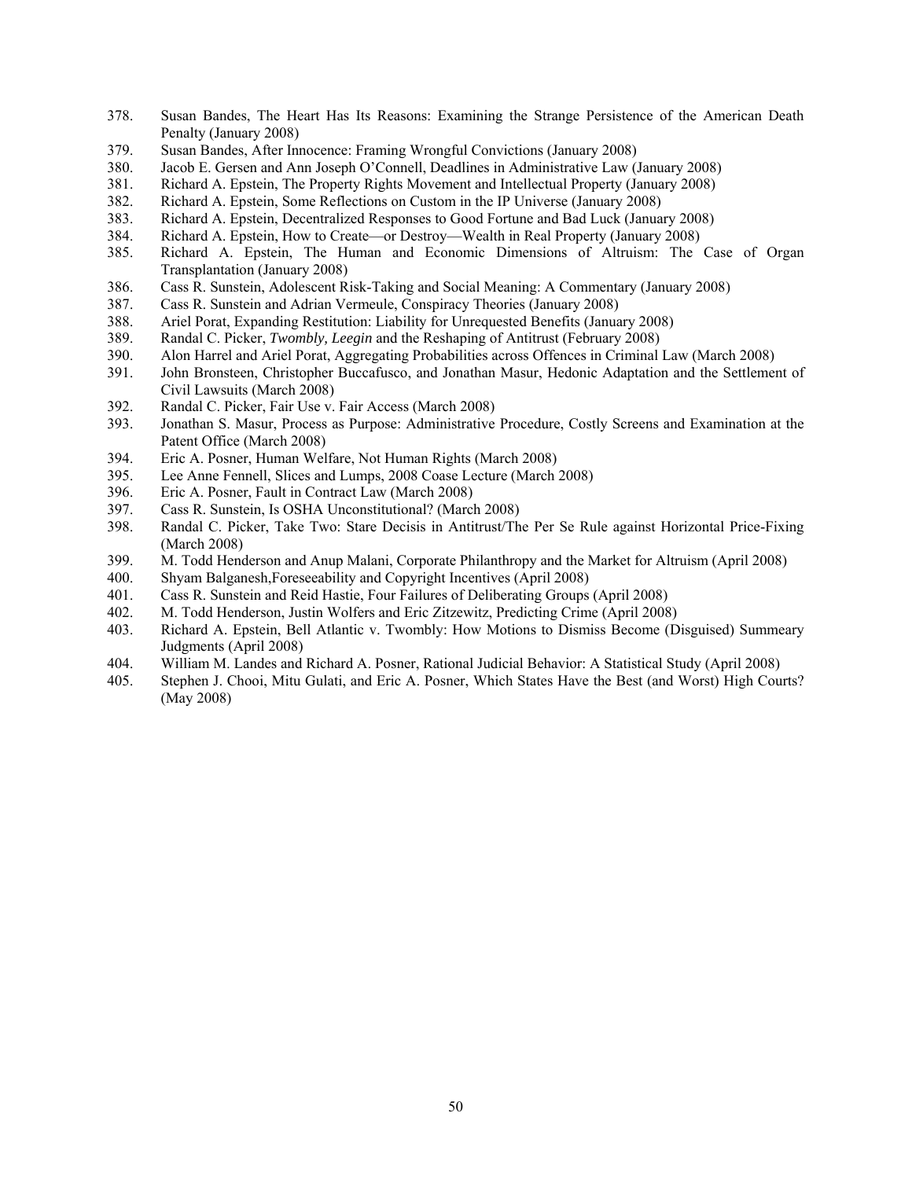378. Susan Bandes, The Heart Has Its Reasons: Examining the Strange Persistence of the American Death Penalty (January 2008)
379. Susan Bandes, After Innocence: Framing Wrongful Convictions (January 2008)
380. Jacob E. Gersen and Ann Joseph O'Connell, Deadlines in Administrative Law (January 2008)
381. Richard A. Epstein, The Property Rights Movement and Intellectual Property (January 2008)
382. Richard A. Epstein, Some Reflections on Custom in the IP Universe (January 2008)
383. Richard A. Epstein, Decentralized Responses to Good Fortune and Bad Luck (January 2008)
384. Richard A. Epstein, How to Create—or Destroy—Wealth in Real Property (January 2008)
385. Richard A. Epstein, The Human and Economic Dimensions of Altruism: The Case of Organ Transplantation (January 2008)
386. Cass R. Sunstein, Adolescent Risk-Taking and Social Meaning: A Commentary (January 2008)
387. Cass R. Sunstein and Adrian Vermeule, Conspiracy Theories (January 2008)
388. Ariel Porat, Expanding Restitution: Liability for Unrequested Benefits (January 2008)
389. Randal C. Picker, *Twombly, Leegin* and the Reshaping of Antitrust (February 2008)
390. Alon Harrel and Ariel Porat, Aggregating Probabilities across Offences in Criminal Law (March 2008)
391. John Bronsteen, Christopher Buccafusco, and Jonathan Masur, Hedonic Adaptation and the Settlement of Civil Lawsuits (March 2008)
392. Randal C. Picker, Fair Use v. Fair Access (March 2008)
393. Jonathan S. Masur, Process as Purpose: Administrative Procedure, Costly Screens and Examination at the Patent Office (March 2008)
394. Eric A. Posner, Human Welfare, Not Human Rights (March 2008)
395. Lee Anne Fennell, Slices and Lumps, 2008 Coase Lecture (March 2008)
396. Eric A. Posner, Fault in Contract Law (March 2008)
397. Cass R. Sunstein, Is OSHA Unconstitutional? (March 2008)
398. Randal C. Picker, Take Two: Stare Decisis in Antitrust/The Per Se Rule against Horizontal Price-Fixing (March 2008)
399. M. Todd Henderson and Anup Malani, Corporate Philanthropy and the Market for Altruism (April 2008)
400. Shyam Balganesh,Foreseeability and Copyright Incentives (April 2008)
401. Cass R. Sunstein and Reid Hastie, Four Failures of Deliberating Groups (April 2008)
402. M. Todd Henderson, Justin Wolfers and Eric Zitzewitz, Predicting Crime (April 2008)
403. Richard A. Epstein, Bell Atlantic v. Twombly: How Motions to Dismiss Become (Disguised) Summeary Judgments (April 2008)
404. William M. Landes and Richard A. Posner, Rational Judicial Behavior: A Statistical Study (April 2008)
405. Stephen J. Chooi, Mitu Gulati, and Eric A. Posner, Which States Have the Best (and Worst) High Courts? (May 2008)